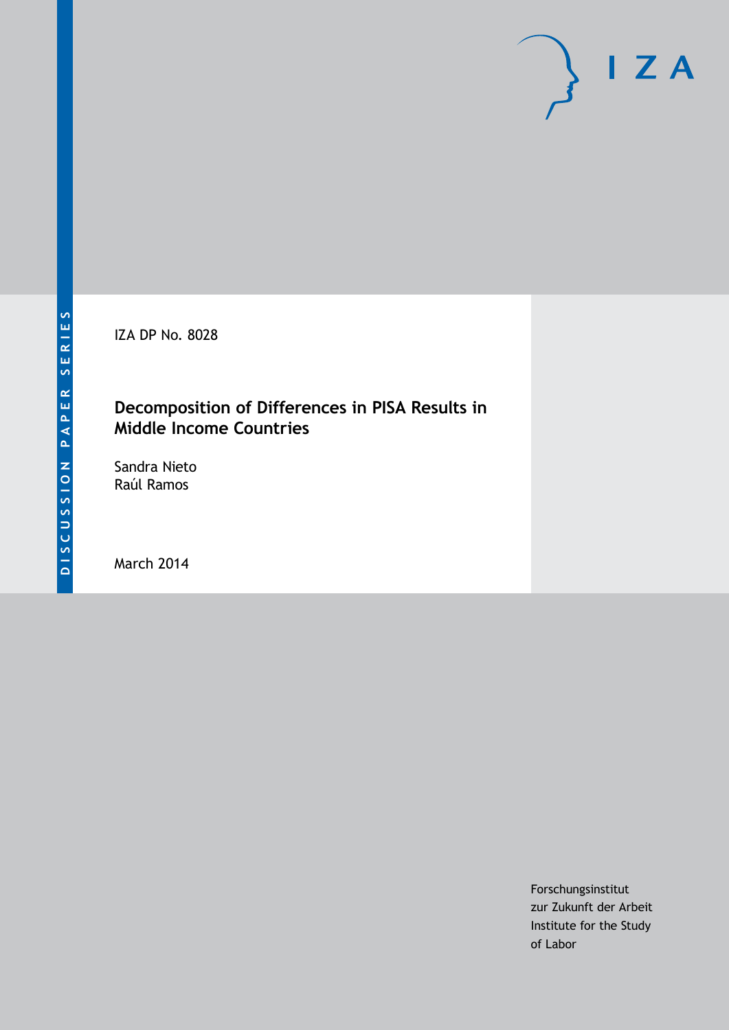DISCUSSION PAPER SERIES

IZA DP No. 8028

# Decomposition of Differences in PISA Results in Middle Income Countries

Sandra Nieto
Raúl Ramos

March 2014

Forschungsinstitut
zur Zukunft der Arbeit
Institute for the Study
of Labor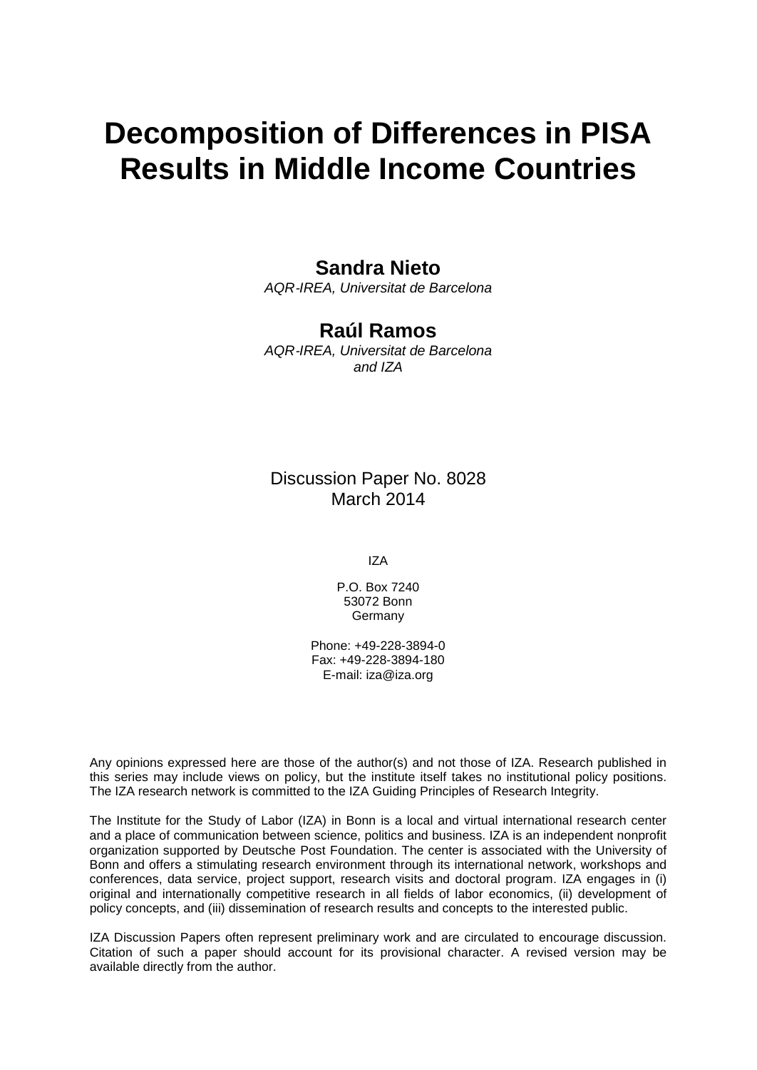# Decomposition of Differences in PISA Results in Middle Income Countries

**Sandra Nieto**
*AQR-IREA, Universitat de Barcelona*

**Raúl Ramos**
*AQR-IREA, Universitat de Barcelona and IZA*

Discussion Paper No. 8028
March 2014

IZA

P.O. Box 7240
53072 Bonn
Germany

Phone: +49-228-3894-0
Fax: +49-228-3894-180
E-mail: iza@iza.org

Any opinions expressed here are those of the author(s) and not those of IZA. Research published in this series may include views on policy, but the institute itself takes no institutional policy positions. The IZA research network is committed to the IZA Guiding Principles of Research Integrity.

The Institute for the Study of Labor (IZA) in Bonn is a local and virtual international research center and a place of communication between science, politics and business. IZA is an independent nonprofit organization supported by Deutsche Post Foundation. The center is associated with the University of Bonn and offers a stimulating research environment through its international network, workshops and conferences, data service, project support, research visits and doctoral program. IZA engages in (i) original and internationally competitive research in all fields of labor economics, (ii) development of policy concepts, and (iii) dissemination of research results and concepts to the interested public.

IZA Discussion Papers often represent preliminary work and are circulated to encourage discussion. Citation of such a paper should account for its provisional character. A revised version may be available directly from the author.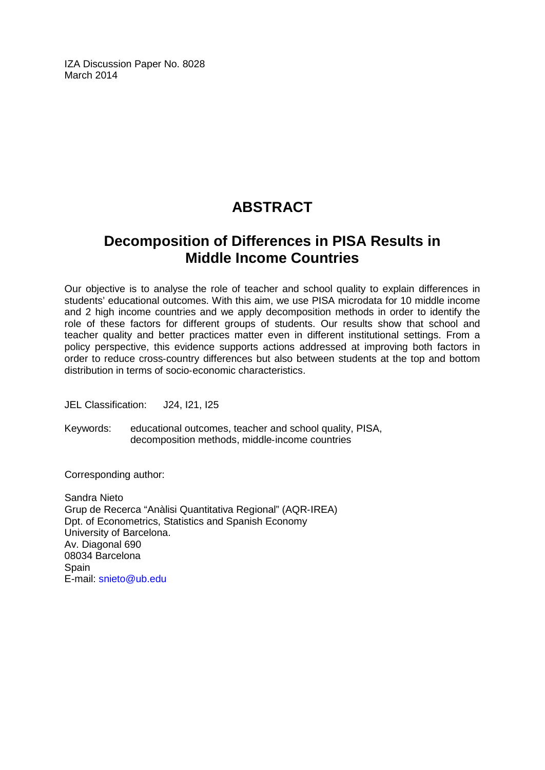IZA Discussion Paper No. 8028
March 2014

# ABSTRACT

## Decomposition of Differences in PISA Results in Middle Income Countries

Our objective is to analyse the role of teacher and school quality to explain differences in students' educational outcomes. With this aim, we use PISA microdata for 10 middle income and 2 high income countries and we apply decomposition methods in order to identify the role of these factors for different groups of students. Our results show that school and teacher quality and better practices matter even in different institutional settings. From a policy perspective, this evidence supports actions addressed at improving both factors in order to reduce cross-country differences but also between students at the top and bottom distribution in terms of socio-economic characteristics.

JEL Classification: J24, I21, I25

Keywords: educational outcomes, teacher and school quality, PISA, decomposition methods, middle-income countries

Corresponding author:

Sandra Nieto
Grup de Recerca "Anàlisi Quantitativa Regional" (AQR-IREA)
Dpt. of Econometrics, Statistics and Spanish Economy
University of Barcelona.
Av. Diagonal 690
08034 Barcelona
Spain
E-mail: snieto@ub.edu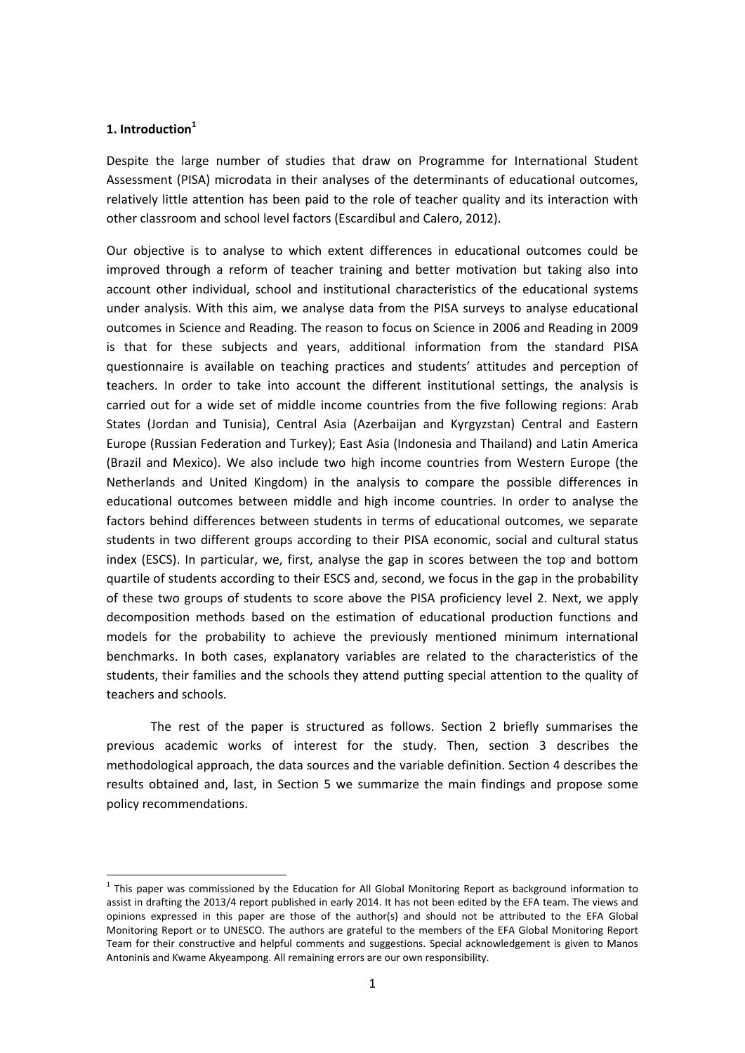## 1. Introduction[1]

Despite the large number of studies that draw on Programme for International Student Assessment (PISA) microdata in their analyses of the determinants of educational outcomes, relatively little attention has been paid to the role of teacher quality and its interaction with other classroom and school level factors (Escardibul and Calero, 2012).

Our objective is to analyse to which extent differences in educational outcomes could be improved through a reform of teacher training and better motivation but taking also into account other individual, school and institutional characteristics of the educational systems under analysis. With this aim, we analyse data from the PISA surveys to analyse educational outcomes in Science and Reading. The reason to focus on Science in 2006 and Reading in 2009 is that for these subjects and years, additional information from the standard PISA questionnaire is available on teaching practices and students' attitudes and perception of teachers. In order to take into account the different institutional settings, the analysis is carried out for a wide set of middle income countries from the five following regions: Arab States (Jordan and Tunisia), Central Asia (Azerbaijan and Kyrgyzstan) Central and Eastern Europe (Russian Federation and Turkey); East Asia (Indonesia and Thailand) and Latin America (Brazil and Mexico). We also include two high income countries from Western Europe (the Netherlands and United Kingdom) in the analysis to compare the possible differences in educational outcomes between middle and high income countries. In order to analyse the factors behind differences between students in terms of educational outcomes, we separate students in two different groups according to their PISA economic, social and cultural status index (ESCS). In particular, we, first, analyse the gap in scores between the top and bottom quartile of students according to their ESCS and, second, we focus in the gap in the probability of these two groups of students to score above the PISA proficiency level 2. Next, we apply decomposition methods based on the estimation of educational production functions and models for the probability to achieve the previously mentioned minimum international benchmarks. In both cases, explanatory variables are related to the characteristics of the students, their families and the schools they attend putting special attention to the quality of teachers and schools.

The rest of the paper is structured as follows. Section 2 briefly summarises the previous academic works of interest for the study. Then, section 3 describes the methodological approach, the data sources and the variable definition. Section 4 describes the results obtained and, last, in Section 5 we summarize the main findings and propose some policy recommendations.

[1] This paper was commissioned by the Education for All Global Monitoring Report as background information to assist in drafting the 2013/4 report published in early 2014. It has not been edited by the EFA team. The views and opinions expressed in this paper are those of the author(s) and should not be attributed to the EFA Global Monitoring Report or to UNESCO. The authors are grateful to the members of the EFA Global Monitoring Report Team for their constructive and helpful comments and suggestions. Special acknowledgement is given to Manos Antoninis and Kwame Akyeampong. All remaining errors are our own responsibility.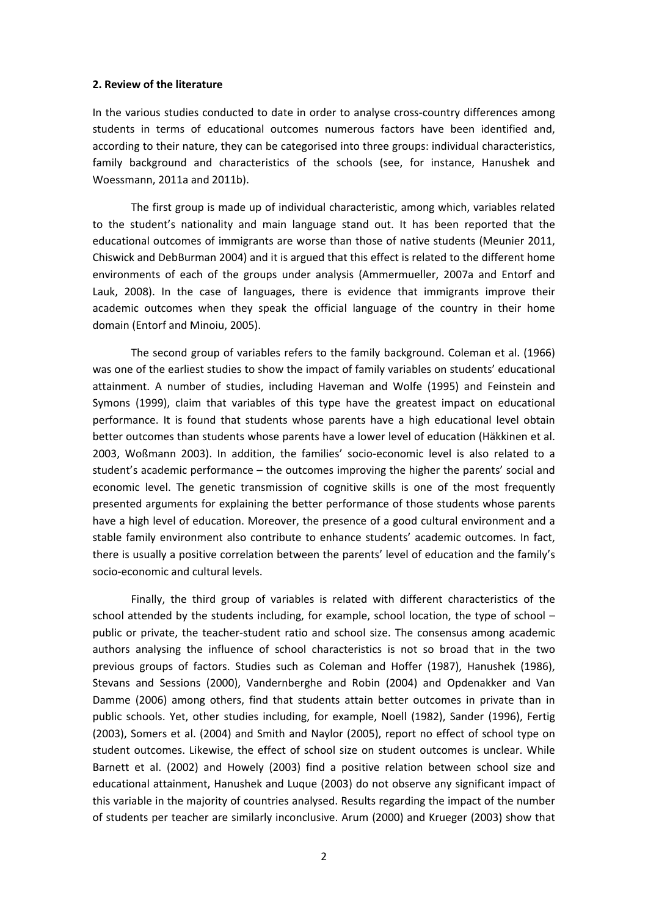### 2. Review of the literature

In the various studies conducted to date in order to analyse cross-country differences among students in terms of educational outcomes numerous factors have been identified and, according to their nature, they can be categorised into three groups: individual characteristics, family background and characteristics of the schools (see, for instance, Hanushek and Woessmann, 2011a and 2011b).

The first group is made up of individual characteristic, among which, variables related to the student's nationality and main language stand out. It has been reported that the educational outcomes of immigrants are worse than those of native students (Meunier 2011, Chiswick and DebBurman 2004) and it is argued that this effect is related to the different home environments of each of the groups under analysis (Ammermueller, 2007a and Entorf and Lauk, 2008). In the case of languages, there is evidence that immigrants improve their academic outcomes when they speak the official language of the country in their home domain (Entorf and Minoiu, 2005).

The second group of variables refers to the family background. Coleman et al. (1966) was one of the earliest studies to show the impact of family variables on students' educational attainment. A number of studies, including Haveman and Wolfe (1995) and Feinstein and Symons (1999), claim that variables of this type have the greatest impact on educational performance. It is found that students whose parents have a high educational level obtain better outcomes than students whose parents have a lower level of education (Häkkinen et al. 2003, Woßmann 2003). In addition, the families' socio-economic level is also related to a student's academic performance – the outcomes improving the higher the parents' social and economic level. The genetic transmission of cognitive skills is one of the most frequently presented arguments for explaining the better performance of those students whose parents have a high level of education. Moreover, the presence of a good cultural environment and a stable family environment also contribute to enhance students' academic outcomes. In fact, there is usually a positive correlation between the parents' level of education and the family's socio-economic and cultural levels.

Finally, the third group of variables is related with different characteristics of the school attended by the students including, for example, school location, the type of school – public or private, the teacher-student ratio and school size. The consensus among academic authors analysing the influence of school characteristics is not so broad that in the two previous groups of factors. Studies such as Coleman and Hoffer (1987), Hanushek (1986), Stevans and Sessions (2000), Vandernberghe and Robin (2004) and Opdenakker and Van Damme (2006) among others, find that students attain better outcomes in private than in public schools. Yet, other studies including, for example, Noell (1982), Sander (1996), Fertig (2003), Somers et al. (2004) and Smith and Naylor (2005), report no effect of school type on student outcomes. Likewise, the effect of school size on student outcomes is unclear. While Barnett et al. (2002) and Howely (2003) find a positive relation between school size and educational attainment, Hanushek and Luque (2003) do not observe any significant impact of this variable in the majority of countries analysed. Results regarding the impact of the number of students per teacher are similarly inconclusive. Arum (2000) and Krueger (2003) show that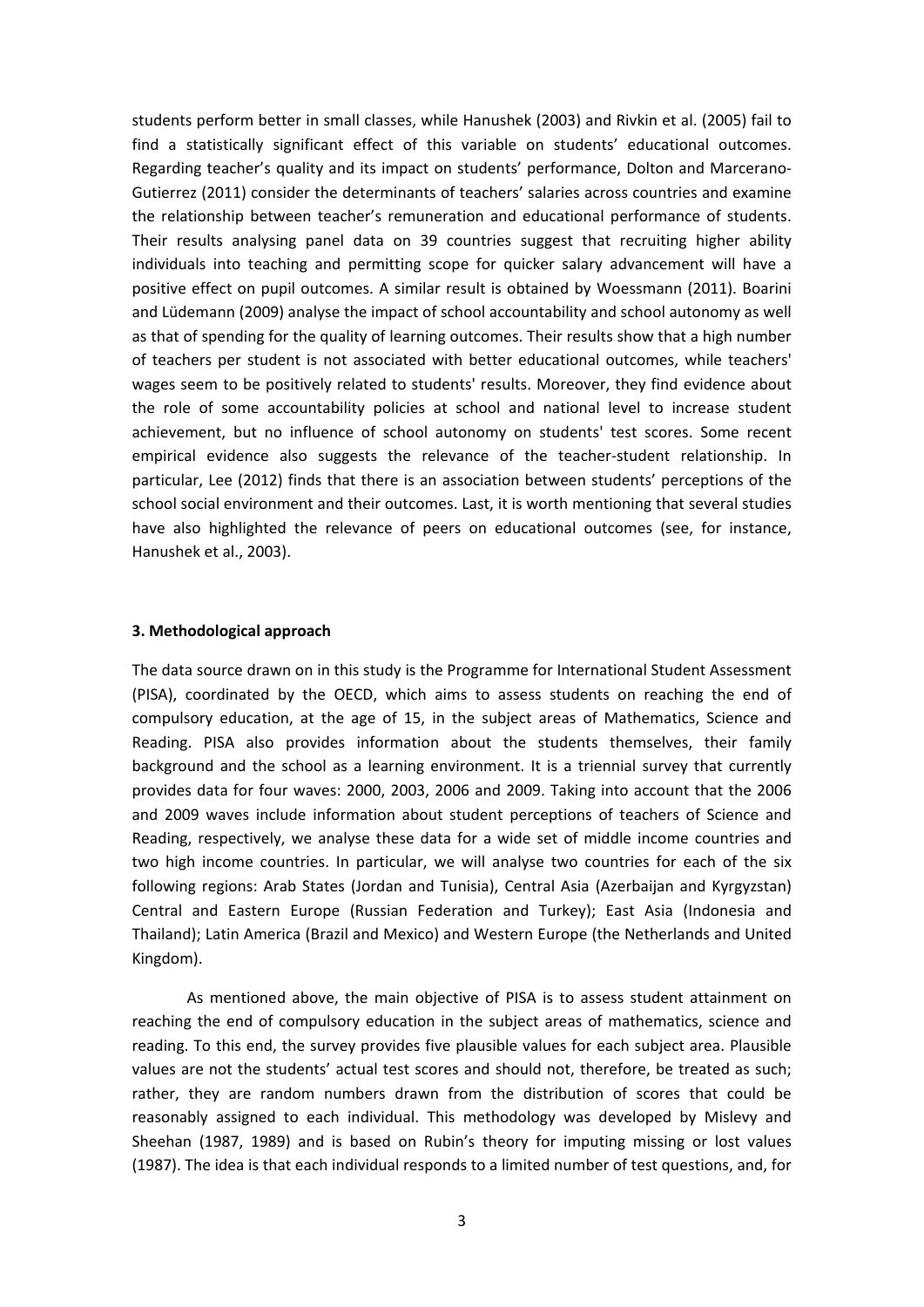students perform better in small classes, while Hanushek (2003) and Rivkin et al. (2005) fail to find a statistically significant effect of this variable on students' educational outcomes. Regarding teacher's quality and its impact on students' performance, Dolton and Marcerano-Gutierrez (2011) consider the determinants of teachers' salaries across countries and examine the relationship between teacher's remuneration and educational performance of students. Their results analysing panel data on 39 countries suggest that recruiting higher ability individuals into teaching and permitting scope for quicker salary advancement will have a positive effect on pupil outcomes. A similar result is obtained by Woessmann (2011). Boarini and Lüdemann (2009) analyse the impact of school accountability and school autonomy as well as that of spending for the quality of learning outcomes. Their results show that a high number of teachers per student is not associated with better educational outcomes, while teachers' wages seem to be positively related to students' results. Moreover, they find evidence about the role of some accountability policies at school and national level to increase student achievement, but no influence of school autonomy on students' test scores. Some recent empirical evidence also suggests the relevance of the teacher-student relationship. In particular, Lee (2012) finds that there is an association between students' perceptions of the school social environment and their outcomes. Last, it is worth mentioning that several studies have also highlighted the relevance of peers on educational outcomes (see, for instance, Hanushek et al., 2003).

### 3. Methodological approach

The data source drawn on in this study is the Programme for International Student Assessment (PISA), coordinated by the OECD, which aims to assess students on reaching the end of compulsory education, at the age of 15, in the subject areas of Mathematics, Science and Reading. PISA also provides information about the students themselves, their family background and the school as a learning environment. It is a triennial survey that currently provides data for four waves: 2000, 2003, 2006 and 2009. Taking into account that the 2006 and 2009 waves include information about student perceptions of teachers of Science and Reading, respectively, we analyse these data for a wide set of middle income countries and two high income countries. In particular, we will analyse two countries for each of the six following regions: Arab States (Jordan and Tunisia), Central Asia (Azerbaijan and Kyrgyzstan) Central and Eastern Europe (Russian Federation and Turkey); East Asia (Indonesia and Thailand); Latin America (Brazil and Mexico) and Western Europe (the Netherlands and United Kingdom).

As mentioned above, the main objective of PISA is to assess student attainment on reaching the end of compulsory education in the subject areas of mathematics, science and reading. To this end, the survey provides five plausible values for each subject area. Plausible values are not the students' actual test scores and should not, therefore, be treated as such; rather, they are random numbers drawn from the distribution of scores that could be reasonably assigned to each individual. This methodology was developed by Mislevy and Sheehan (1987, 1989) and is based on Rubin's theory for imputing missing or lost values (1987). The idea is that each individual responds to a limited number of test questions, and, for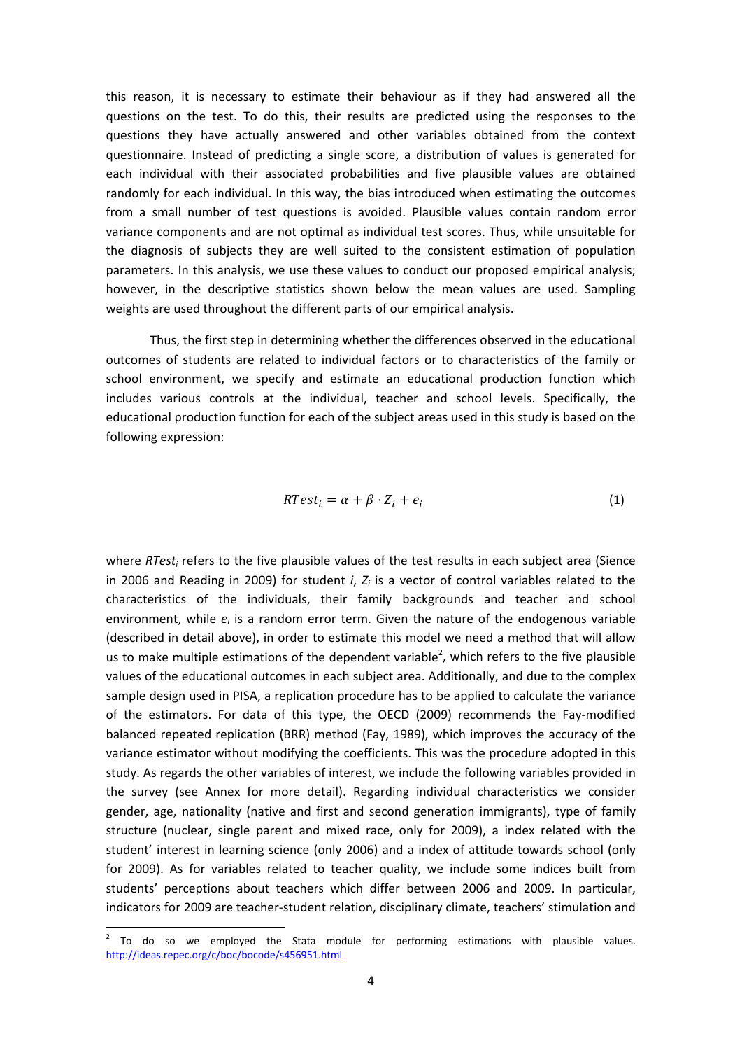this reason, it is necessary to estimate their behaviour as if they had answered all the questions on the test. To do this, their results are predicted using the responses to the questions they have actually answered and other variables obtained from the context questionnaire. Instead of predicting a single score, a distribution of values is generated for each individual with their associated probabilities and five plausible values are obtained randomly for each individual. In this way, the bias introduced when estimating the outcomes from a small number of test questions is avoided. Plausible values contain random error variance components and are not optimal as individual test scores. Thus, while unsuitable for the diagnosis of subjects they are well suited to the consistent estimation of population parameters. In this analysis, we use these values to conduct our proposed empirical analysis; however, in the descriptive statistics shown below the mean values are used. Sampling weights are used throughout the different parts of our empirical analysis.

Thus, the first step in determining whether the differences observed in the educational outcomes of students are related to individual factors or to characteristics of the family or school environment, we specify and estimate an educational production function which includes various controls at the individual, teacher and school levels. Specifically, the educational production function for each of the subject areas used in this study is based on the following expression:

$$RTest_i = \alpha + \beta \cdot Z_i + e_i \tag{1}$$

where $RTest_i$ refers to the five plausible values of the test results in each subject area (Sience in 2006 and Reading in 2009) for student $i$, $Z_i$ is a vector of control variables related to the characteristics of the individuals, their family backgrounds and teacher and school environment, while $e_i$ is a random error term. Given the nature of the endogenous variable (described in detail above), in order to estimate this model we need a method that will allow us to make multiple estimations of the dependent variable[2], which refers to the five plausible values of the educational outcomes in each subject area. Additionally, and due to the complex sample design used in PISA, a replication procedure has to be applied to calculate the variance of the estimators. For data of this type, the OECD (2009) recommends the Fay-modified balanced repeated replication (BRR) method (Fay, 1989), which improves the accuracy of the variance estimator without modifying the coefficients. This was the procedure adopted in this study. As regards the other variables of interest, we include the following variables provided in the survey (see Annex for more detail). Regarding individual characteristics we consider gender, age, nationality (native and first and second generation immigrants), type of family structure (nuclear, single parent and mixed race, only for 2009), a index related with the student' interest in learning science (only 2006) and a index of attitude towards school (only for 2009). As for variables related to teacher quality, we include some indices built from students' perceptions about teachers which differ between 2006 and 2009. In particular, indicators for 2009 are teacher-student relation, disciplinary climate, teachers' stimulation and

[2] To do so we employed the Stata module for performing estimations with plausible values. http://ideas.repec.org/c/boc/bocode/s456951.html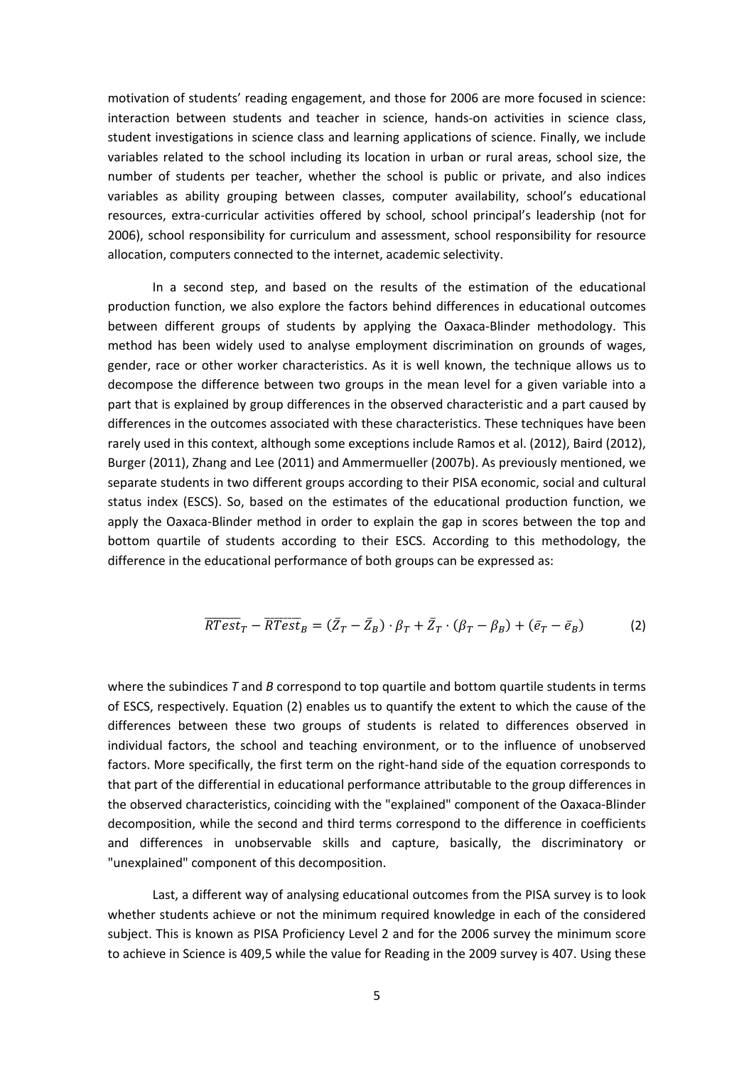motivation of students' reading engagement, and those for 2006 are more focused in science: interaction between students and teacher in science, hands-on activities in science class, student investigations in science class and learning applications of science. Finally, we include variables related to the school including its location in urban or rural areas, school size, the number of students per teacher, whether the school is public or private, and also indices variables as ability grouping between classes, computer availability, school's educational resources, extra-curricular activities offered by school, school principal's leadership (not for 2006), school responsibility for curriculum and assessment, school responsibility for resource allocation, computers connected to the internet, academic selectivity.

In a second step, and based on the results of the estimation of the educational production function, we also explore the factors behind differences in educational outcomes between different groups of students by applying the Oaxaca-Blinder methodology. This method has been widely used to analyse employment discrimination on grounds of wages, gender, race or other worker characteristics. As it is well known, the technique allows us to decompose the difference between two groups in the mean level for a given variable into a part that is explained by group differences in the observed characteristic and a part caused by differences in the outcomes associated with these characteristics. These techniques have been rarely used in this context, although some exceptions include Ramos et al. (2012), Baird (2012), Burger (2011), Zhang and Lee (2011) and Ammermueller (2007b). As previously mentioned, we separate students in two different groups according to their PISA economic, social and cultural status index (ESCS). So, based on the estimates of the educational production function, we apply the Oaxaca-Blinder method in order to explain the gap in scores between the top and bottom quartile of students according to their ESCS. According to this methodology, the difference in the educational performance of both groups can be expressed as:

$$\overline{RTest}_T - \overline{RTest}_B = (\bar{Z}_T - \bar{Z}_B) \cdot \beta_T + \bar{Z}_T \cdot (\beta_T - \beta_B) + (\bar{e}_T - \bar{e}_B) \qquad (2)$$

where the subindices *T* and *B* correspond to top quartile and bottom quartile students in terms of ESCS, respectively. Equation (2) enables us to quantify the extent to which the cause of the differences between these two groups of students is related to differences observed in individual factors, the school and teaching environment, or to the influence of unobserved factors. More specifically, the first term on the right-hand side of the equation corresponds to that part of the differential in educational performance attributable to the group differences in the observed characteristics, coinciding with the "explained" component of the Oaxaca-Blinder decomposition, while the second and third terms correspond to the difference in coefficients and differences in unobservable skills and capture, basically, the discriminatory or "unexplained" component of this decomposition.

Last, a different way of analysing educational outcomes from the PISA survey is to look whether students achieve or not the minimum required knowledge in each of the considered subject. This is known as PISA Proficiency Level 2 and for the 2006 survey the minimum score to achieve in Science is 409,5 while the value for Reading in the 2009 survey is 407. Using these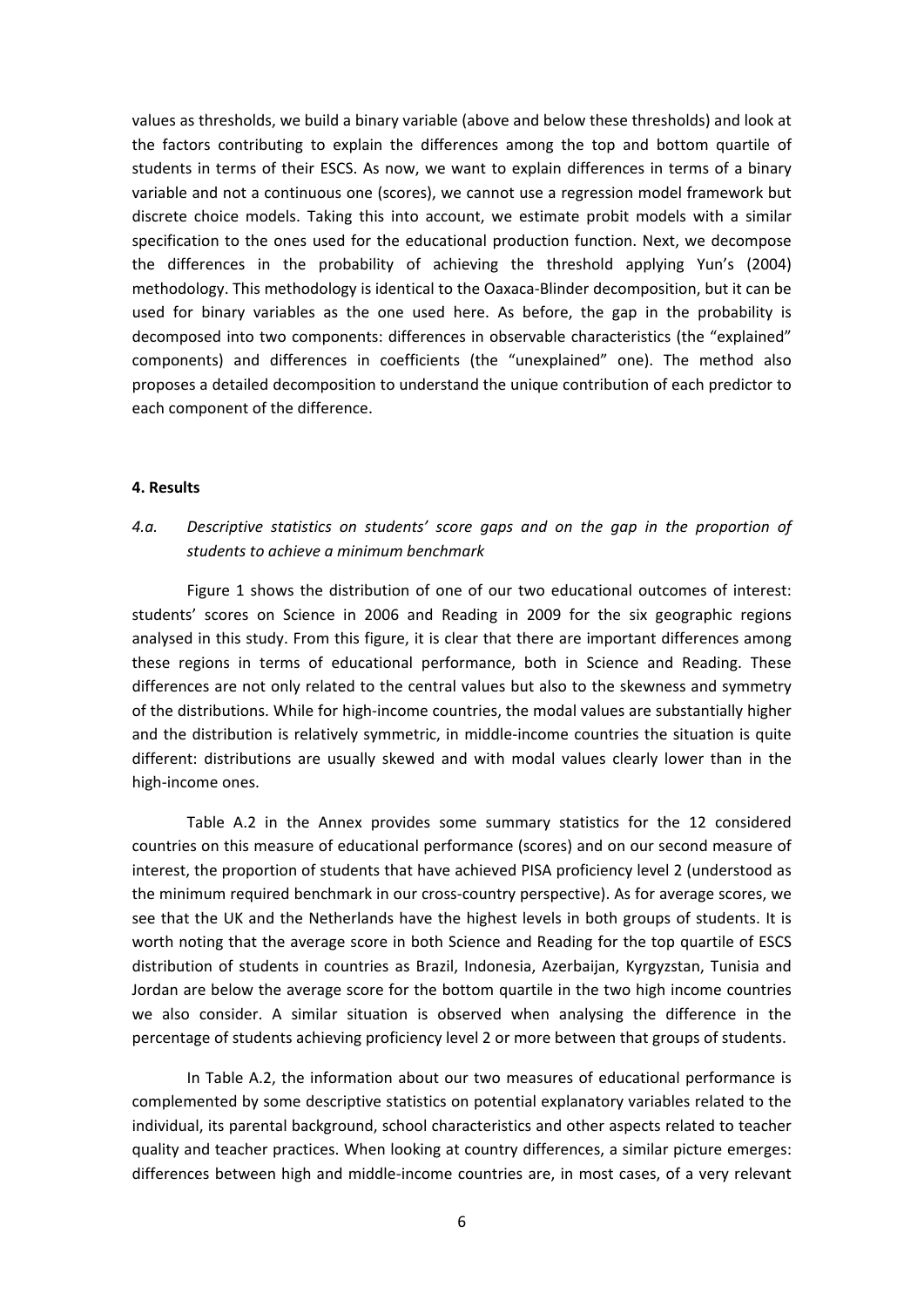values as thresholds, we build a binary variable (above and below these thresholds) and look at the factors contributing to explain the differences among the top and bottom quartile of students in terms of their ESCS. As now, we want to explain differences in terms of a binary variable and not a continuous one (scores), we cannot use a regression model framework but discrete choice models. Taking this into account, we estimate probit models with a similar specification to the ones used for the educational production function. Next, we decompose the differences in the probability of achieving the threshold applying Yun's (2004) methodology. This methodology is identical to the Oaxaca-Blinder decomposition, but it can be used for binary variables as the one used here. As before, the gap in the probability is decomposed into two components: differences in observable characteristics (the "explained" components) and differences in coefficients (the "unexplained" one). The method also proposes a detailed decomposition to understand the unique contribution of each predictor to each component of the difference.

### 4. Results

#### 4.a. *Descriptive statistics on students' score gaps and on the gap in the proportion of students to achieve a minimum benchmark*

Figure 1 shows the distribution of one of our two educational outcomes of interest: students' scores on Science in 2006 and Reading in 2009 for the six geographic regions analysed in this study. From this figure, it is clear that there are important differences among these regions in terms of educational performance, both in Science and Reading. These differences are not only related to the central values but also to the skewness and symmetry of the distributions. While for high-income countries, the modal values are substantially higher and the distribution is relatively symmetric, in middle-income countries the situation is quite different: distributions are usually skewed and with modal values clearly lower than in the high-income ones.

Table A.2 in the Annex provides some summary statistics for the 12 considered countries on this measure of educational performance (scores) and on our second measure of interest, the proportion of students that have achieved PISA proficiency level 2 (understood as the minimum required benchmark in our cross-country perspective). As for average scores, we see that the UK and the Netherlands have the highest levels in both groups of students. It is worth noting that the average score in both Science and Reading for the top quartile of ESCS distribution of students in countries as Brazil, Indonesia, Azerbaijan, Kyrgyzstan, Tunisia and Jordan are below the average score for the bottom quartile in the two high income countries we also consider. A similar situation is observed when analysing the difference in the percentage of students achieving proficiency level 2 or more between that groups of students.

In Table A.2, the information about our two measures of educational performance is complemented by some descriptive statistics on potential explanatory variables related to the individual, its parental background, school characteristics and other aspects related to teacher quality and teacher practices. When looking at country differences, a similar picture emerges: differences between high and middle-income countries are, in most cases, of a very relevant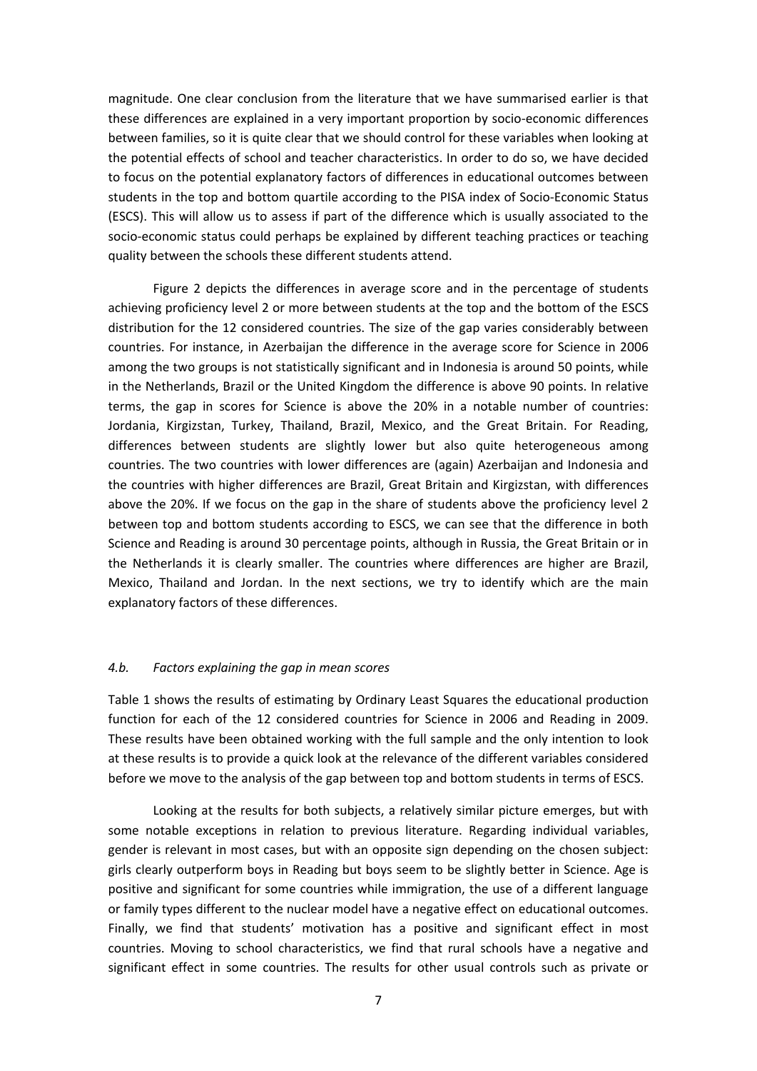magnitude. One clear conclusion from the literature that we have summarised earlier is that these differences are explained in a very important proportion by socio-economic differences between families, so it is quite clear that we should control for these variables when looking at the potential effects of school and teacher characteristics. In order to do so, we have decided to focus on the potential explanatory factors of differences in educational outcomes between students in the top and bottom quartile according to the PISA index of Socio-Economic Status (ESCS). This will allow us to assess if part of the difference which is usually associated to the socio-economic status could perhaps be explained by different teaching practices or teaching quality between the schools these different students attend.

Figure 2 depicts the differences in average score and in the percentage of students achieving proficiency level 2 or more between students at the top and the bottom of the ESCS distribution for the 12 considered countries. The size of the gap varies considerably between countries. For instance, in Azerbaijan the difference in the average score for Science in 2006 among the two groups is not statistically significant and in Indonesia is around 50 points, while in the Netherlands, Brazil or the United Kingdom the difference is above 90 points. In relative terms, the gap in scores for Science is above the 20% in a notable number of countries: Jordania, Kirgizstan, Turkey, Thailand, Brazil, Mexico, and the Great Britain. For Reading, differences between students are slightly lower but also quite heterogeneous among countries. The two countries with lower differences are (again) Azerbaijan and Indonesia and the countries with higher differences are Brazil, Great Britain and Kirgizstan, with differences above the 20%. If we focus on the gap in the share of students above the proficiency level 2 between top and bottom students according to ESCS, we can see that the difference in both Science and Reading is around 30 percentage points, although in Russia, the Great Britain or in the Netherlands it is clearly smaller. The countries where differences are higher are Brazil, Mexico, Thailand and Jordan. In the next sections, we try to identify which are the main explanatory factors of these differences.

### *4.b. Factors explaining the gap in mean scores*

Table 1 shows the results of estimating by Ordinary Least Squares the educational production function for each of the 12 considered countries for Science in 2006 and Reading in 2009. These results have been obtained working with the full sample and the only intention to look at these results is to provide a quick look at the relevance of the different variables considered before we move to the analysis of the gap between top and bottom students in terms of ESCS.

Looking at the results for both subjects, a relatively similar picture emerges, but with some notable exceptions in relation to previous literature. Regarding individual variables, gender is relevant in most cases, but with an opposite sign depending on the chosen subject: girls clearly outperform boys in Reading but boys seem to be slightly better in Science. Age is positive and significant for some countries while immigration, the use of a different language or family types different to the nuclear model have a negative effect on educational outcomes. Finally, we find that students' motivation has a positive and significant effect in most countries. Moving to school characteristics, we find that rural schools have a negative and significant effect in some countries. The results for other usual controls such as private or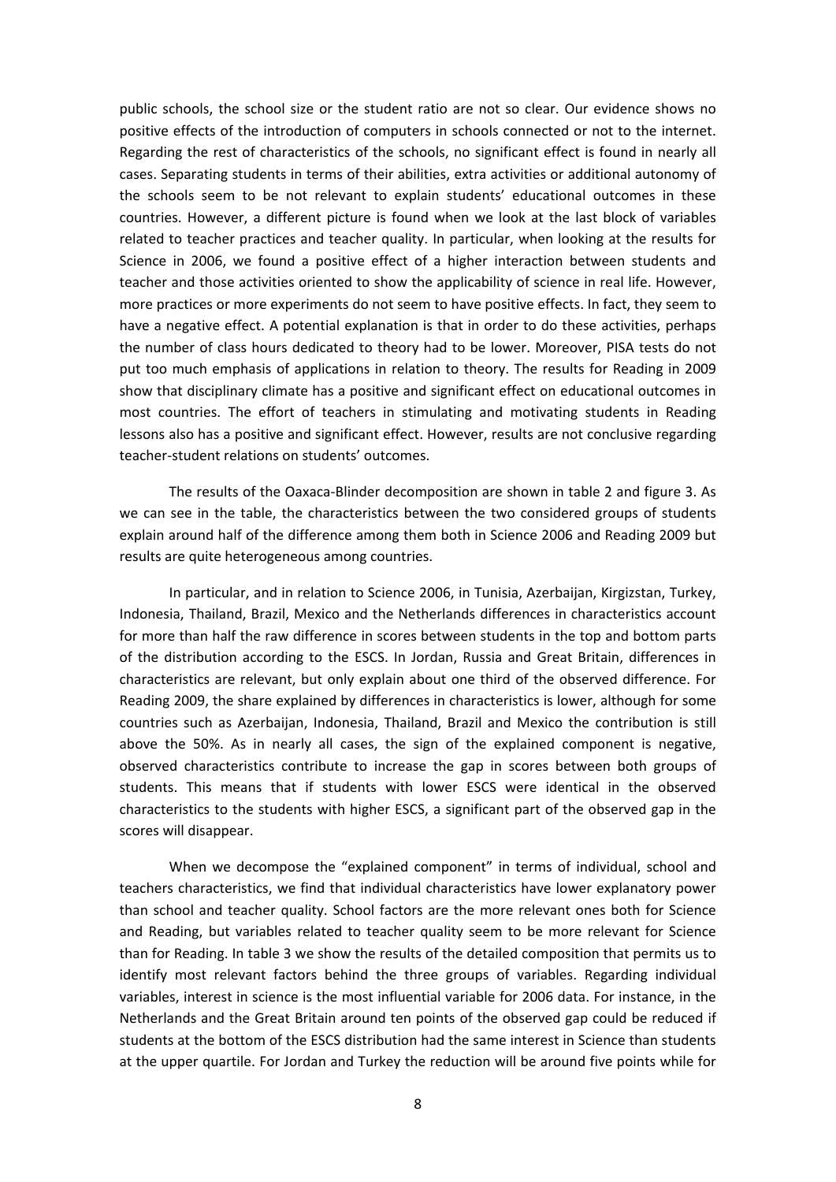public schools, the school size or the student ratio are not so clear. Our evidence shows no positive effects of the introduction of computers in schools connected or not to the internet. Regarding the rest of characteristics of the schools, no significant effect is found in nearly all cases. Separating students in terms of their abilities, extra activities or additional autonomy of the schools seem to be not relevant to explain students' educational outcomes in these countries. However, a different picture is found when we look at the last block of variables related to teacher practices and teacher quality. In particular, when looking at the results for Science in 2006, we found a positive effect of a higher interaction between students and teacher and those activities oriented to show the applicability of science in real life. However, more practices or more experiments do not seem to have positive effects. In fact, they seem to have a negative effect. A potential explanation is that in order to do these activities, perhaps the number of class hours dedicated to theory had to be lower. Moreover, PISA tests do not put too much emphasis of applications in relation to theory. The results for Reading in 2009 show that disciplinary climate has a positive and significant effect on educational outcomes in most countries. The effort of teachers in stimulating and motivating students in Reading lessons also has a positive and significant effect. However, results are not conclusive regarding teacher-student relations on students' outcomes.

The results of the Oaxaca-Blinder decomposition are shown in table 2 and figure 3. As we can see in the table, the characteristics between the two considered groups of students explain around half of the difference among them both in Science 2006 and Reading 2009 but results are quite heterogeneous among countries.

In particular, and in relation to Science 2006, in Tunisia, Azerbaijan, Kirgizstan, Turkey, Indonesia, Thailand, Brazil, Mexico and the Netherlands differences in characteristics account for more than half the raw difference in scores between students in the top and bottom parts of the distribution according to the ESCS. In Jordan, Russia and Great Britain, differences in characteristics are relevant, but only explain about one third of the observed difference. For Reading 2009, the share explained by differences in characteristics is lower, although for some countries such as Azerbaijan, Indonesia, Thailand, Brazil and Mexico the contribution is still above the 50%. As in nearly all cases, the sign of the explained component is negative, observed characteristics contribute to increase the gap in scores between both groups of students. This means that if students with lower ESCS were identical in the observed characteristics to the students with higher ESCS, a significant part of the observed gap in the scores will disappear.

When we decompose the "explained component" in terms of individual, school and teachers characteristics, we find that individual characteristics have lower explanatory power than school and teacher quality. School factors are the more relevant ones both for Science and Reading, but variables related to teacher quality seem to be more relevant for Science than for Reading. In table 3 we show the results of the detailed composition that permits us to identify most relevant factors behind the three groups of variables. Regarding individual variables, interest in science is the most influential variable for 2006 data. For instance, in the Netherlands and the Great Britain around ten points of the observed gap could be reduced if students at the bottom of the ESCS distribution had the same interest in Science than students at the upper quartile. For Jordan and Turkey the reduction will be around five points while for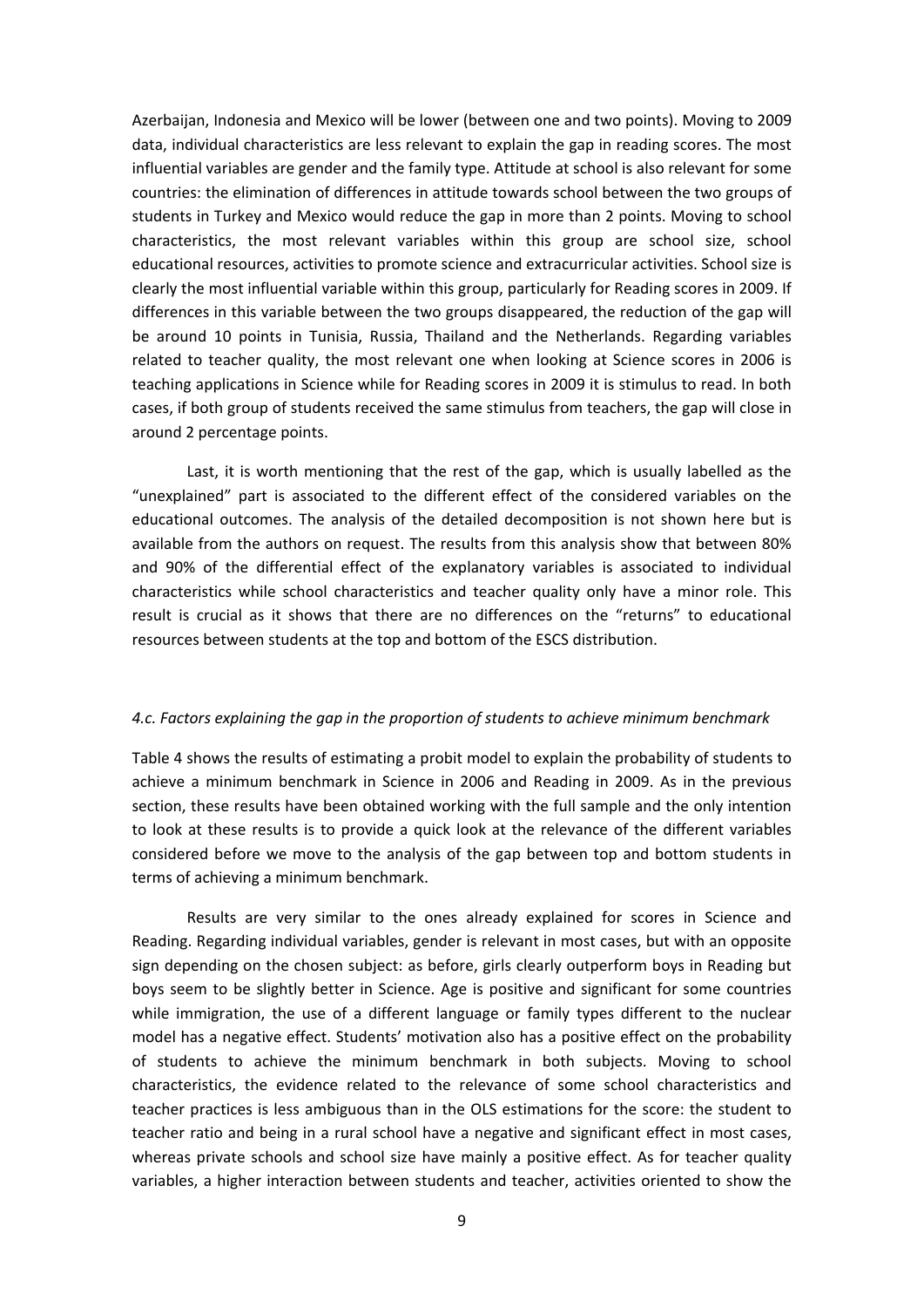Azerbaijan, Indonesia and Mexico will be lower (between one and two points). Moving to 2009 data, individual characteristics are less relevant to explain the gap in reading scores. The most influential variables are gender and the family type. Attitude at school is also relevant for some countries: the elimination of differences in attitude towards school between the two groups of students in Turkey and Mexico would reduce the gap in more than 2 points. Moving to school characteristics, the most relevant variables within this group are school size, school educational resources, activities to promote science and extracurricular activities. School size is clearly the most influential variable within this group, particularly for Reading scores in 2009. If differences in this variable between the two groups disappeared, the reduction of the gap will be around 10 points in Tunisia, Russia, Thailand and the Netherlands. Regarding variables related to teacher quality, the most relevant one when looking at Science scores in 2006 is teaching applications in Science while for Reading scores in 2009 it is stimulus to read. In both cases, if both group of students received the same stimulus from teachers, the gap will close in around 2 percentage points.

Last, it is worth mentioning that the rest of the gap, which is usually labelled as the "unexplained" part is associated to the different effect of the considered variables on the educational outcomes. The analysis of the detailed decomposition is not shown here but is available from the authors on request. The results from this analysis show that between 80% and 90% of the differential effect of the explanatory variables is associated to individual characteristics while school characteristics and teacher quality only have a minor role. This result is crucial as it shows that there are no differences on the "returns" to educational resources between students at the top and bottom of the ESCS distribution.

### *4.c. Factors explaining the gap in the proportion of students to achieve minimum benchmark*

Table 4 shows the results of estimating a probit model to explain the probability of students to achieve a minimum benchmark in Science in 2006 and Reading in 2009. As in the previous section, these results have been obtained working with the full sample and the only intention to look at these results is to provide a quick look at the relevance of the different variables considered before we move to the analysis of the gap between top and bottom students in terms of achieving a minimum benchmark.

Results are very similar to the ones already explained for scores in Science and Reading. Regarding individual variables, gender is relevant in most cases, but with an opposite sign depending on the chosen subject: as before, girls clearly outperform boys in Reading but boys seem to be slightly better in Science. Age is positive and significant for some countries while immigration, the use of a different language or family types different to the nuclear model has a negative effect. Students' motivation also has a positive effect on the probability of students to achieve the minimum benchmark in both subjects. Moving to school characteristics, the evidence related to the relevance of some school characteristics and teacher practices is less ambiguous than in the OLS estimations for the score: the student to teacher ratio and being in a rural school have a negative and significant effect in most cases, whereas private schools and school size have mainly a positive effect. As for teacher quality variables, a higher interaction between students and teacher, activities oriented to show the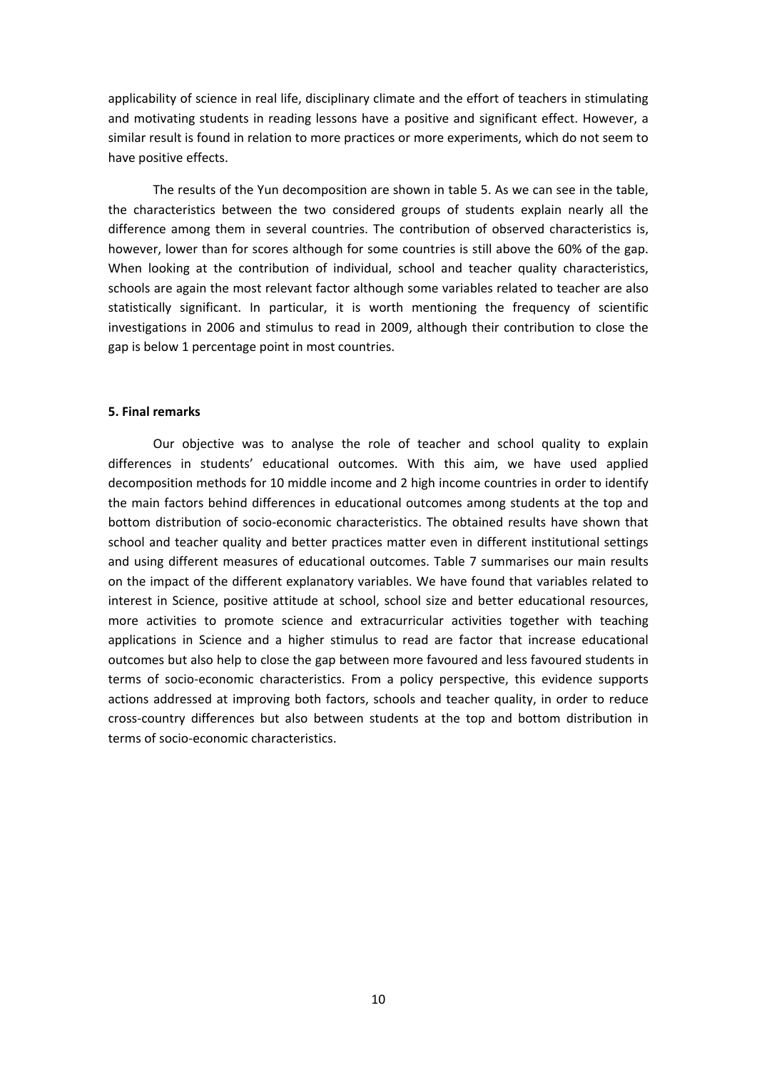applicability of science in real life, disciplinary climate and the effort of teachers in stimulating and motivating students in reading lessons have a positive and significant effect. However, a similar result is found in relation to more practices or more experiments, which do not seem to have positive effects.

The results of the Yun decomposition are shown in table 5. As we can see in the table, the characteristics between the two considered groups of students explain nearly all the difference among them in several countries. The contribution of observed characteristics is, however, lower than for scores although for some countries is still above the 60% of the gap. When looking at the contribution of individual, school and teacher quality characteristics, schools are again the most relevant factor although some variables related to teacher are also statistically significant. In particular, it is worth mentioning the frequency of scientific investigations in 2006 and stimulus to read in 2009, although their contribution to close the gap is below 1 percentage point in most countries.

## 5. Final remarks

Our objective was to analyse the role of teacher and school quality to explain differences in students' educational outcomes. With this aim, we have used applied decomposition methods for 10 middle income and 2 high income countries in order to identify the main factors behind differences in educational outcomes among students at the top and bottom distribution of socio-economic characteristics. The obtained results have shown that school and teacher quality and better practices matter even in different institutional settings and using different measures of educational outcomes. Table 7 summarises our main results on the impact of the different explanatory variables. We have found that variables related to interest in Science, positive attitude at school, school size and better educational resources, more activities to promote science and extracurricular activities together with teaching applications in Science and a higher stimulus to read are factor that increase educational outcomes but also help to close the gap between more favoured and less favoured students in terms of socio-economic characteristics. From a policy perspective, this evidence supports actions addressed at improving both factors, schools and teacher quality, in order to reduce cross-country differences but also between students at the top and bottom distribution in terms of socio-economic characteristics.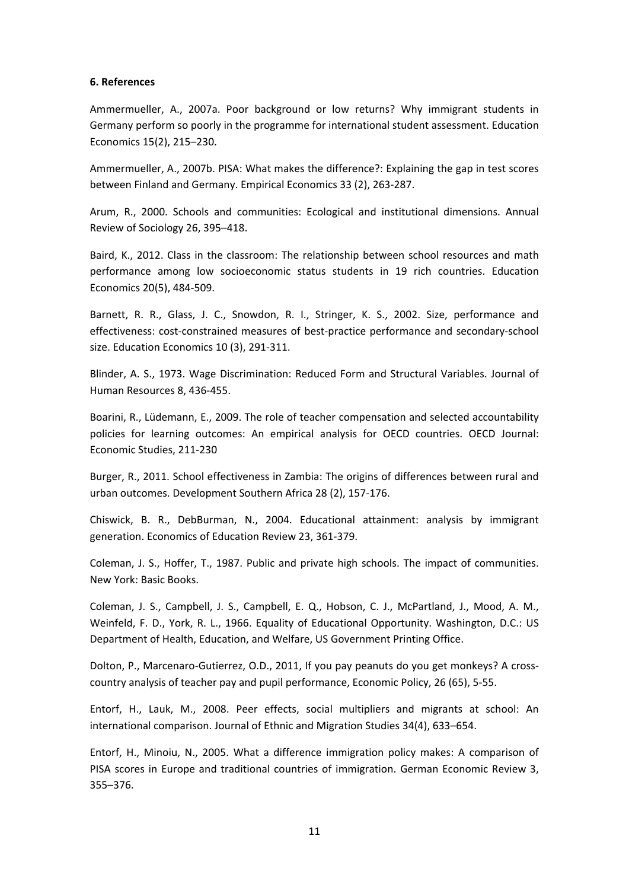#### 6. References

Ammermueller, A., 2007a. Poor background or low returns? Why immigrant students in Germany perform so poorly in the programme for international student assessment. Education Economics 15(2), 215–230.

Ammermueller, A., 2007b. PISA: What makes the difference?: Explaining the gap in test scores between Finland and Germany. Empirical Economics 33 (2), 263-287.

Arum, R., 2000. Schools and communities: Ecological and institutional dimensions. Annual Review of Sociology 26, 395–418.

Baird, K., 2012. Class in the classroom: The relationship between school resources and math performance among low socioeconomic status students in 19 rich countries. Education Economics 20(5), 484-509.

Barnett, R. R., Glass, J. C., Snowdon, R. I., Stringer, K. S., 2002. Size, performance and effectiveness: cost-constrained measures of best-practice performance and secondary-school size. Education Economics 10 (3), 291-311.

Blinder, A. S., 1973. Wage Discrimination: Reduced Form and Structural Variables. Journal of Human Resources 8, 436-455.

Boarini, R., Lüdemann, E., 2009. The role of teacher compensation and selected accountability policies for learning outcomes: An empirical analysis for OECD countries. OECD Journal: Economic Studies, 211-230

Burger, R., 2011. School effectiveness in Zambia: The origins of differences between rural and urban outcomes. Development Southern Africa 28 (2), 157-176.

Chiswick, B. R., DebBurman, N., 2004. Educational attainment: analysis by immigrant generation. Economics of Education Review 23, 361-379.

Coleman, J. S., Hoffer, T., 1987. Public and private high schools. The impact of communities. New York: Basic Books.

Coleman, J. S., Campbell, J. S., Campbell, E. Q., Hobson, C. J., McPartland, J., Mood, A. M., Weinfeld, F. D., York, R. L., 1966. Equality of Educational Opportunity. Washington, D.C.: US Department of Health, Education, and Welfare, US Government Printing Office.

Dolton, P., Marcenaro-Gutierrez, O.D., 2011, If you pay peanuts do you get monkeys? A cross-country analysis of teacher pay and pupil performance, Economic Policy, 26 (65), 5-55.

Entorf, H., Lauk, M., 2008. Peer effects, social multipliers and migrants at school: An international comparison. Journal of Ethnic and Migration Studies 34(4), 633–654.

Entorf, H., Minoiu, N., 2005. What a difference immigration policy makes: A comparison of PISA scores in Europe and traditional countries of immigration. German Economic Review 3, 355–376.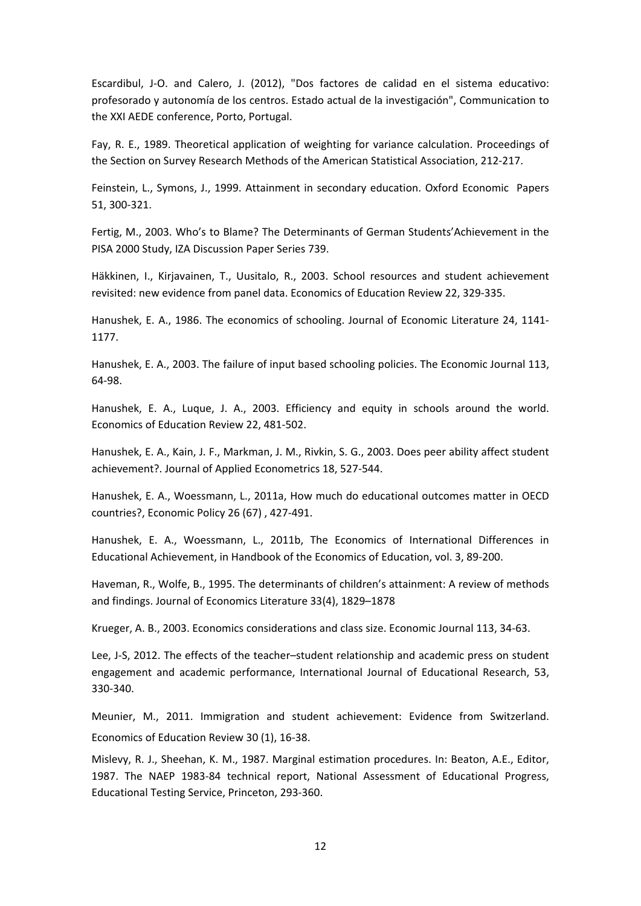Escardibul, J-O. and Calero, J. (2012), "Dos factores de calidad en el sistema educativo: profesorado y autonomía de los centros. Estado actual de la investigación", Communication to the XXI AEDE conference, Porto, Portugal.

Fay, R. E., 1989. Theoretical application of weighting for variance calculation. Proceedings of the Section on Survey Research Methods of the American Statistical Association, 212-217.

Feinstein, L., Symons, J., 1999. Attainment in secondary education. Oxford Economic Papers 51, 300-321.

Fertig, M., 2003. Who's to Blame? The Determinants of German Students'Achievement in the PISA 2000 Study, IZA Discussion Paper Series 739.

Häkkinen, I., Kirjavainen, T., Uusitalo, R., 2003. School resources and student achievement revisited: new evidence from panel data. Economics of Education Review 22, 329-335.

Hanushek, E. A., 1986. The economics of schooling. Journal of Economic Literature 24, 1141-1177.

Hanushek, E. A., 2003. The failure of input based schooling policies. The Economic Journal 113, 64-98.

Hanushek, E. A., Luque, J. A., 2003. Efficiency and equity in schools around the world. Economics of Education Review 22, 481-502.

Hanushek, E. A., Kain, J. F., Markman, J. M., Rivkin, S. G., 2003. Does peer ability affect student achievement?. Journal of Applied Econometrics 18, 527-544.

Hanushek, E. A., Woessmann, L., 2011a, How much do educational outcomes matter in OECD countries?, Economic Policy 26 (67) , 427-491.

Hanushek, E. A., Woessmann, L., 2011b, The Economics of International Differences in Educational Achievement, in Handbook of the Economics of Education, vol. 3, 89-200.

Haveman, R., Wolfe, B., 1995. The determinants of children's attainment: A review of methods and findings. Journal of Economics Literature 33(4), 1829–1878

Krueger, A. B., 2003. Economics considerations and class size. Economic Journal 113, 34-63.

Lee, J-S, 2012. The effects of the teacher–student relationship and academic press on student engagement and academic performance, International Journal of Educational Research, 53, 330-340.

Meunier, M., 2011. Immigration and student achievement: Evidence from Switzerland. Economics of Education Review 30 (1), 16-38.

Mislevy, R. J., Sheehan, K. M., 1987. Marginal estimation procedures. In: Beaton, A.E., Editor, 1987. The NAEP 1983-84 technical report, National Assessment of Educational Progress, Educational Testing Service, Princeton, 293-360.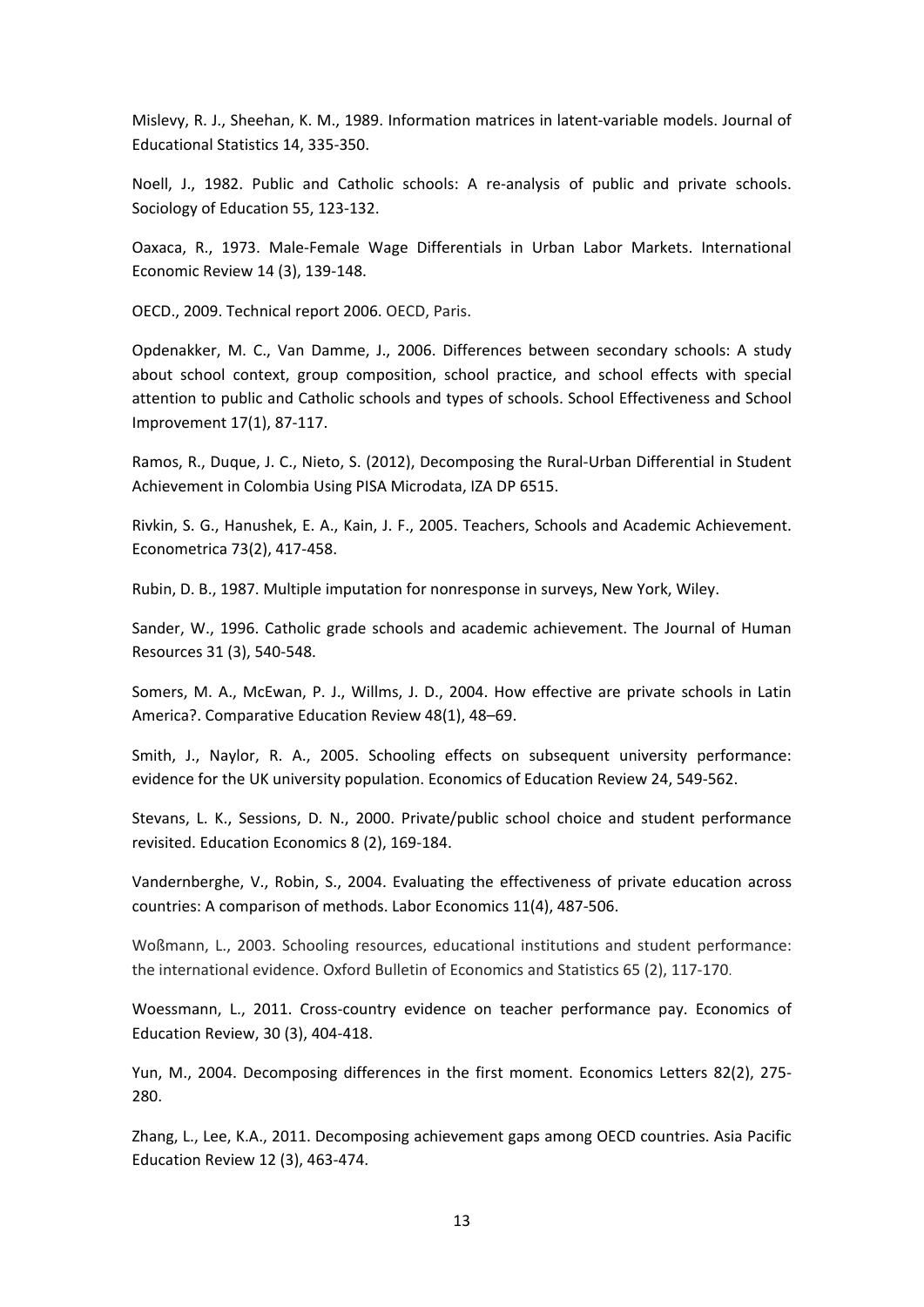Mislevy, R. J., Sheehan, K. M., 1989. Information matrices in latent-variable models. Journal of Educational Statistics 14, 335-350.

Noell, J., 1982. Public and Catholic schools: A re-analysis of public and private schools. Sociology of Education 55, 123-132.

Oaxaca, R., 1973. Male-Female Wage Differentials in Urban Labor Markets. International Economic Review 14 (3), 139-148.

OECD., 2009. Technical report 2006. OECD, Paris.

Opdenakker, M. C., Van Damme, J., 2006. Differences between secondary schools: A study about school context, group composition, school practice, and school effects with special attention to public and Catholic schools and types of schools. School Effectiveness and School Improvement 17(1), 87-117.

Ramos, R., Duque, J. C., Nieto, S. (2012), Decomposing the Rural-Urban Differential in Student Achievement in Colombia Using PISA Microdata, IZA DP 6515.

Rivkin, S. G., Hanushek, E. A., Kain, J. F., 2005. Teachers, Schools and Academic Achievement. Econometrica 73(2), 417-458.

Rubin, D. B., 1987. Multiple imputation for nonresponse in surveys, New York, Wiley.

Sander, W., 1996. Catholic grade schools and academic achievement. The Journal of Human Resources 31 (3), 540-548.

Somers, M. A., McEwan, P. J., Willms, J. D., 2004. How effective are private schools in Latin America?. Comparative Education Review 48(1), 48–69.

Smith, J., Naylor, R. A., 2005. Schooling effects on subsequent university performance: evidence for the UK university population. Economics of Education Review 24, 549-562.

Stevans, L. K., Sessions, D. N., 2000. Private/public school choice and student performance revisited. Education Economics 8 (2), 169-184.

Vandernberghe, V., Robin, S., 2004. Evaluating the effectiveness of private education across countries: A comparison of methods. Labor Economics 11(4), 487-506.

Woßmann, L., 2003. Schooling resources, educational institutions and student performance: the international evidence. Oxford Bulletin of Economics and Statistics 65 (2), 117-170.

Woessmann, L., 2011. Cross-country evidence on teacher performance pay. Economics of Education Review, 30 (3), 404-418.

Yun, M., 2004. Decomposing differences in the first moment. Economics Letters 82(2), 275-280.

Zhang, L., Lee, K.A., 2011. Decomposing achievement gaps among OECD countries. Asia Pacific Education Review 12 (3), 463-474.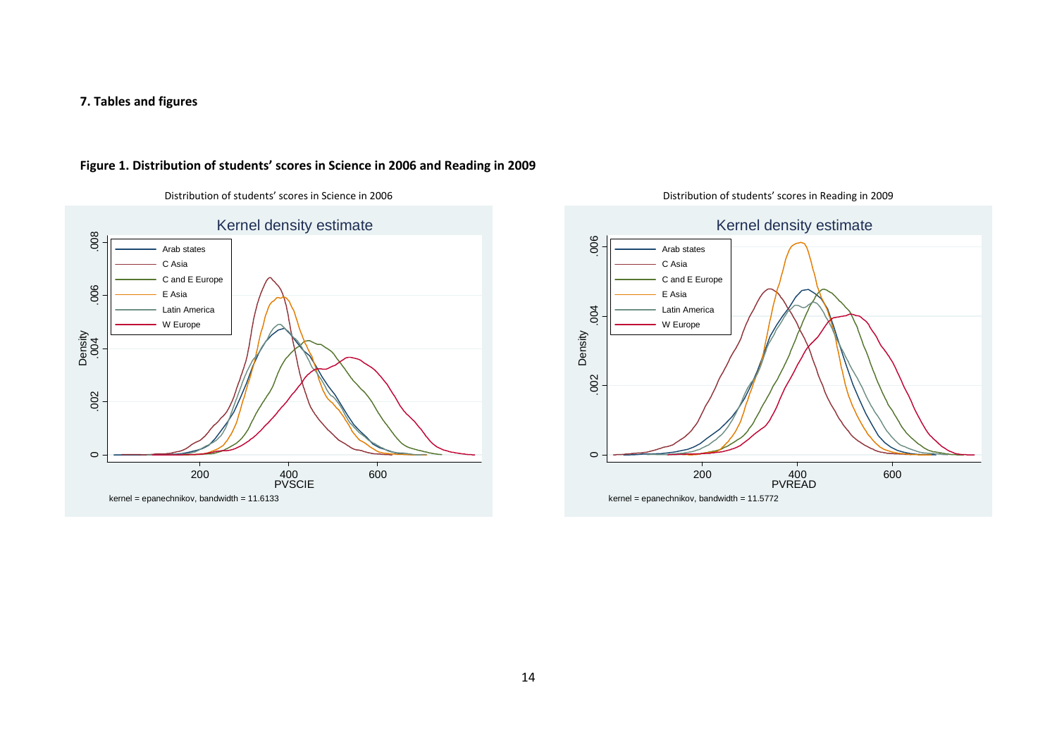**7. Tables and figures**

**Figure 1. Distribution of students' scores in Science in 2006 and Reading in 2009**

Distribution of students' scores in Science in 2006

Distribution of students' scores in Reading in 2009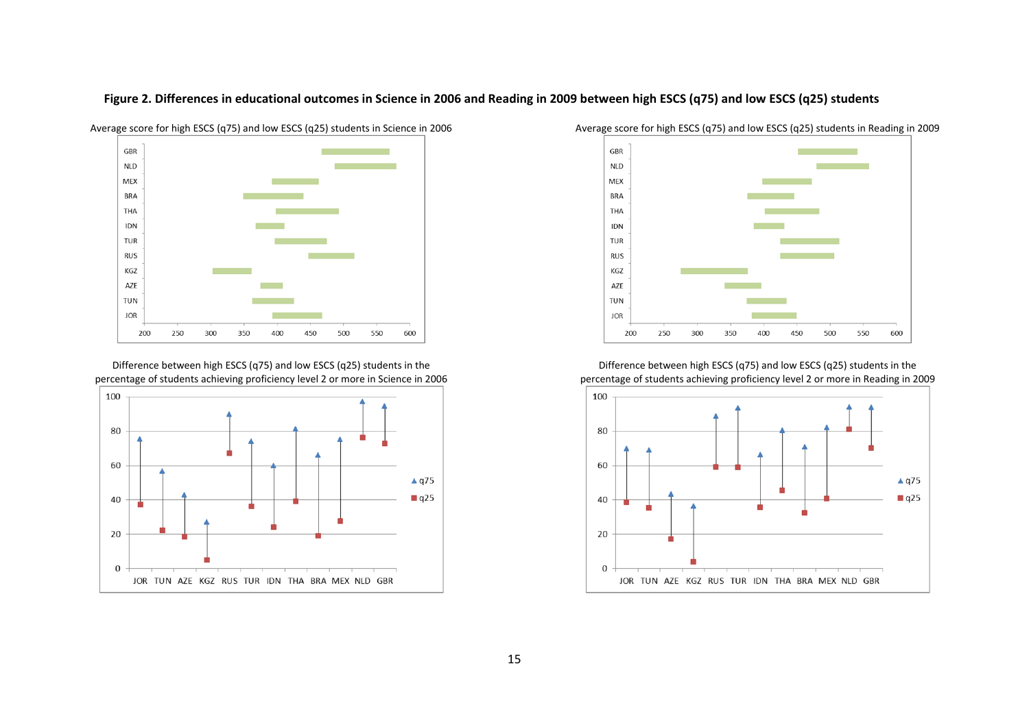**Figure 2. Differences in educational outcomes in Science in 2006 and Reading in 2009 between high ESCS (q75) and low ESCS (q25) students**

Average score for high ESCS (q75) and low ESCS (q25) students in Science in 2006

Average score for high ESCS (q75) and low ESCS (q25) students in Reading in 2009

Difference between high ESCS (q75) and low ESCS (q25) students in the percentage of students achieving proficiency level 2 or more in Science in 2006

Difference between high ESCS (q75) and low ESCS (q25) students in the percentage of students achieving proficiency level 2 or more in Reading in 2009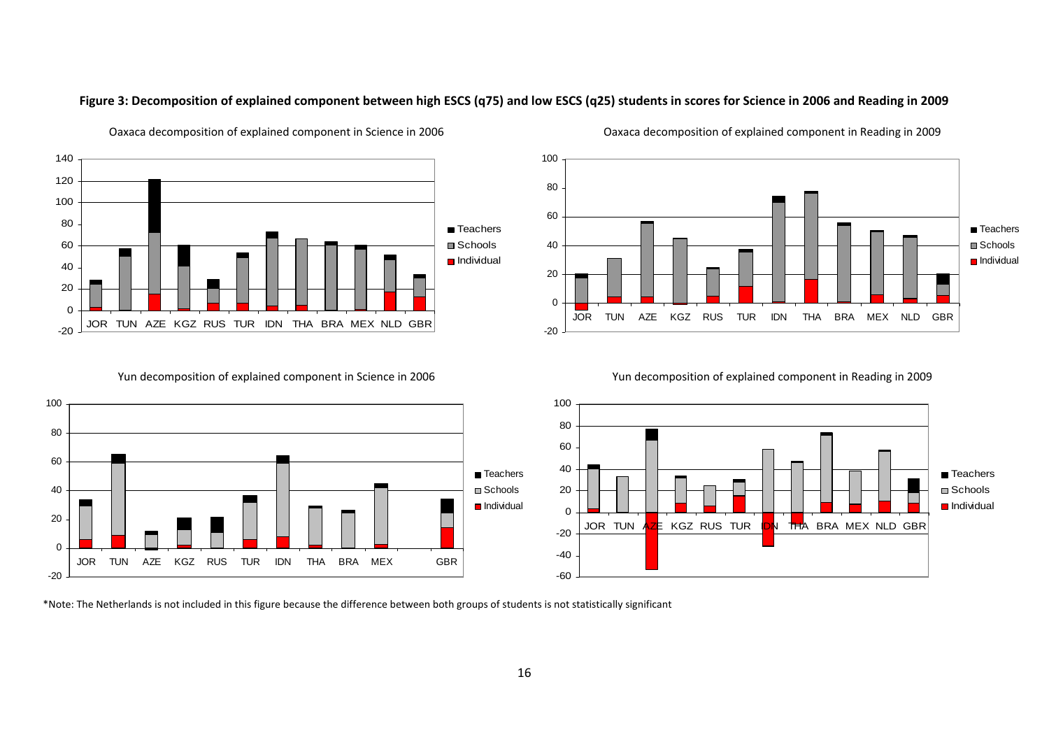**Figure 3: Decomposition of explained component between high ESCS (q75) and low ESCS (q25) students in scores for Science in 2006 and Reading in 2009**

Oaxaca decomposition of explained component in Science in 2006

Oaxaca decomposition of explained component in Reading in 2009

Yun decomposition of explained component in Science in 2006

Yun decomposition of explained component in Reading in 2009

*Note: The Netherlands is not included in this figure because the difference between both groups of students is not statistically significant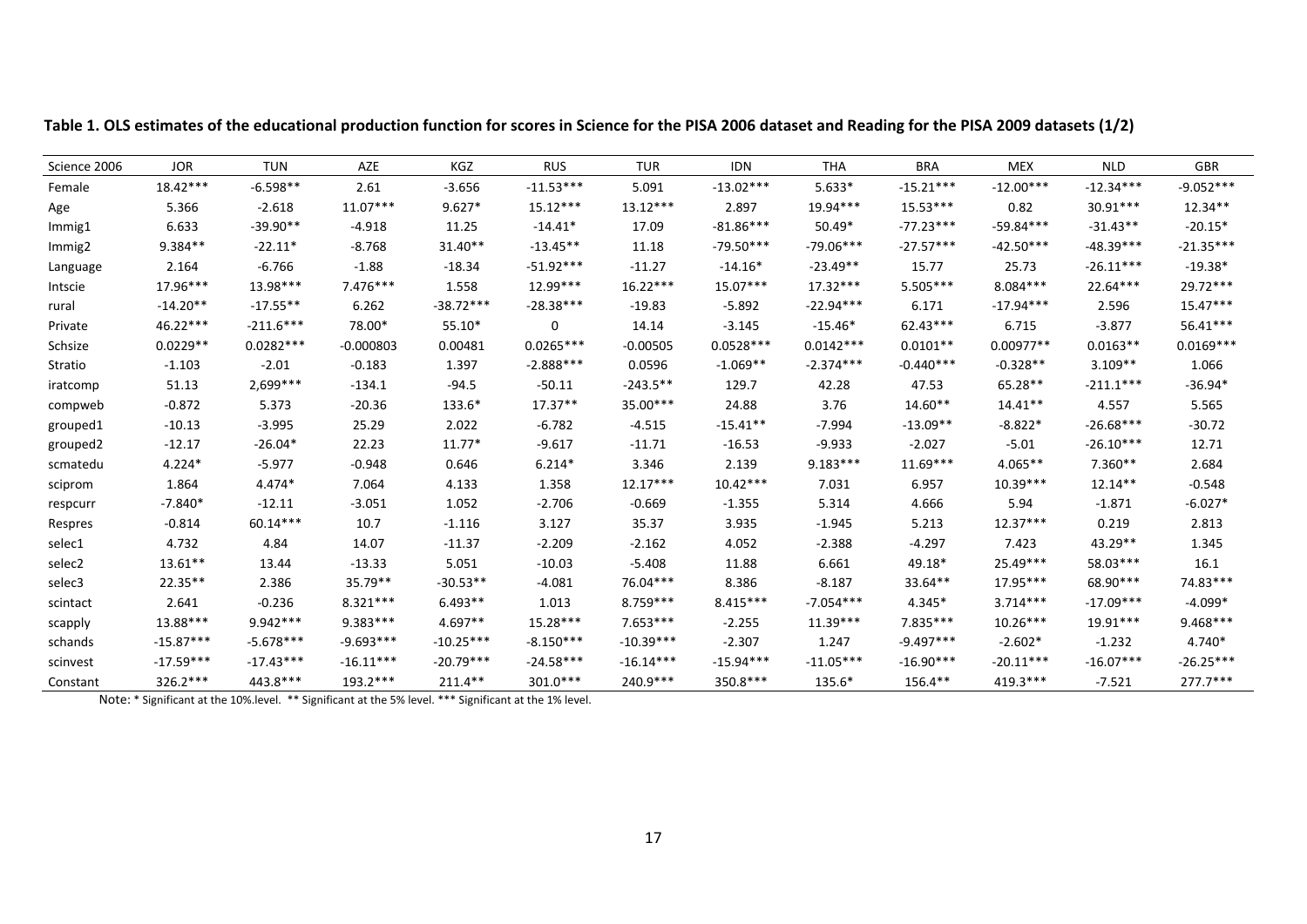**Table 1. OLS estimates of the educational production function for scores in Science for the PISA 2006 dataset and Reading for the PISA 2009 datasets (1/2)**

| Science 2006 | JOR | TUN | AZE | KGZ | RUS | TUR | IDN | THA | BRA | MEX | NLD | GBR |
|---|---|---|---|---|---|---|---|---|---|---|---|---|
| Female | 18.42*** | -6.598** | 2.61 | -3.656 | -11.53*** | 5.091 | -13.02*** | 5.633* | -15.21*** | -12.00*** | -12.34*** | -9.052*** |
| Age | 5.366 | -2.618 | 11.07*** | 9.627* | 15.12*** | 13.12*** | 2.897 | 19.94*** | 15.53*** | 0.82 | 30.91*** | 12.34** |
| Immig1 | 6.633 | -39.90** | -4.918 | 11.25 | -14.41* | 17.09 | -81.86*** | 50.49* | -77.23*** | -59.84*** | -31.43** | -20.15* |
| Immig2 | 9.384** | -22.11* | -8.768 | 31.40** | -13.45** | 11.18 | -79.50*** | -79.06*** | -27.57*** | -42.50*** | -48.39*** | -21.35*** |
| Language | 2.164 | -6.766 | -1.88 | -18.34 | -51.92*** | -11.27 | -14.16* | -23.49** | 15.77 | 25.73 | -26.11*** | -19.38* |
| Intscie | 17.96*** | 13.98*** | 7.476*** | 1.558 | 12.99*** | 16.22*** | 15.07*** | 17.32*** | 5.505*** | 8.084*** | 22.64*** | 29.72*** |
| rural | -14.20** | -17.55** | 6.262 | -38.72*** | -28.38*** | -19.83 | -5.892 | -22.94*** | 6.171 | -17.94*** | 2.596 | 15.47*** |
| Private | 46.22*** | -211.6*** | 78.00* | 55.10* | 0 | 14.14 | -3.145 | -15.46* | 62.43*** | 6.715 | -3.877 | 56.41*** |
| Schsize | 0.0229** | 0.0282*** | -0.000803 | 0.00481 | 0.0265*** | -0.00505 | 0.0528*** | 0.0142*** | 0.0101** | 0.00977** | 0.0163** | 0.0169*** |
| Stratio | -1.103 | -2.01 | -0.183 | 1.397 | -2.888*** | 0.0596 | -1.069** | -2.374*** | -0.440*** | -0.328** | 3.109** | 1.066 |
| iratcomp | 51.13 | 2,699*** | -134.1 | -94.5 | -50.11 | -243.5** | 129.7 | 42.28 | 47.53 | 65.28** | -211.1*** | -36.94* |
| compweb | -0.872 | 5.373 | -20.36 | 133.6* | 17.37** | 35.00*** | 24.88 | 3.76 | 14.60** | 14.41** | 4.557 | 5.565 |
| grouped1 | -10.13 | -3.995 | 25.29 | 2.022 | -6.782 | -4.515 | -15.41** | -7.994 | -13.09** | -8.822* | -26.68*** | -30.72 |
| grouped2 | -12.17 | -26.04* | 22.23 | 11.77* | -9.617 | -11.71 | -16.53 | -9.933 | -2.027 | -5.01 | -26.10*** | 12.71 |
| scmatedu | 4.224* | -5.977 | -0.948 | 0.646 | 6.214* | 3.346 | 2.139 | 9.183*** | 11.69*** | 4.065** | 7.360** | 2.684 |
| sciprom | 1.864 | 4.474* | 7.064 | 4.133 | 1.358 | 12.17*** | 10.42*** | 7.031 | 6.957 | 10.39*** | 12.14** | -0.548 |
| respcurr | -7.840* | -12.11 | -3.051 | 1.052 | -2.706 | -0.669 | -1.355 | 5.314 | 4.666 | 5.94 | -1.871 | -6.027* |
| Respres | -0.814 | 60.14*** | 10.7 | -1.116 | 3.127 | 35.37 | 3.935 | -1.945 | 5.213 | 12.37*** | 0.219 | 2.813 |
| selec1 | 4.732 | 4.84 | 14.07 | -11.37 | -2.209 | -2.162 | 4.052 | -2.388 | -4.297 | 7.423 | 43.29** | 1.345 |
| selec2 | 13.61** | 13.44 | -13.33 | 5.051 | -10.03 | -5.408 | 11.88 | 6.661 | 49.18* | 25.49*** | 58.03*** | 16.1 |
| selec3 | 22.35** | 2.386 | 35.79** | -30.53** | -4.081 | 76.04*** | 8.386 | -8.187 | 33.64** | 17.95*** | 68.90*** | 74.83*** |
| scintact | 2.641 | -0.236 | 8.321*** | 6.493** | 1.013 | 8.759*** | 8.415*** | -7.054*** | 4.345* | 3.714*** | -17.09*** | -4.099* |
| scapply | 13.88*** | 9.942*** | 9.383*** | 4.697** | 15.28*** | 7.653*** | -2.255 | 11.39*** | 7.835*** | 10.26*** | 19.91*** | 9.468*** |
| schands | -15.87*** | -5.678*** | -9.693*** | -10.25*** | -8.150*** | -10.39*** | -2.307 | 1.247 | -9.497*** | -2.602* | -1.232 | 4.740* |
| scinvest | -17.59*** | -17.43*** | -16.11*** | -20.79*** | -24.58*** | -16.14*** | -15.94*** | -11.05*** | -16.90*** | -20.11*** | -16.07*** | -26.25*** |
| Constant | 326.2*** | 443.8*** | 193.2*** | 211.4** | 301.0*** | 240.9*** | 350.8*** | 135.6* | 156.4** | 419.3*** | -7.521 | 277.7*** |

Note: * Significant at the 10%.level. ** Significant at the 5% level. *** Significant at the 1% level.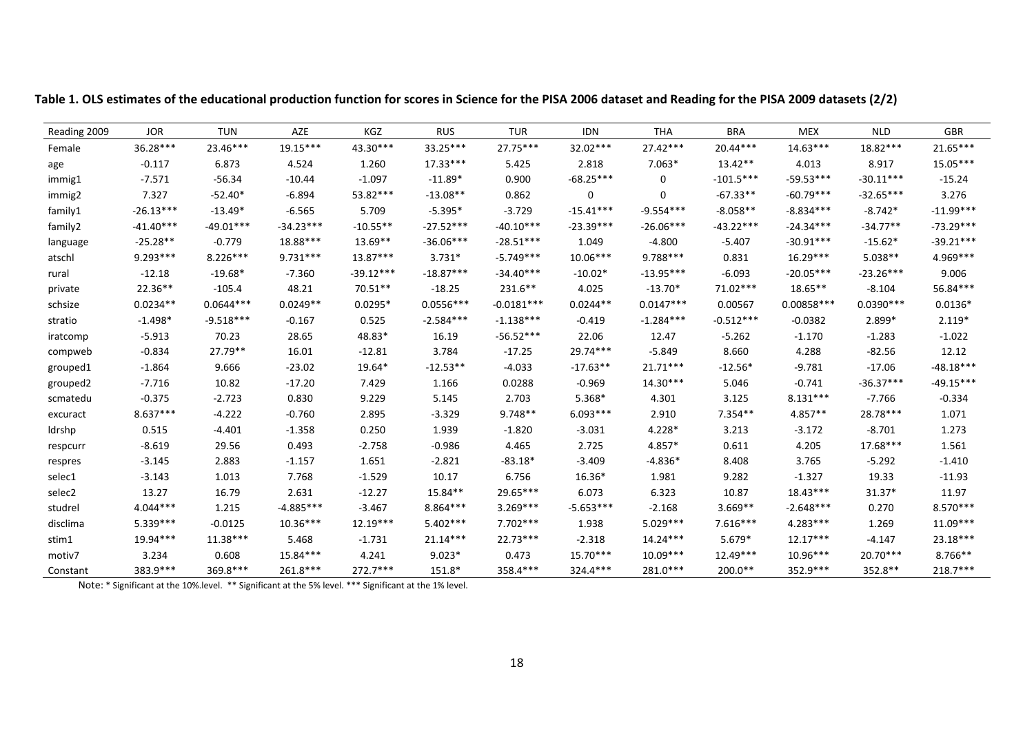**Table 1. OLS estimates of the educational production function for scores in Science for the PISA 2006 dataset and Reading for the PISA 2009 datasets (2/2)**

| Reading 2009 | JOR | TUN | AZE | KGZ | RUS | TUR | IDN | THA | BRA | MEX | NLD | GBR |
|---|---|---|---|---|---|---|---|---|---|---|---|---|
| Female | 36.28*** | 23.46*** | 19.15*** | 43.30*** | 33.25*** | 27.75*** | 32.02*** | 27.42*** | 20.44*** | 14.63*** | 18.82*** | 21.65*** |
| age | -0.117 | 6.873 | 4.524 | 1.260 | 17.33*** | 5.425 | 2.818 | 7.063* | 13.42** | 4.013 | 8.917 | 15.05*** |
| immig1 | -7.571 | -56.34 | -10.44 | -1.097 | -11.89* | 0.900 | -68.25*** | 0 | -101.5*** | -59.53*** | -30.11*** | -15.24 |
| immig2 | 7.327 | -52.40* | -6.894 | 53.82*** | -13.08** | 0.862 | 0 | 0 | -67.33** | -60.79*** | -32.65*** | 3.276 |
| family1 | -26.13*** | -13.49* | -6.565 | 5.709 | -5.395* | -3.729 | -15.41*** | -9.554*** | -8.058** | -8.834*** | -8.742* | -11.99*** |
| family2 | -41.40*** | -49.01*** | -34.23*** | -10.55** | -27.52*** | -40.10*** | -23.39*** | -26.06*** | -43.22*** | -24.34*** | -34.77** | -73.29*** |
| language | -25.28** | -0.779 | 18.88*** | 13.69** | -36.06*** | -28.51*** | 1.049 | -4.800 | -5.407 | -30.91*** | -15.62* | -39.21*** |
| atschl | 9.293*** | 8.226*** | 9.731*** | 13.87*** | 3.731* | -5.749*** | 10.06*** | 9.788*** | 0.831 | 16.29*** | 5.038** | 4.969*** |
| rural | -12.18 | -19.68* | -7.360 | -39.12*** | -18.87*** | -34.40*** | -10.02* | -13.95*** | -6.093 | -20.05*** | -23.26*** | 9.006 |
| private | 22.36** | -105.4 | 48.21 | 70.51** | -18.25 | 231.6** | 4.025 | -13.70* | 71.02*** | 18.65** | -8.104 | 56.84*** |
| schsize | 0.0234** | 0.0644*** | 0.0249** | 0.0295* | 0.0556*** | -0.0181*** | 0.0244** | 0.0147*** | 0.00567 | 0.00858*** | 0.0390*** | 0.0136* |
| stratio | -1.498* | -9.518*** | -0.167 | 0.525 | -2.584*** | -1.138*** | -0.419 | -1.284*** | -0.512*** | -0.0382 | 2.899* | 2.119* |
| iratcomp | -5.913 | 70.23 | 28.65 | 48.83* | 16.19 | -56.52*** | 22.06 | 12.47 | -5.262 | -1.170 | -1.283 | -1.022 |
| compweb | -0.834 | 27.79** | 16.01 | -12.81 | 3.784 | -17.25 | 29.74*** | -5.849 | 8.660 | 4.288 | -82.56 | 12.12 |
| grouped1 | -1.864 | 9.666 | -23.02 | 19.64* | -12.53** | -4.033 | -17.63** | 21.71*** | -12.56* | -9.781 | -17.06 | -48.18*** |
| grouped2 | -7.716 | 10.82 | -17.20 | 7.429 | 1.166 | 0.0288 | -0.969 | 14.30*** | 5.046 | -0.741 | -36.37*** | -49.15*** |
| scmatedu | -0.375 | -2.723 | 0.830 | 9.229 | 5.145 | 2.703 | 5.368* | 4.301 | 3.125 | 8.131*** | -7.766 | -0.334 |
| excuract | 8.637*** | -4.222 | -0.760 | 2.895 | -3.329 | 9.748** | 6.093*** | 2.910 | 7.354** | 4.857** | 28.78*** | 1.071 |
| ldrshp | 0.515 | -4.401 | -1.358 | 0.250 | 1.939 | -1.820 | -3.031 | 4.228* | 3.213 | -3.172 | -8.701 | 1.273 |
| respcurr | -8.619 | 29.56 | 0.493 | -2.758 | -0.986 | 4.465 | 2.725 | 4.857* | 0.611 | 4.205 | 17.68*** | 1.561 |
| respres | -3.145 | 2.883 | -1.157 | 1.651 | -2.821 | -83.18* | -3.409 | -4.836* | 8.408 | 3.765 | -5.292 | -1.410 |
| selec1 | -3.143 | 1.013 | 7.768 | -1.529 | 10.17 | 6.756 | 16.36* | 1.981 | 9.282 | -1.327 | 19.33 | -11.93 |
| selec2 | 13.27 | 16.79 | 2.631 | -12.27 | 15.84** | 29.65*** | 6.073 | 6.323 | 10.87 | 18.43*** | 31.37* | 11.97 |
| studrel | 4.044*** | 1.215 | -4.885*** | -3.467 | 8.864*** | 3.269*** | -5.653*** | -2.168 | 3.669** | -2.648*** | 0.270 | 8.570*** |
| disclima | 5.339*** | -0.0125 | 10.36*** | 12.19*** | 5.402*** | 7.702*** | 1.938 | 5.029*** | 7.616*** | 4.283*** | 1.269 | 11.09*** |
| stim1 | 19.94*** | 11.38*** | 5.468 | -1.731 | 21.14*** | 22.73*** | -2.318 | 14.24*** | 5.679* | 12.17*** | -4.147 | 23.18*** |
| motiv7 | 3.234 | 0.608 | 15.84*** | 4.241 | 9.023* | 0.473 | 15.70*** | 10.09*** | 12.49*** | 10.96*** | 20.70*** | 8.766** |
| Constant | 383.9*** | 369.8*** | 261.8*** | 272.7*** | 151.8* | 358.4*** | 324.4*** | 281.0*** | 200.0** | 352.9*** | 352.8** | 218.7*** |

Note: * Significant at the 10%.level. ** Significant at the 5% level. *** Significant at the 1% level.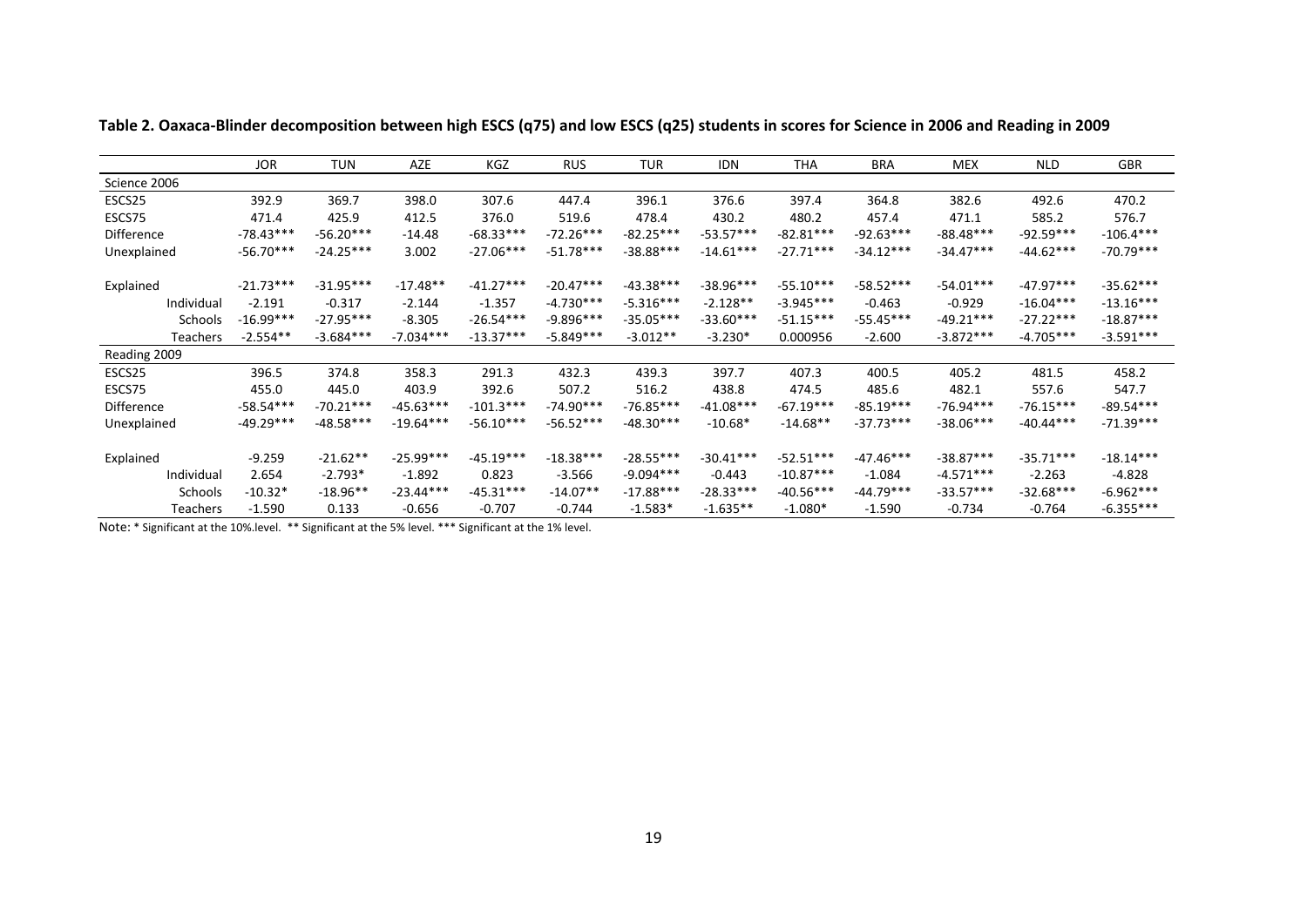**Table 2. Oaxaca-Blinder decomposition between high ESCS (q75) and low ESCS (q25) students in scores for Science in 2006 and Reading in 2009**

| | JOR | TUN | AZE | KGZ | RUS | TUR | IDN | THA | BRA | MEX | NLD | GBR |
|---|---|---|---|---|---|---|---|---|---|---|---|---|
| Science 2006 | | | | | | | | | | | | |
| ESCS25 | 392.9 | 369.7 | 398.0 | 307.6 | 447.4 | 396.1 | 376.6 | 397.4 | 364.8 | 382.6 | 492.6 | 470.2 |
| ESCS75 | 471.4 | 425.9 | 412.5 | 376.0 | 519.6 | 478.4 | 430.2 | 480.2 | 457.4 | 471.1 | 585.2 | 576.7 |
| Difference | -78.43*** | -56.20*** | -14.48 | -68.33*** | -72.26*** | -82.25*** | -53.57*** | -82.81*** | -92.63*** | -88.48*** | -92.59*** | -106.4*** |
| Unexplained | -56.70*** | -24.25*** | 3.002 | -27.06*** | -51.78*** | -38.88*** | -14.61*** | -27.71*** | -34.12*** | -34.47*** | -44.62*** | -70.79*** |
| Explained | -21.73*** | -31.95*** | -17.48** | -41.27*** | -20.47*** | -43.38*** | -38.96*** | -55.10*** | -58.52*** | -54.01*** | -47.97*** | -35.62*** |
| Individual | -2.191 | -0.317 | -2.144 | -1.357 | -4.730*** | -5.316*** | -2.128** | -3.945*** | -0.463 | -0.929 | -16.04*** | -13.16*** |
| Schools | -16.99*** | -27.95*** | -8.305 | -26.54*** | -9.896*** | -35.05*** | -33.60*** | -51.15*** | -55.45*** | -49.21*** | -27.22*** | -18.87*** |
| Teachers | -2.554** | -3.684*** | -7.034*** | -13.37*** | -5.849*** | -3.012** | -3.230* | 0.000956 | -2.600 | -3.872*** | -4.705*** | -3.591*** |
| Reading 2009 | | | | | | | | | | | | |
| ESCS25 | 396.5 | 374.8 | 358.3 | 291.3 | 432.3 | 439.3 | 397.7 | 407.3 | 400.5 | 405.2 | 481.5 | 458.2 |
| ESCS75 | 455.0 | 445.0 | 403.9 | 392.6 | 507.2 | 516.2 | 438.8 | 474.5 | 485.6 | 482.1 | 557.6 | 547.7 |
| Difference | -58.54*** | -70.21*** | -45.63*** | -101.3*** | -74.90*** | -76.85*** | -41.08*** | -67.19*** | -85.19*** | -76.94*** | -76.15*** | -89.54*** |
| Unexplained | -49.29*** | -48.58*** | -19.64*** | -56.10*** | -56.52*** | -48.30*** | -10.68* | -14.68** | -37.73*** | -38.06*** | -40.44*** | -71.39*** |
| Explained | -9.259 | -21.62** | -25.99*** | -45.19*** | -18.38*** | -28.55*** | -30.41*** | -52.51*** | -47.46*** | -38.87*** | -35.71*** | -18.14*** |
| Individual | 2.654 | -2.793* | -1.892 | 0.823 | -3.566 | -9.094*** | -0.443 | -10.87*** | -1.084 | -4.571*** | -2.263 | -4.828 |
| Schools | -10.32* | -18.96** | -23.44*** | -45.31*** | -14.07** | -17.88*** | -28.33*** | -40.56*** | -44.79*** | -33.57*** | -32.68*** | -6.962*** |
| Teachers | -1.590 | 0.133 | -0.656 | -0.707 | -0.744 | -1.583* | -1.635** | -1.080* | -1.590 | -0.734 | -0.764 | -6.355*** |

Note: * Significant at the 10%.level. ** Significant at the 5% level. *** Significant at the 1% level.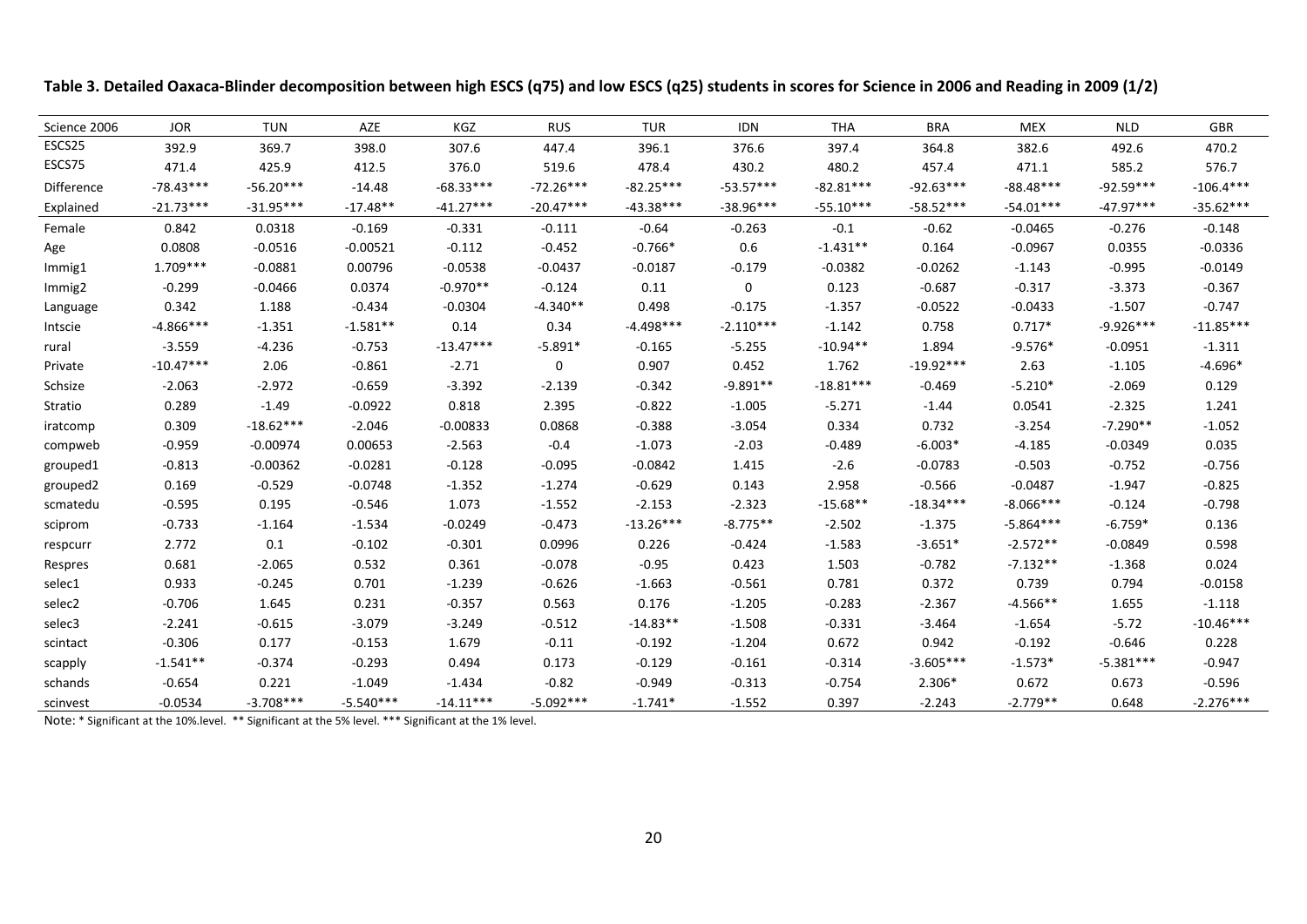**Table 3. Detailed Oaxaca-Blinder decomposition between high ESCS (q75) and low ESCS (q25) students in scores for Science in 2006 and Reading in 2009 (1/2)**

| Science 2006 | JOR | TUN | AZE | KGZ | RUS | TUR | IDN | THA | BRA | MEX | NLD | GBR |
|---|---|---|---|---|---|---|---|---|---|---|---|---|
| ESCS25 | 392.9 | 369.7 | 398.0 | 307.6 | 447.4 | 396.1 | 376.6 | 397.4 | 364.8 | 382.6 | 492.6 | 470.2 |
| ESCS75 | 471.4 | 425.9 | 412.5 | 376.0 | 519.6 | 478.4 | 430.2 | 480.2 | 457.4 | 471.1 | 585.2 | 576.7 |
| Difference | -78.43*** | -56.20*** | -14.48 | -68.33*** | -72.26*** | -82.25*** | -53.57*** | -82.81*** | -92.63*** | -88.48*** | -92.59*** | -106.4*** |
| Explained | -21.73*** | -31.95*** | -17.48** | -41.27*** | -20.47*** | -43.38*** | -38.96*** | -55.10*** | -58.52*** | -54.01*** | -47.97*** | -35.62*** |
| Female | 0.842 | 0.0318 | -0.169 | -0.331 | -0.111 | -0.64 | -0.263 | -0.1 | -0.62 | -0.0465 | -0.276 | -0.148 |
| Age | 0.0808 | -0.0516 | -0.00521 | -0.112 | -0.452 | -0.766* | 0.6 | -1.431** | 0.164 | -0.0967 | 0.0355 | -0.0336 |
| Immig1 | 1.709*** | -0.0881 | 0.00796 | -0.0538 | -0.0437 | -0.0187 | -0.179 | -0.0382 | -0.0262 | -1.143 | -0.995 | -0.0149 |
| Immig2 | -0.299 | -0.0466 | 0.0374 | -0.970** | -0.124 | 0.11 | 0 | 0.123 | -0.687 | -0.317 | -3.373 | -0.367 |
| Language | 0.342 | 1.188 | -0.434 | -0.0304 | -4.340** | 0.498 | -0.175 | -1.357 | -0.0522 | -0.0433 | -1.507 | -0.747 |
| Intscie | -4.866*** | -1.351 | -1.581** | 0.14 | 0.34 | -4.498*** | -2.110*** | -1.142 | 0.758 | 0.717* | -9.926*** | -11.85*** |
| rural | -3.559 | -4.236 | -0.753 | -13.47*** | -5.891* | -0.165 | -5.255 | -10.94** | 1.894 | -9.576* | -0.0951 | -1.311 |
| Private | -10.47*** | 2.06 | -0.861 | -2.71 | 0 | 0.907 | 0.452 | 1.762 | -19.92*** | 2.63 | -1.105 | -4.696* |
| Schsize | -2.063 | -2.972 | -0.659 | -3.392 | -2.139 | -0.342 | -9.891** | -18.81*** | -0.469 | -5.210* | -2.069 | 0.129 |
| Stratio | 0.289 | -1.49 | -0.0922 | 0.818 | 2.395 | -0.822 | -1.005 | -5.271 | -1.44 | 0.0541 | -2.325 | 1.241 |
| iratcomp | 0.309 | -18.62*** | -2.046 | -0.00833 | 0.0868 | -0.388 | -3.054 | 0.334 | 0.732 | -3.254 | -7.290** | -1.052 |
| compweb | -0.959 | -0.00974 | 0.00653 | -2.563 | -0.4 | -1.073 | -2.03 | -0.489 | -6.003* | -4.185 | -0.0349 | 0.035 |
| grouped1 | -0.813 | -0.00362 | -0.0281 | -0.128 | -0.095 | -0.0842 | 1.415 | -2.6 | -0.0783 | -0.503 | -0.752 | -0.756 |
| grouped2 | 0.169 | -0.529 | -0.0748 | -1.352 | -1.274 | -0.629 | 0.143 | 2.958 | -0.566 | -0.0487 | -1.947 | -0.825 |
| scmatedu | -0.595 | 0.195 | -0.546 | 1.073 | -1.552 | -2.153 | -2.323 | -15.68** | -18.34*** | -8.066*** | -0.124 | -0.798 |
| sciprom | -0.733 | -1.164 | -1.534 | -0.0249 | -0.473 | -13.26*** | -8.775** | -2.502 | -1.375 | -5.864*** | -6.759* | 0.136 |
| respcurr | 2.772 | 0.1 | -0.102 | -0.301 | 0.0996 | 0.226 | -0.424 | -1.583 | -3.651* | -2.572** | -0.0849 | 0.598 |
| Respres | 0.681 | -2.065 | 0.532 | 0.361 | -0.078 | -0.95 | 0.423 | 1.503 | -0.782 | -7.132** | -1.368 | 0.024 |
| selec1 | 0.933 | -0.245 | 0.701 | -1.239 | -0.626 | -1.663 | -0.561 | 0.781 | 0.372 | 0.739 | 0.794 | -0.0158 |
| selec2 | -0.706 | 1.645 | 0.231 | -0.357 | 0.563 | 0.176 | -1.205 | -0.283 | -2.367 | -4.566** | 1.655 | -1.118 |
| selec3 | -2.241 | -0.615 | -3.079 | -3.249 | -0.512 | -14.83** | -1.508 | -0.331 | -3.464 | -1.654 | -5.72 | -10.46*** |
| scintact | -0.306 | 0.177 | -0.153 | 1.679 | -0.11 | -0.192 | -1.204 | 0.672 | 0.942 | -0.192 | -0.646 | 0.228 |
| scapply | -1.541** | -0.374 | -0.293 | 0.494 | 0.173 | -0.129 | -0.161 | -0.314 | -3.605*** | -1.573* | -5.381*** | -0.947 |
| schands | -0.654 | 0.221 | -1.049 | -1.434 | -0.82 | -0.949 | -0.313 | -0.754 | 2.306* | 0.672 | 0.673 | -0.596 |
| scinvest | -0.0534 | -3.708*** | -5.540*** | -14.11*** | -5.092*** | -1.741* | -1.552 | 0.397 | -2.243 | -2.779** | 0.648 | -2.276*** |

Note: * Significant at the 10%.level. ** Significant at the 5% level. *** Significant at the 1% level.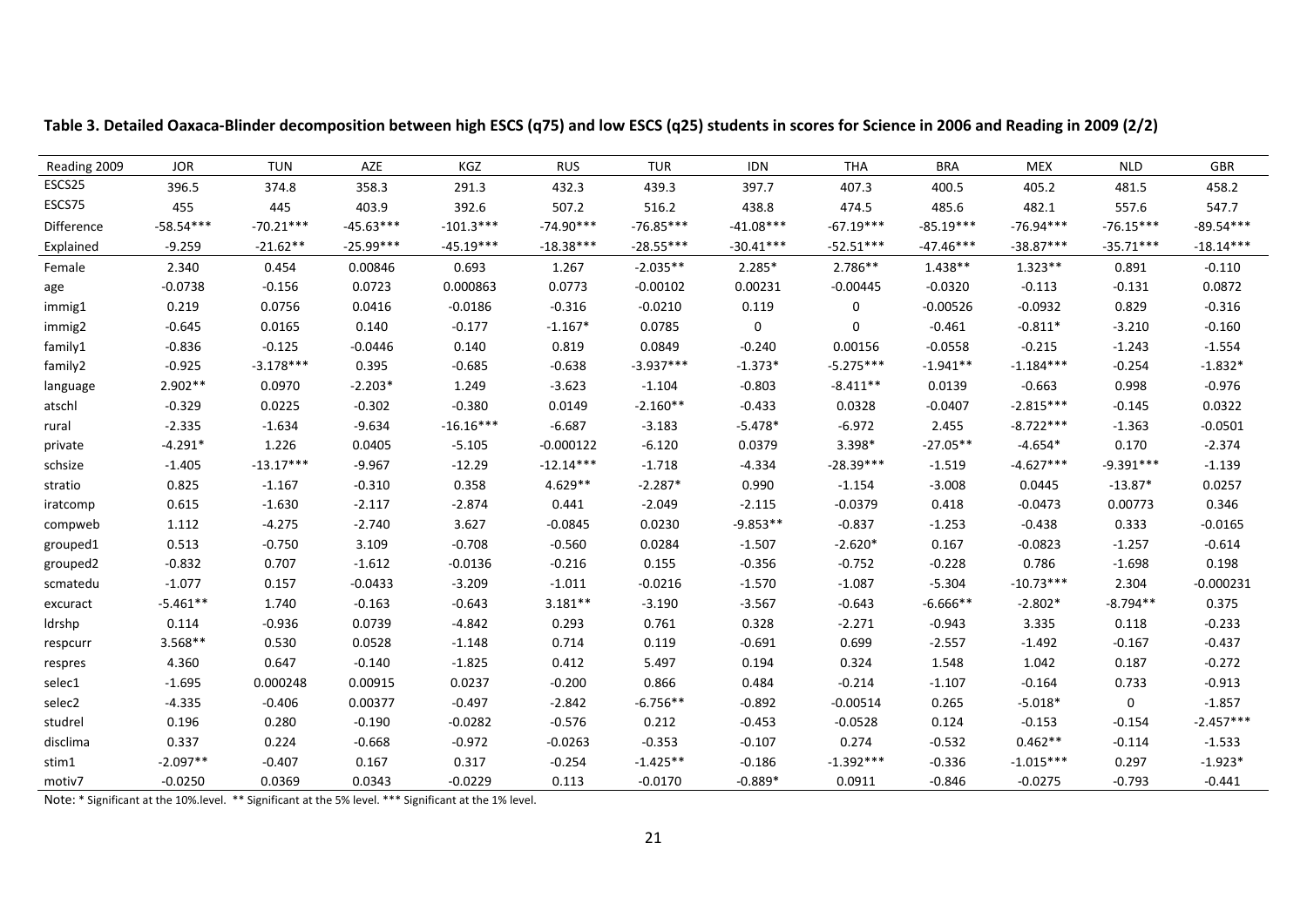**Table 3. Detailed Oaxaca-Blinder decomposition between high ESCS (q75) and low ESCS (q25) students in scores for Science in 2006 and Reading in 2009 (2/2)**

| Reading 2009 | JOR | TUN | AZE | KGZ | RUS | TUR | IDN | THA | BRA | MEX | NLD | GBR |
|---|---|---|---|---|---|---|---|---|---|---|---|---|
| ESCS25 | 396.5 | 374.8 | 358.3 | 291.3 | 432.3 | 439.3 | 397.7 | 407.3 | 400.5 | 405.2 | 481.5 | 458.2 |
| ESCS75 | 455 | 445 | 403.9 | 392.6 | 507.2 | 516.2 | 438.8 | 474.5 | 485.6 | 482.1 | 557.6 | 547.7 |
| Difference | -58.54*** | -70.21*** | -45.63*** | -101.3*** | -74.90*** | -76.85*** | -41.08*** | -67.19*** | -85.19*** | -76.94*** | -76.15*** | -89.54*** |
| Explained | -9.259 | -21.62** | -25.99*** | -45.19*** | -18.38*** | -28.55*** | -30.41*** | -52.51*** | -47.46*** | -38.87*** | -35.71*** | -18.14*** |
| Female | 2.340 | 0.454 | 0.00846 | 0.693 | 1.267 | -2.035** | 2.285* | 2.786** | 1.438** | 1.323** | 0.891 | -0.110 |
| age | -0.0738 | -0.156 | 0.0723 | 0.000863 | 0.0773 | -0.00102 | 0.00231 | -0.00445 | -0.0320 | -0.113 | -0.131 | 0.0872 |
| immig1 | 0.219 | 0.0756 | 0.0416 | -0.0186 | -0.316 | -0.0210 | 0.119 | 0 | -0.00526 | -0.0932 | 0.829 | -0.316 |
| immig2 | -0.645 | 0.0165 | 0.140 | -0.177 | -1.167* | 0.0785 | 0 | 0 | -0.461 | -0.811* | -3.210 | -0.160 |
| family1 | -0.836 | -0.125 | -0.0446 | 0.140 | 0.819 | 0.0849 | -0.240 | 0.00156 | -0.0558 | -0.215 | -1.243 | -1.554 |
| family2 | -0.925 | -3.178*** | 0.395 | -0.685 | -0.638 | -3.937*** | -1.373* | -5.275*** | -1.941** | -1.184*** | -0.254 | -1.832* |
| language | 2.902** | 0.0970 | -2.203* | 1.249 | -3.623 | -1.104 | -0.803 | -8.411** | 0.0139 | -0.663 | 0.998 | -0.976 |
| atschl | -0.329 | 0.0225 | -0.302 | -0.380 | 0.0149 | -2.160** | -0.433 | 0.0328 | -0.0407 | -2.815*** | -0.145 | 0.0322 |
| rural | -2.335 | -1.634 | -9.634 | -16.16*** | -6.687 | -3.183 | -5.478* | -6.972 | 2.455 | -8.722*** | -1.363 | -0.0501 |
| private | -4.291* | 1.226 | 0.0405 | -5.105 | -0.000122 | -6.120 | 0.0379 | 3.398* | -27.05** | -4.654* | 0.170 | -2.374 |
| schsize | -1.405 | -13.17*** | -9.967 | -12.29 | -12.14*** | -1.718 | -4.334 | -28.39*** | -1.519 | -4.627*** | -9.391*** | -1.139 |
| stratio | 0.825 | -1.167 | -0.310 | 0.358 | 4.629** | -2.287* | 0.990 | -1.154 | -3.008 | 0.0445 | -13.87* | 0.0257 |
| iratcomp | 0.615 | -1.630 | -2.117 | -2.874 | 0.441 | -2.049 | -2.115 | -0.0379 | 0.418 | -0.0473 | 0.00773 | 0.346 |
| compweb | 1.112 | -4.275 | -2.740 | 3.627 | -0.0845 | 0.0230 | -9.853** | -0.837 | -1.253 | -0.438 | 0.333 | -0.0165 |
| grouped1 | 0.513 | -0.750 | 3.109 | -0.708 | -0.560 | 0.0284 | -1.507 | -2.620* | 0.167 | -0.0823 | -1.257 | -0.614 |
| grouped2 | -0.832 | 0.707 | -1.612 | -0.0136 | -0.216 | 0.155 | -0.356 | -0.752 | -0.228 | 0.786 | -1.698 | 0.198 |
| scmatedu | -1.077 | 0.157 | -0.0433 | -3.209 | -1.011 | -0.0216 | -1.570 | -1.087 | -5.304 | -10.73*** | 2.304 | -0.000231 |
| excuract | -5.461** | 1.740 | -0.163 | -0.643 | 3.181** | -3.190 | -3.567 | -0.643 | -6.666** | -2.802* | -8.794** | 0.375 |
| ldrshp | 0.114 | -0.936 | 0.0739 | -4.842 | 0.293 | 0.761 | 0.328 | -2.271 | -0.943 | 3.335 | 0.118 | -0.233 |
| respcurr | 3.568** | 0.530 | 0.0528 | -1.148 | 0.714 | 0.119 | -0.691 | 0.699 | -2.557 | -1.492 | -0.167 | -0.437 |
| respres | 4.360 | 0.647 | -0.140 | -1.825 | 0.412 | 5.497 | 0.194 | 0.324 | 1.548 | 1.042 | 0.187 | -0.272 |
| selec1 | -1.695 | 0.000248 | 0.00915 | 0.0237 | -0.200 | 0.866 | 0.484 | -0.214 | -1.107 | -0.164 | 0.733 | -0.913 |
| selec2 | -4.335 | -0.406 | 0.00377 | -0.497 | -2.842 | -6.756** | -0.892 | -0.00514 | 0.265 | -5.018* | 0 | -1.857 |
| studrel | 0.196 | 0.280 | -0.190 | -0.0282 | -0.576 | 0.212 | -0.453 | -0.0528 | 0.124 | -0.153 | -0.154 | -2.457*** |
| disclima | 0.337 | 0.224 | -0.668 | -0.972 | -0.0263 | -0.353 | -0.107 | 0.274 | -0.532 | 0.462** | -0.114 | -1.533 |
| stim1 | -2.097** | -0.407 | 0.167 | 0.317 | -0.254 | -1.425** | -0.186 | -1.392*** | -0.336 | -1.015*** | 0.297 | -1.923* |
| motiv7 | -0.0250 | 0.0369 | 0.0343 | -0.0229 | 0.113 | -0.0170 | -0.889* | 0.0911 | -0.846 | -0.0275 | -0.793 | -0.441 |

Note: * Significant at the 10%.level. ** Significant at the 5% level. *** Significant at the 1% level.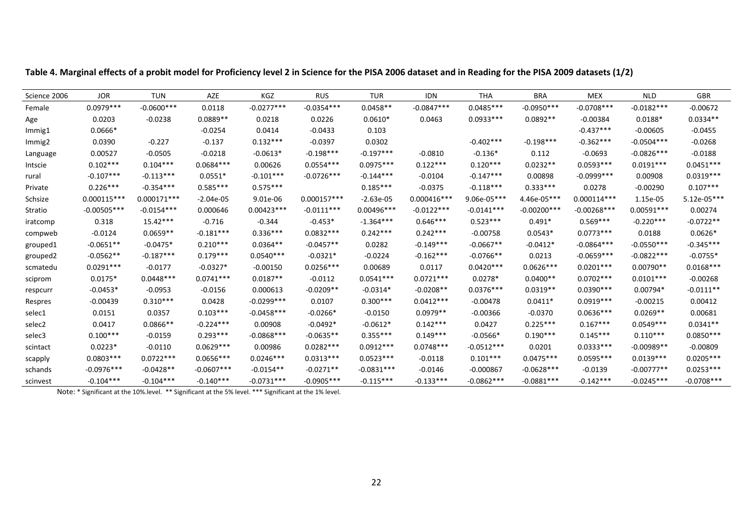**Table 4. Marginal effects of a probit model for Proficiency level 2 in Science for the PISA 2006 dataset and in Reading for the PISA 2009 datasets (1/2)**

| Science 2006 | JOR | TUN | AZE | KGZ | RUS | TUR | IDN | THA | BRA | MEX | NLD | GBR |
|---|---|---|---|---|---|---|---|---|---|---|---|---|
| Female | 0.0979*** | -0.0600*** | 0.0118 | -0.0277*** | -0.0354*** | 0.0458** | -0.0847*** | 0.0485*** | -0.0950*** | -0.0708*** | -0.0182*** | -0.00672 |
| Age | 0.0203 | -0.0238 | 0.0889** | 0.0218 | 0.0226 | 0.0610* | 0.0463 | 0.0933*** | 0.0892** | -0.00384 | 0.0188* | 0.0334** |
| Immig1 | 0.0666* | | -0.0254 | 0.0414 | -0.0433 | 0.103 | | | | -0.437*** | -0.00605 | -0.0455 |
| Immig2 | 0.0390 | -0.227 | -0.137 | 0.132*** | -0.0397 | 0.0302 | | -0.402*** | -0.198*** | -0.362*** | -0.0504*** | -0.0268 |
| Language | 0.00527 | -0.0505 | -0.0218 | -0.0613* | -0.198*** | -0.197*** | -0.0810 | -0.136* | 0.112 | -0.0693 | -0.0826*** | -0.0188 |
| Intscie | 0.102*** | 0.104*** | 0.0684*** | 0.00626 | 0.0554*** | 0.0975*** | 0.122*** | 0.120*** | 0.0232** | 0.0593*** | 0.0191*** | 0.0451*** |
| rural | -0.107*** | -0.113*** | 0.0551* | -0.101*** | -0.0726*** | -0.144*** | -0.0104 | -0.147*** | 0.00898 | -0.0999*** | 0.00908 | 0.0319*** |
| Private | 0.226*** | -0.354*** | 0.585*** | 0.575*** | | 0.185*** | -0.0375 | -0.118*** | 0.333*** | 0.0278 | -0.00290 | 0.107*** |
| Schsize | 0.000115*** | 0.000171*** | -2.04e-05 | 9.01e-06 | 0.000157*** | -2.63e-05 | 0.000416*** | 9.06e-05*** | 4.46e-05*** | 0.000114*** | 1.15e-05 | 5.12e-05*** |
| Stratio | -0.00505*** | -0.0154*** | 0.000646 | 0.00423*** | -0.0111*** | 0.00496*** | -0.0122*** | -0.0141*** | -0.00200*** | -0.00268*** | 0.00591*** | 0.00274 |
| iratcomp | 0.318 | 15.42*** | -0.716 | -0.344 | -0.453* | -1.364*** | 0.646*** | 0.523*** | 0.491* | 0.569*** | -0.220*** | -0.0722** |
| compweb | -0.0124 | 0.0659** | -0.181*** | 0.336*** | 0.0832*** | 0.242*** | 0.242*** | -0.00758 | 0.0543* | 0.0773*** | 0.0188 | 0.0626* |
| grouped1 | -0.0651** | -0.0475* | 0.210*** | 0.0364** | -0.0457** | 0.0282 | -0.149*** | -0.0667** | -0.0412* | -0.0864*** | -0.0550*** | -0.345*** |
| grouped2 | -0.0562** | -0.187*** | 0.179*** | 0.0540*** | -0.0321* | -0.0224 | -0.162*** | -0.0766** | 0.0213 | -0.0659*** | -0.0822*** | -0.0755* |
| scmatedu | 0.0291*** | -0.0177 | -0.0327* | -0.00150 | 0.0256*** | 0.00689 | 0.0117 | 0.0420*** | 0.0626*** | 0.0201*** | 0.00790** | 0.0168*** |
| sciprom | 0.0175* | 0.0448*** | 0.0741*** | 0.0187** | -0.0112 | 0.0541*** | 0.0721*** | 0.0278* | 0.0400** | 0.0702*** | 0.0101*** | -0.00268 |
| respcurr | -0.0453* | -0.0953 | -0.0156 | 0.000613 | -0.0209** | -0.0314* | -0.0208** | 0.0376*** | 0.0319** | 0.0390*** | 0.00794* | -0.0111** |
| Respres | -0.00439 | 0.310*** | 0.0428 | -0.0299*** | 0.0107 | 0.300*** | 0.0412*** | -0.00478 | 0.0411* | 0.0919*** | -0.00215 | 0.00412 |
| selec1 | 0.0151 | 0.0357 | 0.103*** | -0.0458*** | -0.0266* | -0.0150 | 0.0979** | -0.00366 | -0.0370 | 0.0636*** | 0.0269** | 0.00681 |
| selec2 | 0.0417 | 0.0866** | -0.224*** | 0.00908 | -0.0492* | -0.0612* | 0.142*** | 0.0427 | 0.225*** | 0.167*** | 0.0549*** | 0.0341** |
| selec3 | 0.100*** | -0.0159 | 0.293*** | -0.0868*** | -0.0635** | 0.355*** | 0.149*** | -0.0566* | 0.190*** | 0.145*** | 0.110*** | 0.0850*** |
| scintact | 0.0223* | -0.0110 | 0.0629*** | 0.00986 | 0.0282*** | 0.0912*** | 0.0748*** | -0.0512*** | 0.0201 | 0.0333*** | -0.00989** | -0.00809 |
| scapply | 0.0803*** | 0.0722*** | 0.0656*** | 0.0246*** | 0.0313*** | 0.0523*** | -0.0118 | 0.101*** | 0.0475*** | 0.0595*** | 0.0139*** | 0.0205*** |
| schands | -0.0976*** | -0.0428** | -0.0607*** | -0.0154** | -0.0271** | -0.0831*** | -0.0146 | -0.000867 | -0.0628*** | -0.0139 | -0.00777** | 0.0253*** |
| scinvest | -0.104*** | -0.104*** | -0.140*** | -0.0731*** | -0.0905*** | -0.115*** | -0.133*** | -0.0862*** | -0.0881*** | -0.142*** | -0.0245*** | -0.0708*** |

Note: * Significant at the 10%.level. ** Significant at the 5% level. *** Significant at the 1% level.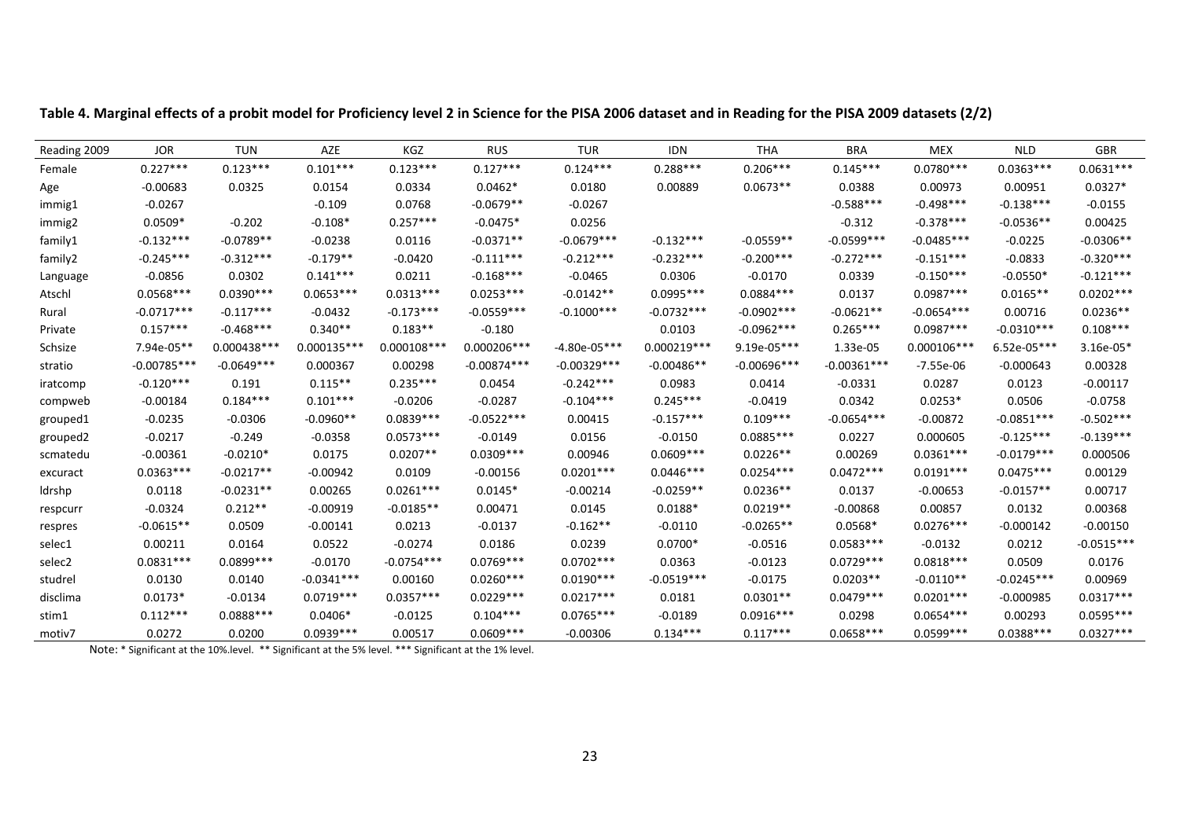**Table 4. Marginal effects of a probit model for Proficiency level 2 in Science for the PISA 2006 dataset and in Reading for the PISA 2009 datasets (2/2)**

| Reading 2009 | JOR | TUN | AZE | KGZ | RUS | TUR | IDN | THA | BRA | MEX | NLD | GBR |
|---|---|---|---|---|---|---|---|---|---|---|---|---|
| Female | 0.227*** | 0.123*** | 0.101*** | 0.123*** | 0.127*** | 0.124*** | 0.288*** | 0.206*** | 0.145*** | 0.0780*** | 0.0363*** | 0.0631*** |
| Age | -0.00683 | 0.0325 | 0.0154 | 0.0334 | 0.0462* | 0.0180 | 0.00889 | 0.0673** | 0.0388 | 0.00973 | 0.00951 | 0.0327* |
| immig1 | -0.0267 | | -0.109 | 0.0768 | -0.0679** | -0.0267 | | | -0.588*** | -0.498*** | -0.138*** | -0.0155 |
| immig2 | 0.0509* | -0.202 | -0.108* | 0.257*** | -0.0475* | 0.0256 | | | -0.312 | -0.378*** | -0.0536** | 0.00425 |
| family1 | -0.132*** | -0.0789** | -0.0238 | 0.0116 | -0.0371** | -0.0679*** | -0.132*** | -0.0559** | -0.0599*** | -0.0485*** | -0.0225 | -0.0306** |
| family2 | -0.245*** | -0.312*** | -0.179** | -0.0420 | -0.111*** | -0.212*** | -0.232*** | -0.200*** | -0.272*** | -0.151*** | -0.0833 | -0.320*** |
| Language | -0.0856 | 0.0302 | 0.141*** | 0.0211 | -0.168*** | -0.0465 | 0.0306 | -0.0170 | 0.0339 | -0.150*** | -0.0550* | -0.121*** |
| Atschl | 0.0568*** | 0.0390*** | 0.0653*** | 0.0313*** | 0.0253*** | -0.0142** | 0.0995*** | 0.0884*** | 0.0137 | 0.0987*** | 0.0165** | 0.0202*** |
| Rural | -0.0717*** | -0.117*** | -0.0432 | -0.173*** | -0.0559*** | -0.1000*** | -0.0732*** | -0.0902*** | -0.0621** | -0.0654*** | 0.00716 | 0.0236** |
| Private | 0.157*** | -0.468*** | 0.340** | 0.183** | -0.180 | | 0.0103 | -0.0962*** | 0.265*** | 0.0987*** | -0.0310*** | 0.108*** |
| Schsize | 7.94e-05** | 0.000438*** | 0.000135*** | 0.000108*** | 0.000206*** | -4.80e-05*** | 0.000219*** | 9.19e-05*** | 1.33e-05 | 0.000106*** | 6.52e-05*** | 3.16e-05* |
| stratio | -0.00785*** | -0.0649*** | 0.000367 | 0.00298 | -0.00874*** | -0.00329*** | -0.00486** | -0.00696*** | -0.00361*** | -7.55e-06 | -0.000643 | 0.00328 |
| iratcomp | -0.120*** | 0.191 | 0.115** | 0.235*** | 0.0454 | -0.242*** | 0.0983 | 0.0414 | -0.0331 | 0.0287 | 0.0123 | -0.00117 |
| compweb | -0.00184 | 0.184*** | 0.101*** | -0.0206 | -0.0287 | -0.104*** | 0.245*** | -0.0419 | 0.0342 | 0.0253* | 0.0506 | -0.0758 |
| grouped1 | -0.0235 | -0.0306 | -0.0960** | 0.0839*** | -0.0522*** | 0.00415 | -0.157*** | 0.109*** | -0.0654*** | -0.00872 | -0.0851*** | -0.502*** |
| grouped2 | -0.0217 | -0.249 | -0.0358 | 0.0573*** | -0.0149 | 0.0156 | -0.0150 | 0.0885*** | 0.0227 | 0.000605 | -0.125*** | -0.139*** |
| scmatedu | -0.00361 | -0.0210* | 0.0175 | 0.0207** | 0.0309*** | 0.00946 | 0.0609*** | 0.0226** | 0.00269 | 0.0361*** | -0.0179*** | 0.000506 |
| excuract | 0.0363*** | -0.0217** | -0.00942 | 0.0109 | -0.00156 | 0.0201*** | 0.0446*** | 0.0254*** | 0.0472*** | 0.0191*** | 0.0475*** | 0.00129 |
| ldrshp | 0.0118 | -0.0231** | 0.00265 | 0.0261*** | 0.0145* | -0.00214 | -0.0259** | 0.0236** | 0.0137 | -0.00653 | -0.0157** | 0.00717 |
| respcurr | -0.0324 | 0.212** | -0.00919 | -0.0185** | 0.00471 | 0.0145 | 0.0188* | 0.0219** | -0.00868 | 0.00857 | 0.0132 | 0.00368 |
| respres | -0.0615** | 0.0509 | -0.00141 | 0.0213 | -0.0137 | -0.162** | -0.0110 | -0.0265** | 0.0568* | 0.0276*** | -0.000142 | -0.00150 |
| selec1 | 0.00211 | 0.0164 | 0.0522 | -0.0274 | 0.0186 | 0.0239 | 0.0700* | -0.0516 | 0.0583*** | -0.0132 | 0.0212 | -0.0515*** |
| selec2 | 0.0831*** | 0.0899*** | -0.0170 | -0.0754*** | 0.0769*** | 0.0702*** | 0.0363 | -0.0123 | 0.0729*** | 0.0818*** | 0.0509 | 0.0176 |
| studrel | 0.0130 | 0.0140 | -0.0341*** | 0.00160 | 0.0260*** | 0.0190*** | -0.0519*** | -0.0175 | 0.0203** | -0.0110** | -0.0245*** | 0.00969 |
| disclima | 0.0173* | -0.0134 | 0.0719*** | 0.0357*** | 0.0229*** | 0.0217*** | 0.0181 | 0.0301** | 0.0479*** | 0.0201*** | -0.000985 | 0.0317*** |
| stim1 | 0.112*** | 0.0888*** | 0.0406* | -0.0125 | 0.104*** | 0.0765*** | -0.0189 | 0.0916*** | 0.0298 | 0.0654*** | 0.00293 | 0.0595*** |
| motiv7 | 0.0272 | 0.0200 | 0.0939*** | 0.00517 | 0.0609*** | -0.00306 | 0.134*** | 0.117*** | 0.0658*** | 0.0599*** | 0.0388*** | 0.0327*** |

Note: * Significant at the 10%.level. ** Significant at the 5% level. *** Significant at the 1% level.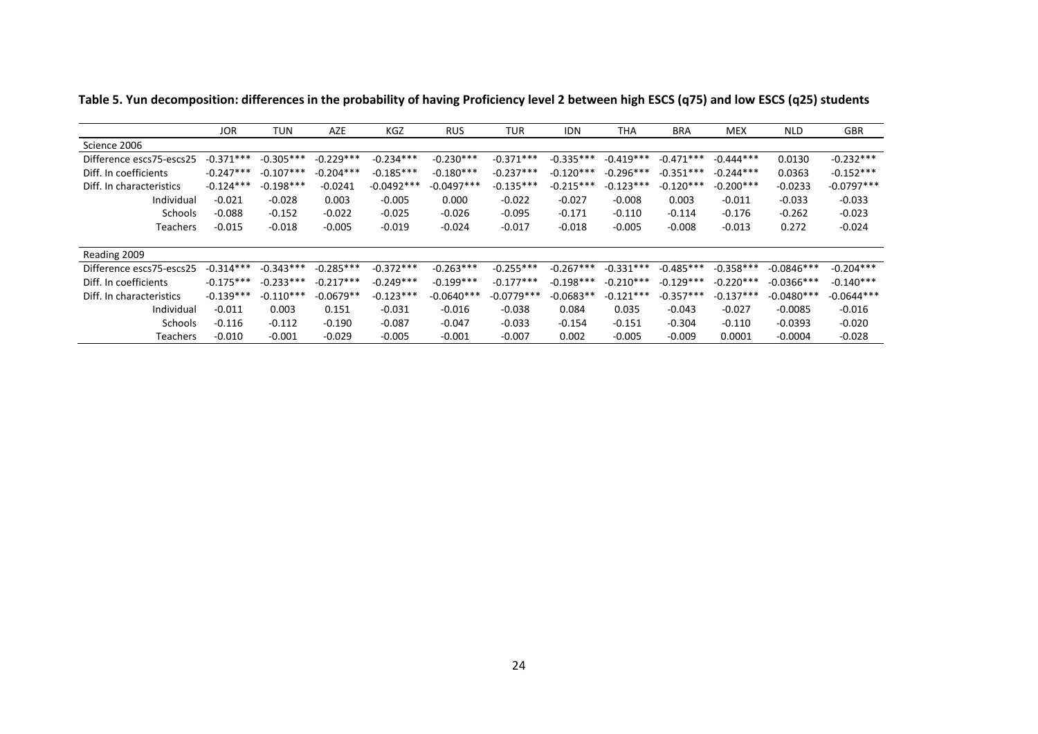**Table 5. Yun decomposition: differences in the probability of having Proficiency level 2 between high ESCS (q75) and low ESCS (q25) students**

| | JOR | TUN | AZE | KGZ | RUS | TUR | IDN | THA | BRA | MEX | NLD | GBR |
|---|---|---|---|---|---|---|---|---|---|---|---|---|
| Science 2006 | | | | | | | | | | | | |
| Difference escs75-escs25 | -0.371*** | -0.305*** | -0.229*** | -0.234*** | -0.230*** | -0.371*** | -0.335*** | -0.419*** | -0.471*** | -0.444*** | 0.0130 | -0.232*** |
| Diff. In coefficients | -0.247*** | -0.107*** | -0.204*** | -0.185*** | -0.180*** | -0.237*** | -0.120*** | -0.296*** | -0.351*** | -0.244*** | 0.0363 | -0.152*** |
| Diff. In characteristics | -0.124*** | -0.198*** | -0.0241 | -0.0492*** | -0.0497*** | -0.135*** | -0.215*** | -0.123*** | -0.120*** | -0.200*** | -0.0233 | -0.0797*** |
| Individual | -0.021 | -0.028 | 0.003 | -0.005 | 0.000 | -0.022 | -0.027 | -0.008 | 0.003 | -0.011 | -0.033 | -0.033 |
| Schools | -0.088 | -0.152 | -0.022 | -0.025 | -0.026 | -0.095 | -0.171 | -0.110 | -0.114 | -0.176 | -0.262 | -0.023 |
| Teachers | -0.015 | -0.018 | -0.005 | -0.019 | -0.024 | -0.017 | -0.018 | -0.005 | -0.008 | -0.013 | 0.272 | -0.024 |
| Reading 2009 | | | | | | | | | | | | |
| Difference escs75-escs25 | -0.314*** | -0.343*** | -0.285*** | -0.372*** | -0.263*** | -0.255*** | -0.267*** | -0.331*** | -0.485*** | -0.358*** | -0.0846*** | -0.204*** |
| Diff. In coefficients | -0.175*** | -0.233*** | -0.217*** | -0.249*** | -0.199*** | -0.177*** | -0.198*** | -0.210*** | -0.129*** | -0.220*** | -0.0366*** | -0.140*** |
| Diff. In characteristics | -0.139*** | -0.110*** | -0.0679** | -0.123*** | -0.0640*** | -0.0779*** | -0.0683** | -0.121*** | -0.357*** | -0.137*** | -0.0480*** | -0.0644*** |
| Individual | -0.011 | 0.003 | 0.151 | -0.031 | -0.016 | -0.038 | 0.084 | 0.035 | -0.043 | -0.027 | -0.0085 | -0.016 |
| Schools | -0.116 | -0.112 | -0.190 | -0.087 | -0.047 | -0.033 | -0.154 | -0.151 | -0.304 | -0.110 | -0.0393 | -0.020 |
| Teachers | -0.010 | -0.001 | -0.029 | -0.005 | -0.001 | -0.007 | 0.002 | -0.005 | -0.009 | 0.0001 | -0.0004 | -0.028 |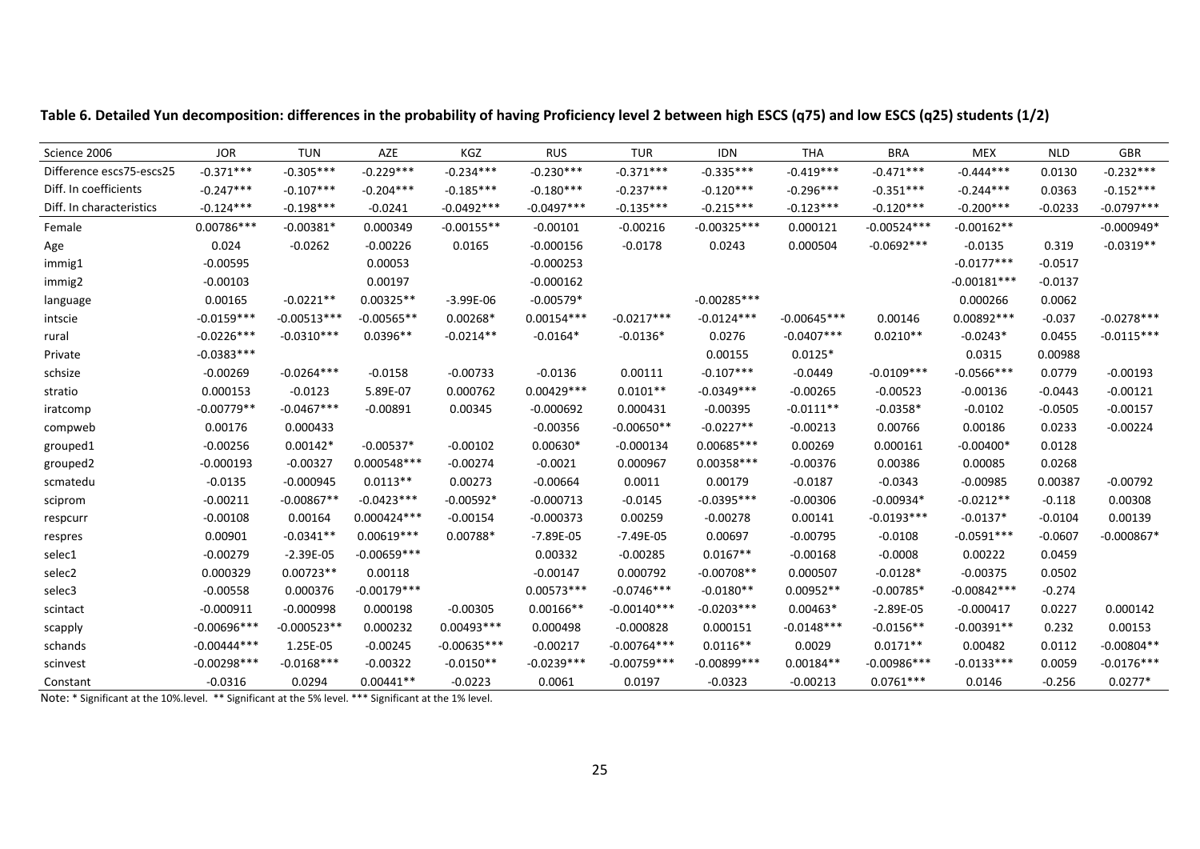**Table 6. Detailed Yun decomposition: differences in the probability of having Proficiency level 2 between high ESCS (q75) and low ESCS (q25) students (1/2)**

| Science 2006 | JOR | TUN | AZE | KGZ | RUS | TUR | IDN | THA | BRA | MEX | NLD | GBR |
|---|---|---|---|---|---|---|---|---|---|---|---|---|
| Difference escs75-escs25 | -0.371*** | -0.305*** | -0.229*** | -0.234*** | -0.230*** | -0.371*** | -0.335*** | -0.419*** | -0.471*** | -0.444*** | 0.0130 | -0.232*** |
| Diff. In coefficients | -0.247*** | -0.107*** | -0.204*** | -0.185*** | -0.180*** | -0.237*** | -0.120*** | -0.296*** | -0.351*** | -0.244*** | 0.0363 | -0.152*** |
| Diff. In characteristics | -0.124*** | -0.198*** | -0.0241 | -0.0492*** | -0.0497*** | -0.135*** | -0.215*** | -0.123*** | -0.120*** | -0.200*** | -0.0233 | -0.0797*** |
| Female | 0.00786*** | -0.00381* | 0.000349 | -0.00155** | -0.00101 | -0.00216 | -0.00325*** | 0.000121 | -0.00524*** | -0.00162** | | -0.000949* |
| Age | 0.024 | -0.0262 | -0.00226 | 0.0165 | -0.000156 | -0.0178 | 0.0243 | 0.000504 | -0.0692*** | -0.0135 | 0.319 | -0.0319** |
| immig1 | -0.00595 | | 0.00053 | | -0.000253 | | | | | -0.0177*** | -0.0517 | |
| immig2 | -0.00103 | | 0.00197 | | -0.000162 | | | | | -0.00181*** | -0.0137 | |
| language | 0.00165 | -0.0221** | 0.00325** | -3.99E-06 | -0.00579* | | -0.00285*** | | | 0.000266 | 0.0062 | |
| intscie | -0.0159*** | -0.00513*** | -0.00565** | 0.00268* | 0.00154*** | -0.0217*** | -0.0124*** | -0.00645*** | 0.00146 | 0.00892*** | -0.037 | -0.0278*** |
| rural | -0.0226*** | -0.0310*** | 0.0396** | -0.0214** | -0.0164* | -0.0136* | 0.0276 | -0.0407*** | 0.0210** | -0.0243* | 0.0455 | -0.0115*** |
| Private | -0.0383*** | | | | | | 0.00155 | 0.0125* | | 0.0315 | 0.00988 | |
| schsize | -0.00269 | -0.0264*** | -0.0158 | -0.00733 | -0.0136 | 0.00111 | -0.107*** | -0.0449 | -0.0109*** | -0.0566*** | 0.0779 | -0.00193 |
| stratio | 0.000153 | -0.0123 | 5.89E-07 | 0.000762 | 0.00429*** | 0.0101** | -0.0349*** | -0.00265 | -0.00523 | -0.00136 | -0.0443 | -0.00121 |
| iratcomp | -0.00779** | -0.0467*** | -0.00891 | 0.00345 | -0.000692 | 0.000431 | -0.00395 | -0.0111** | -0.0358* | -0.0102 | -0.0505 | -0.00157 |
| compweb | 0.00176 | 0.000433 | | | -0.00356 | -0.00650** | -0.0227** | -0.00213 | 0.00766 | 0.00186 | 0.0233 | -0.00224 |
| grouped1 | -0.00256 | 0.00142* | -0.00537* | -0.00102 | 0.00630* | -0.000134 | 0.00685*** | 0.00269 | 0.000161 | -0.00400* | 0.0128 | |
| grouped2 | -0.000193 | -0.00327 | 0.000548*** | -0.00274 | -0.0021 | 0.000967 | 0.00358*** | -0.00376 | 0.00386 | 0.00085 | 0.0268 | |
| scmatedu | -0.0135 | -0.000945 | 0.0113** | 0.00273 | -0.00664 | 0.0011 | 0.00179 | -0.0187 | -0.0343 | -0.00985 | 0.00387 | -0.00792 |
| sciprom | -0.00211 | -0.00867** | -0.0423*** | -0.00592* | -0.000713 | -0.0145 | -0.0395*** | -0.00306 | -0.00934* | -0.0212** | -0.118 | 0.00308 |
| respcurr | -0.00108 | 0.00164 | 0.000424*** | -0.00154 | -0.000373 | 0.00259 | -0.00278 | 0.00141 | -0.0193*** | -0.0137* | -0.0104 | 0.00139 |
| respres | 0.00901 | -0.0341** | 0.00619*** | 0.00788* | -7.89E-05 | -7.49E-05 | 0.00697 | -0.00795 | -0.0108 | -0.0591*** | -0.0607 | -0.000867* |
| selec1 | -0.00279 | -2.39E-05 | -0.00659*** | | 0.00332 | -0.00285 | 0.0167** | -0.00168 | -0.0008 | 0.00222 | 0.0459 | |
| selec2 | 0.000329 | 0.00723** | 0.00118 | | -0.00147 | 0.000792 | -0.00708** | 0.000507 | -0.0128* | -0.00375 | 0.0502 | |
| selec3 | -0.00558 | 0.000376 | -0.00179*** | | 0.00573*** | -0.0746*** | -0.0180** | 0.00952** | -0.00785* | -0.00842*** | -0.274 | |
| scintact | -0.000911 | -0.000998 | 0.000198 | -0.00305 | 0.00166** | -0.00140*** | -0.0203*** | 0.00463* | -2.89E-05 | -0.000417 | 0.0227 | 0.000142 |
| scapply | -0.00696*** | -0.000523** | 0.000232 | 0.00493*** | 0.000498 | -0.000828 | 0.000151 | -0.0148*** | -0.0156** | -0.00391** | 0.232 | 0.00153 |
| schands | -0.00444*** | 1.25E-05 | -0.00245 | -0.00635*** | -0.00217 | -0.00764*** | 0.0116** | 0.0029 | 0.0171** | 0.00482 | 0.0112 | -0.00804** |
| scinvest | -0.00298*** | -0.0168*** | -0.00322 | -0.0150** | -0.0239*** | -0.00759*** | -0.00899*** | 0.00184** | -0.00986*** | -0.0133*** | 0.0059 | -0.0176*** |
| Constant | -0.0316 | 0.0294 | 0.00441** | -0.0223 | 0.0061 | 0.0197 | -0.0323 | -0.00213 | 0.0761*** | 0.0146 | -0.256 | 0.0277* |

Note: * Significant at the 10%.level. ** Significant at the 5% level. *** Significant at the 1% level.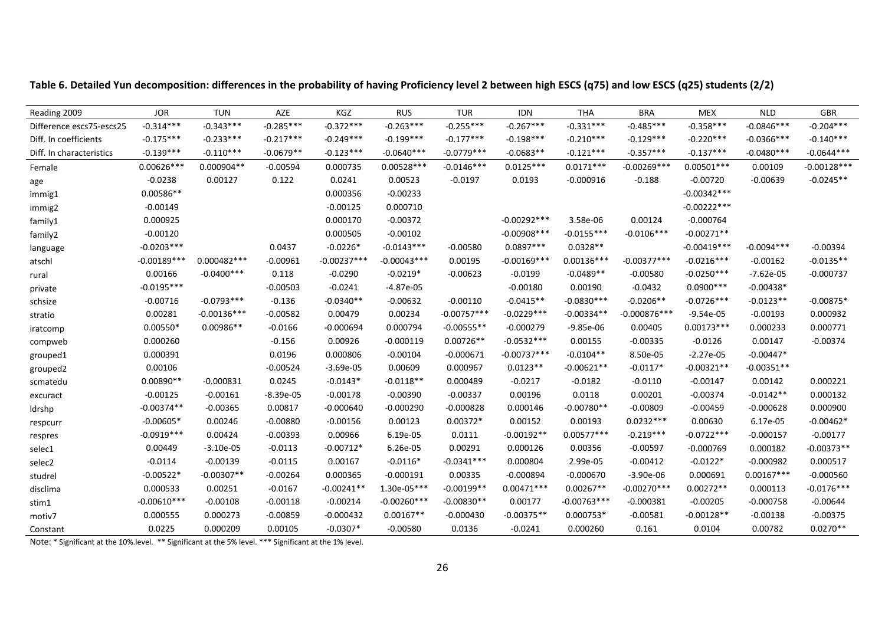**Table 6. Detailed Yun decomposition: differences in the probability of having Proficiency level 2 between high ESCS (q75) and low ESCS (q25) students (2/2)**

| Reading 2009 | JOR | TUN | AZE | KGZ | RUS | TUR | IDN | THA | BRA | MEX | NLD | GBR |
|---|---|---|---|---|---|---|---|---|---|---|---|---|
| Difference escs75-escs25 | -0.314*** | -0.343*** | -0.285*** | -0.372*** | -0.263*** | -0.255*** | -0.267*** | -0.331*** | -0.485*** | -0.358*** | -0.0846*** | -0.204*** |
| Diff. In coefficients | -0.175*** | -0.233*** | -0.217*** | -0.249*** | -0.199*** | -0.177*** | -0.198*** | -0.210*** | -0.129*** | -0.220*** | -0.0366*** | -0.140*** |
| Diff. In characteristics | -0.139*** | -0.110*** | -0.0679** | -0.123*** | -0.0640*** | -0.0779*** | -0.0683** | -0.121*** | -0.357*** | -0.137*** | -0.0480*** | -0.0644*** |
| Female | 0.00626*** | 0.000904** | -0.00594 | 0.000735 | 0.00528*** | -0.0146*** | 0.0125*** | 0.0171*** | -0.00269*** | 0.00501*** | 0.00109 | -0.00128*** |
| age | -0.0238 | 0.00127 | 0.122 | 0.0241 | 0.00523 | -0.0197 | 0.0193 | -0.000916 | -0.188 | -0.00720 | -0.00639 | -0.0245** |
| immig1 | 0.00586** | | | 0.000356 | -0.00233 | | | | | -0.00342*** | | |
| immig2 | -0.00149 | | | -0.00125 | 0.000710 | | | | | -0.00222*** | | |
| family1 | 0.000925 | | | 0.000170 | -0.00372 | | -0.00292*** | 3.58e-06 | 0.00124 | -0.000764 | | |
| family2 | -0.00120 | | | 0.000505 | -0.00102 | | -0.00908*** | -0.0155*** | -0.0106*** | -0.00271** | | |
| language | -0.0203*** | | 0.0437 | -0.0226* | -0.0143*** | -0.00580 | 0.0897*** | 0.0328** | | -0.00419*** | -0.0094*** | -0.00394 |
| atschl | -0.00189*** | 0.000482*** | -0.00961 | -0.00237*** | -0.00043*** | 0.00195 | -0.00169*** | 0.00136*** | -0.00377*** | -0.0216*** | -0.00162 | -0.0135** |
| rural | 0.00166 | -0.0400*** | 0.118 | -0.0290 | -0.0219* | -0.00623 | -0.0199 | -0.0489** | -0.00580 | -0.0250*** | -7.62e-05 | -0.000737 |
| private | -0.0195*** | | -0.00503 | -0.0241 | -4.87e-05 | | -0.00180 | 0.00190 | -0.0432 | 0.0900*** | -0.00438* | |
| schsize | -0.00716 | -0.0793*** | -0.136 | -0.0340** | -0.00632 | -0.00110 | -0.0415** | -0.0830*** | -0.0206** | -0.0726*** | -0.0123** | -0.00875* |
| stratio | 0.00281 | -0.00136*** | -0.00582 | 0.00479 | 0.00234 | -0.00757*** | -0.0229*** | -0.00334** | -0.000876*** | -9.54e-05 | -0.00193 | 0.000932 |
| iratcomp | 0.00550* | 0.00986** | -0.0166 | -0.000694 | 0.000794 | -0.00555** | -0.000279 | -9.85e-06 | 0.00405 | 0.00173*** | 0.000233 | 0.000771 |
| compweb | 0.000260 | | -0.156 | 0.00926 | -0.000119 | 0.00726** | -0.0532*** | 0.00155 | -0.00335 | -0.0126 | 0.00147 | -0.00374 |
| grouped1 | 0.000391 | | 0.0196 | 0.000806 | -0.00104 | -0.000671 | -0.00737*** | -0.0104** | 8.50e-05 | -2.27e-05 | -0.00447* | |
| grouped2 | 0.00106 | | -0.00524 | -3.69e-05 | 0.00609 | 0.000967 | 0.0123** | -0.00621** | -0.0117* | -0.00321** | -0.00351** | |
| scmatedu | 0.00890** | -0.000831 | 0.0245 | -0.0143* | -0.0118** | 0.000489 | -0.0217 | -0.0182 | -0.0110 | -0.00147 | 0.00142 | 0.000221 |
| excuract | -0.00125 | -0.00161 | -8.39e-05 | -0.00178 | -0.00390 | -0.00337 | 0.00196 | 0.0118 | 0.00201 | -0.00374 | -0.0142** | 0.000132 |
| ldrshp | -0.00374** | -0.00365 | 0.00817 | -0.000640 | -0.000290 | -0.000828 | 0.000146 | -0.00780** | -0.00809 | -0.00459 | -0.000628 | 0.000900 |
| respcurr | -0.00605* | 0.00246 | -0.00880 | -0.00156 | 0.00123 | 0.00372* | 0.00152 | 0.00193 | 0.0232*** | 0.00630 | 6.17e-05 | -0.00462* |
| respres | -0.0919*** | 0.00424 | -0.00393 | 0.00966 | 6.19e-05 | 0.0111 | -0.00192** | 0.00577*** | -0.219*** | -0.0722*** | -0.000157 | -0.00177 |
| selec1 | 0.00449 | -3.10e-05 | -0.0113 | -0.00712* | 6.26e-05 | 0.00291 | 0.000126 | 0.00356 | -0.00597 | -0.000769 | 0.000182 | -0.00373** |
| selec2 | -0.0114 | -0.00139 | -0.0115 | 0.00167 | -0.0116* | -0.0341*** | 0.000804 | 2.99e-05 | -0.00412 | -0.0122* | -0.000982 | 0.000517 |
| studrel | -0.00522* | -0.00307** | -0.00264 | 0.000365 | -0.000191 | 0.00335 | -0.000894 | -0.000670 | -3.90e-06 | 0.000691 | 0.00167*** | -0.000560 |
| disclima | 0.000533 | 0.00251 | -0.0167 | -0.00241** | 1.30e-05*** | -0.00199** | 0.00471*** | 0.00267** | -0.00270*** | 0.00272** | 0.000113 | -0.0176*** |
| stim1 | -0.00610*** | -0.00108 | -0.00118 | -0.00214 | -0.00260*** | -0.00830** | 0.00177 | -0.00763*** | -0.000381 | -0.00205 | -0.000758 | -0.00644 |
| motiv7 | 0.000555 | 0.000273 | -0.00859 | -0.000432 | 0.00167** | -0.000430 | -0.00375** | 0.000753* | -0.00581 | -0.00128** | -0.00138 | -0.00375 |
| Constant | 0.0225 | 0.000209 | 0.00105 | -0.0307* | -0.00580 | 0.0136 | -0.0241 | 0.000260 | 0.161 | 0.0104 | 0.00782 | 0.0270** |

Note: * Significant at the 10%.level. ** Significant at the 5% level. *** Significant at the 1% level.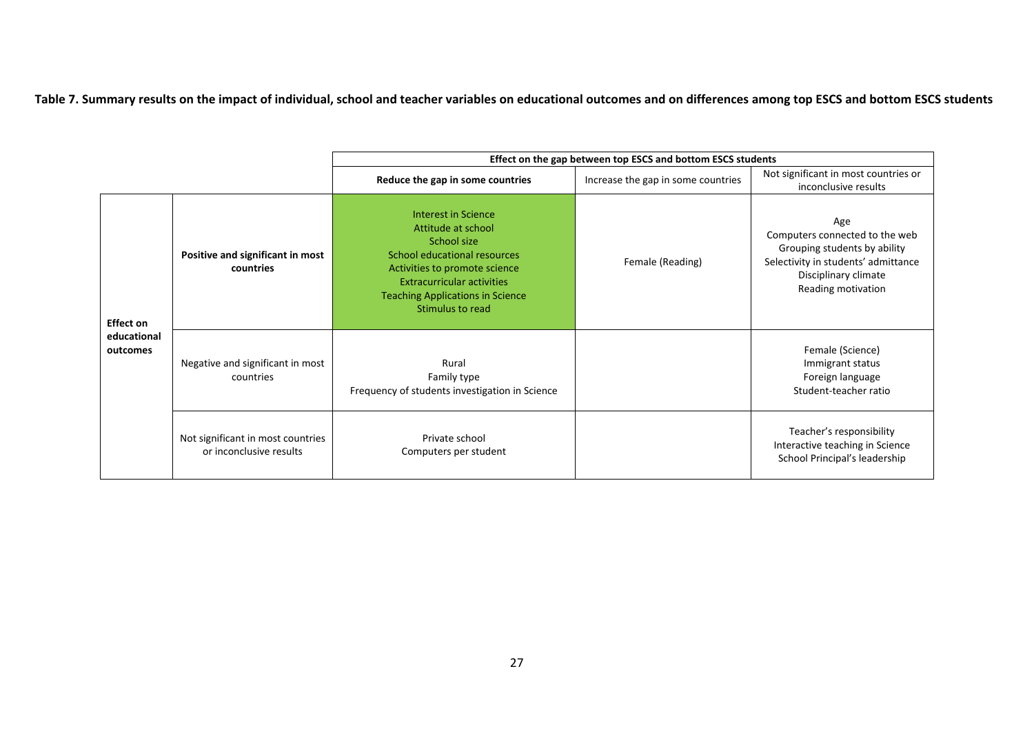**Table 7. Summary results on the impact of individual, school and teacher variables on educational outcomes and on differences among top ESCS and bottom ESCS students**

| | | Effect on the gap between top ESCS and bottom ESCS students | | |
|---|---|---|---|---|
| | | **Reduce the gap in some countries** | Increase the gap in some countries | Not significant in most countries or inconclusive results |
| **Effect on educational outcomes** | **Positive and significant in most countries** | Interest in Science<br>Attitude at school<br>School size<br>School educational resources<br>Activities to promote science<br>Extracurricular activities<br>Teaching Applications in Science<br>Stimulus to read | Female (Reading) | Age<br>Computers connected to the web<br>Grouping students by ability<br>Selectivity in students' admittance<br>Disciplinary climate<br>Reading motivation |
| | Negative and significant in most countries | Rural<br>Family type<br>Frequency of students investigation in Science | | Female (Science)<br>Immigrant status<br>Foreign language<br>Student-teacher ratio |
| | Not significant in most countries or inconclusive results | Private school<br>Computers per student | | Teacher's responsibility<br>Interactive teaching in Science<br>School Principal's leadership |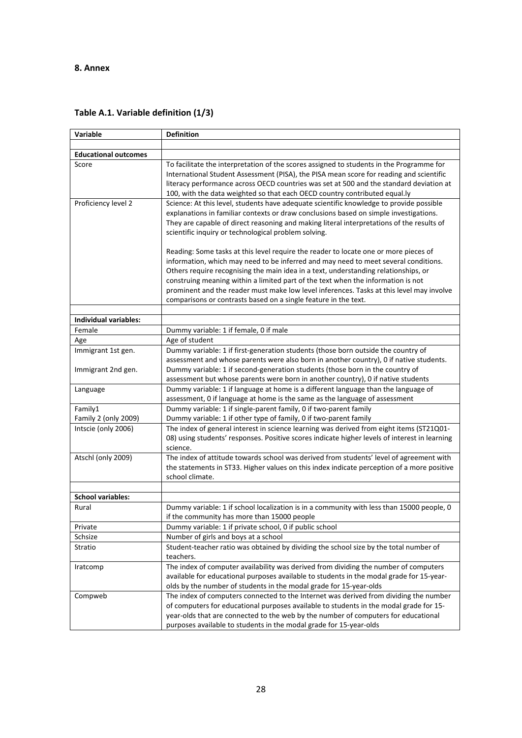## 8. Annex

### Table A.1. Variable definition (1/3)

| Variable | Definition |
|---|---|
| | |
| **Educational outcomes** | |
| Score | To facilitate the interpretation of the scores assigned to students in the Programme for International Student Assessment (PISA), the PISA mean score for reading and scientific literacy performance across OECD countries was set at 500 and the standard deviation at 100, with the data weighted so that each OECD country contributed equal.ly |
| Proficiency level 2 | Science: At this level, students have adequate scientific knowledge to provide possible explanations in familiar contexts or draw conclusions based on simple investigations. They are capable of direct reasoning and making literal interpretations of the results of scientific inquiry or technological problem solving.<br><br>Reading: Some tasks at this level require the reader to locate one or more pieces of information, which may need to be inferred and may need to meet several conditions. Others require recognising the main idea in a text, understanding relationships, or construing meaning within a limited part of the text when the information is not prominent and the reader must make low level inferences. Tasks at this level may involve comparisons or contrasts based on a single feature in the text. |
| | |
| **Individual variables:** | |
| Female | Dummy variable: 1 if female, 0 if male |
| Age | Age of student |
| Immigrant 1st gen.<br><br>Immigrant 2nd gen. | Dummy variable: 1 if first-generation students (those born outside the country of assessment and whose parents were also born in another country), 0 if native students.<br>Dummy variable: 1 if second-generation students (those born in the country of assessment but whose parents were born in another country), 0 if native students |
| Language | Dummy variable: 1 if language at home is a different language than the language of assessment, 0 if language at home is the same as the language of assessment |
| Family1<br>Family 2 (only 2009) | Dummy variable: 1 if single-parent family, 0 if two-parent family<br>Dummy variable: 1 if other type of family, 0 if two-parent family |
| Intscie (only 2006) | The index of general interest in science learning was derived from eight items (ST21Q01-08) using students' responses. Positive scores indicate higher levels of interest in learning science. |
| Atschl (only 2009) | The index of attitude towards school was derived from students' level of agreement with the statements in ST33. Higher values on this index indicate perception of a more positive school climate. |
| | |
| **School variables:** | |
| Rural | Dummy variable: 1 if school localization is in a community with less than 15000 people, 0 if the community has more than 15000 people |
| Private | Dummy variable: 1 if private school, 0 if public school |
| Schsize | Number of girls and boys at a school |
| Stratio | Student-teacher ratio was obtained by dividing the school size by the total number of teachers. |
| Iratcomp | The index of computer availability was derived from dividing the number of computers available for educational purposes available to students in the modal grade for 15-year-olds by the number of students in the modal grade for 15-year-olds |
| Compweb | The index of computers connected to the Internet was derived from dividing the number of computers for educational purposes available to students in the modal grade for 15-year-olds that are connected to the web by the number of computers for educational purposes available to students in the modal grade for 15-year-olds |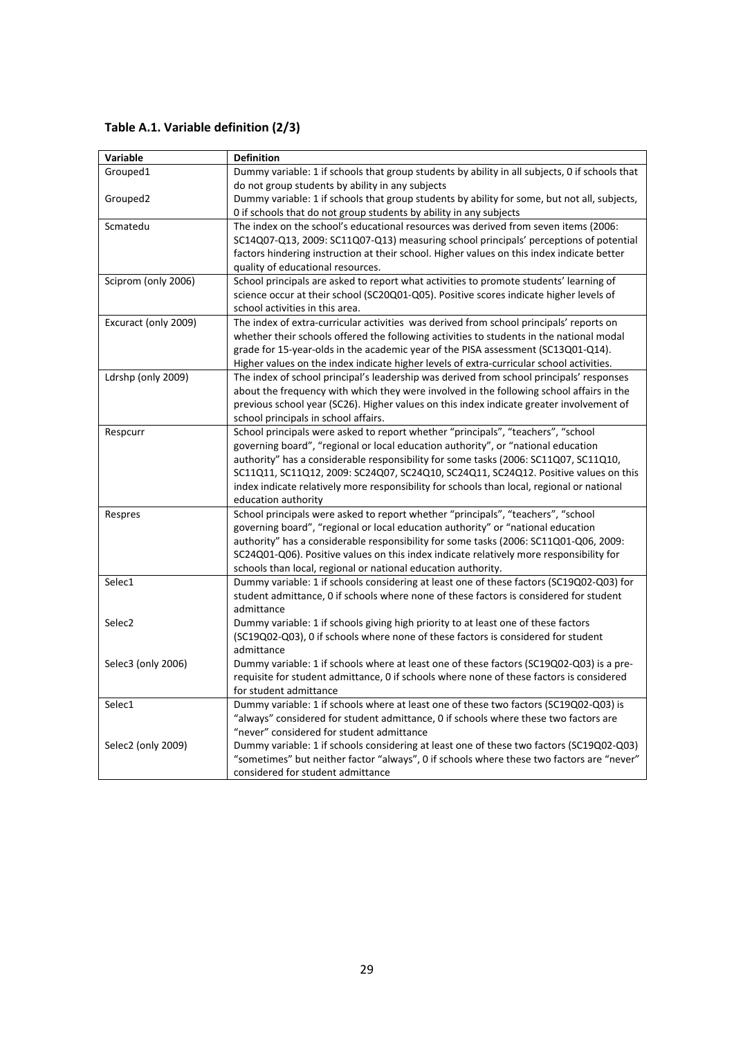**Table A.1. Variable definition (2/3)**

| Variable | Definition |
|---|---|
| Grouped1 | Dummy variable: 1 if schools that group students by ability in all subjects, 0 if schools that do not group students by ability in any subjects |
| Grouped2 | Dummy variable: 1 if schools that group students by ability for some, but not all, subjects, 0 if schools that do not group students by ability in any subjects |
| Scmatedu | The index on the school's educational resources was derived from seven items (2006: SC14Q07-Q13, 2009: SC11Q07-Q13) measuring school principals' perceptions of potential factors hindering instruction at their school. Higher values on this index indicate better quality of educational resources. |
| Sciprom (only 2006) | School principals are asked to report what activities to promote students' learning of science occur at their school (SC20Q01-Q05). Positive scores indicate higher levels of school activities in this area. |
| Excuract (only 2009) | The index of extra-curricular activities was derived from school principals' reports on whether their schools offered the following activities to students in the national modal grade for 15-year-olds in the academic year of the PISA assessment (SC13Q01-Q14). Higher values on the index indicate higher levels of extra-curricular school activities. |
| Ldrshp (only 2009) | The index of school principal's leadership was derived from school principals' responses about the frequency with which they were involved in the following school affairs in the previous school year (SC26). Higher values on this index indicate greater involvement of school principals in school affairs. |
| Respcurr | School principals were asked to report whether "principals", "teachers", "school governing board", "regional or local education authority", or "national education authority" has a considerable responsibility for some tasks (2006: SC11Q07, SC11Q10, SC11Q11, SC11Q12, 2009: SC24Q07, SC24Q10, SC24Q11, SC24Q12. Positive values on this index indicate relatively more responsibility for schools than local, regional or national education authority |
| Respres | School principals were asked to report whether "principals", "teachers", "school governing board", "regional or local education authority" or "national education authority" has a considerable responsibility for some tasks (2006: SC11Q01-Q06, 2009: SC24Q01-Q06). Positive values on this index indicate relatively more responsibility for schools than local, regional or national education authority. |
| Selec1 | Dummy variable: 1 if schools considering at least one of these factors (SC19Q02-Q03) for student admittance, 0 if schools where none of these factors is considered for student admittance |
| Selec2 | Dummy variable: 1 if schools giving high priority to at least one of these factors (SC19Q02-Q03), 0 if schools where none of these factors is considered for student admittance |
| Selec3 (only 2006) | Dummy variable: 1 if schools where at least one of these factors (SC19Q02-Q03) is a pre-requisite for student admittance, 0 if schools where none of these factors is considered for student admittance |
| Selec1 | Dummy variable: 1 if schools where at least one of these two factors (SC19Q02-Q03) is "always" considered for student admittance, 0 if schools where these two factors are "never" considered for student admittance |
| Selec2 (only 2009) | Dummy variable: 1 if schools considering at least one of these two factors (SC19Q02-Q03) "sometimes" but neither factor "always", 0 if schools where these two factors are "never" considered for student admittance |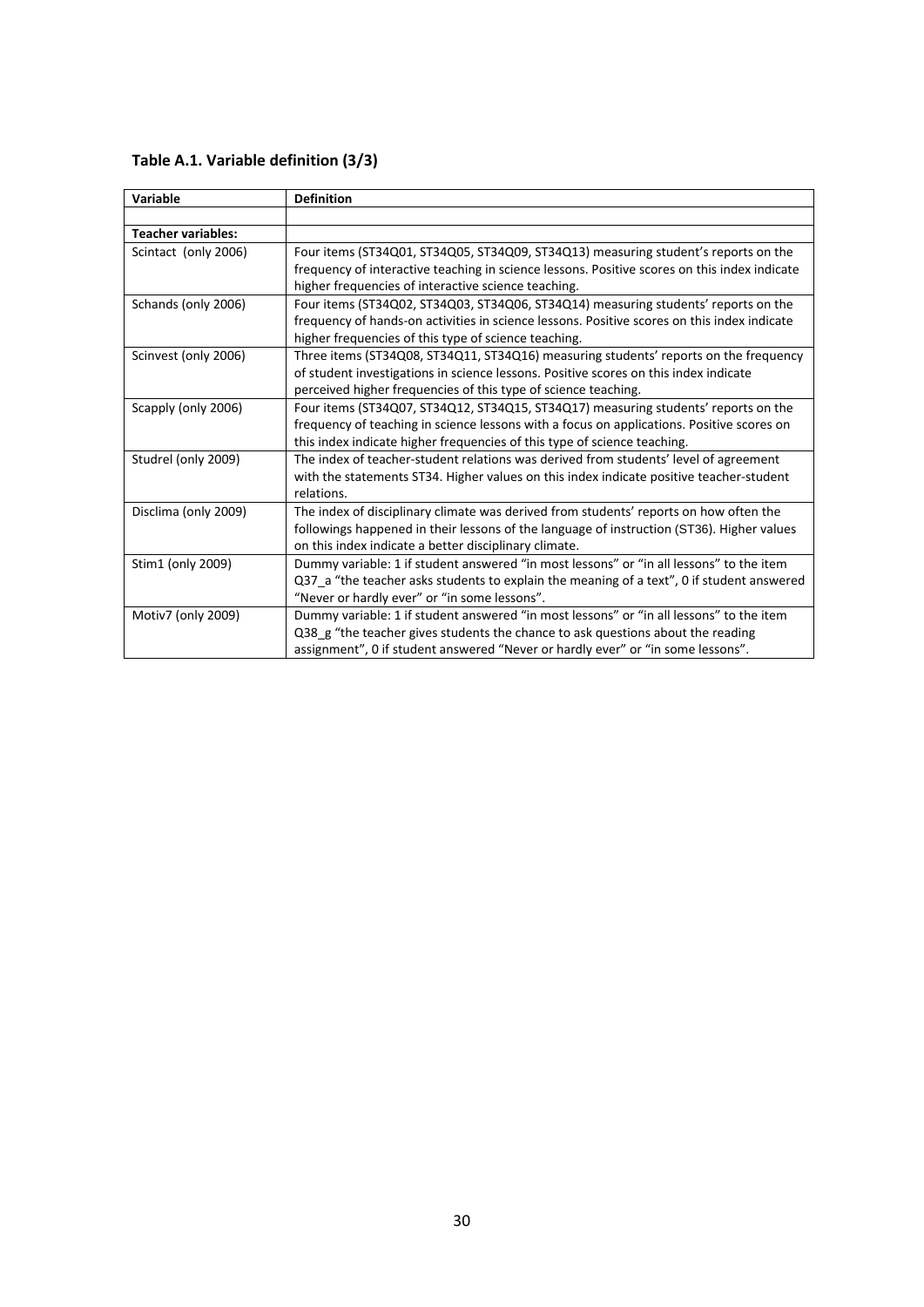**Table A.1. Variable definition (3/3)**

| Variable | Definition |
|---|---|
| | |
| **Teacher variables:** | |
| Scintact (only 2006) | Four items (ST34Q01, ST34Q05, ST34Q09, ST34Q13) measuring student's reports on the frequency of interactive teaching in science lessons. Positive scores on this index indicate higher frequencies of interactive science teaching. |
| Schands (only 2006) | Four items (ST34Q02, ST34Q03, ST34Q06, ST34Q14) measuring students' reports on the frequency of hands-on activities in science lessons. Positive scores on this index indicate higher frequencies of this type of science teaching. |
| Scinvest (only 2006) | Three items (ST34Q08, ST34Q11, ST34Q16) measuring students' reports on the frequency of student investigations in science lessons. Positive scores on this index indicate perceived higher frequencies of this type of science teaching. |
| Scapply (only 2006) | Four items (ST34Q07, ST34Q12, ST34Q15, ST34Q17) measuring students' reports on the frequency of teaching in science lessons with a focus on applications. Positive scores on this index indicate higher frequencies of this type of science teaching. |
| Studrel (only 2009) | The index of teacher-student relations was derived from students' level of agreement with the statements ST34. Higher values on this index indicate positive teacher-student relations. |
| Disclima (only 2009) | The index of disciplinary climate was derived from students' reports on how often the followings happened in their lessons of the language of instruction (ST36). Higher values on this index indicate a better disciplinary climate. |
| Stim1 (only 2009) | Dummy variable: 1 if student answered "in most lessons" or "in all lessons" to the item Q37_a "the teacher asks students to explain the meaning of a text", 0 if student answered "Never or hardly ever" or "in some lessons". |
| Motiv7 (only 2009) | Dummy variable: 1 if student answered "in most lessons" or "in all lessons" to the item Q38_g "the teacher gives students the chance to ask questions about the reading assignment", 0 if student answered "Never or hardly ever" or "in some lessons". |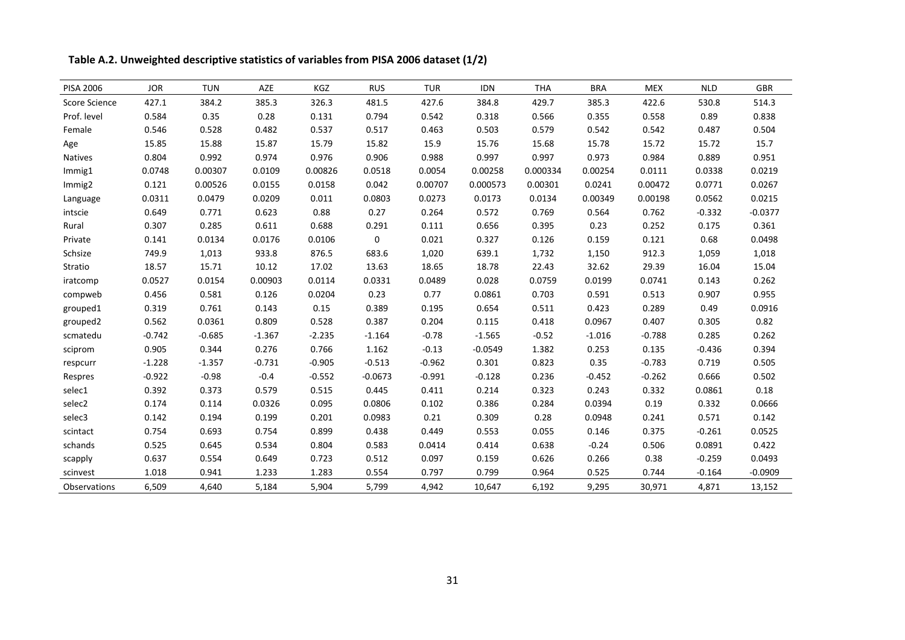**Table A.2. Unweighted descriptive statistics of variables from PISA 2006 dataset (1/2)**

| PISA 2006 | JOR | TUN | AZE | KGZ | RUS | TUR | IDN | THA | BRA | MEX | NLD | GBR |
|---|---|---|---|---|---|---|---|---|---|---|---|---|
| Score Science | 427.1 | 384.2 | 385.3 | 326.3 | 481.5 | 427.6 | 384.8 | 429.7 | 385.3 | 422.6 | 530.8 | 514.3 |
| Prof. level | 0.584 | 0.35 | 0.28 | 0.131 | 0.794 | 0.542 | 0.318 | 0.566 | 0.355 | 0.558 | 0.89 | 0.838 |
| Female | 0.546 | 0.528 | 0.482 | 0.537 | 0.517 | 0.463 | 0.503 | 0.579 | 0.542 | 0.542 | 0.487 | 0.504 |
| Age | 15.85 | 15.88 | 15.87 | 15.79 | 15.82 | 15.9 | 15.76 | 15.68 | 15.78 | 15.72 | 15.72 | 15.7 |
| Natives | 0.804 | 0.992 | 0.974 | 0.976 | 0.906 | 0.988 | 0.997 | 0.997 | 0.973 | 0.984 | 0.889 | 0.951 |
| Immig1 | 0.0748 | 0.00307 | 0.0109 | 0.00826 | 0.0518 | 0.0054 | 0.00258 | 0.000334 | 0.00254 | 0.0111 | 0.0338 | 0.0219 |
| Immig2 | 0.121 | 0.00526 | 0.0155 | 0.0158 | 0.042 | 0.00707 | 0.000573 | 0.00301 | 0.0241 | 0.00472 | 0.0771 | 0.0267 |
| Language | 0.0311 | 0.0479 | 0.0209 | 0.011 | 0.0803 | 0.0273 | 0.0173 | 0.0134 | 0.00349 | 0.00198 | 0.0562 | 0.0215 |
| intscie | 0.649 | 0.771 | 0.623 | 0.88 | 0.27 | 0.264 | 0.572 | 0.769 | 0.564 | 0.762 | -0.332 | -0.0377 |
| Rural | 0.307 | 0.285 | 0.611 | 0.688 | 0.291 | 0.111 | 0.656 | 0.395 | 0.23 | 0.252 | 0.175 | 0.361 |
| Private | 0.141 | 0.0134 | 0.0176 | 0.0106 | 0 | 0.021 | 0.327 | 0.126 | 0.159 | 0.121 | 0.68 | 0.0498 |
| Schsize | 749.9 | 1,013 | 933.8 | 876.5 | 683.6 | 1,020 | 639.1 | 1,732 | 1,150 | 912.3 | 1,059 | 1,018 |
| Stratio | 18.57 | 15.71 | 10.12 | 17.02 | 13.63 | 18.65 | 18.78 | 22.43 | 32.62 | 29.39 | 16.04 | 15.04 |
| iratcomp | 0.0527 | 0.0154 | 0.00903 | 0.0114 | 0.0331 | 0.0489 | 0.028 | 0.0759 | 0.0199 | 0.0741 | 0.143 | 0.262 |
| compweb | 0.456 | 0.581 | 0.126 | 0.0204 | 0.23 | 0.77 | 0.0861 | 0.703 | 0.591 | 0.513 | 0.907 | 0.955 |
| grouped1 | 0.319 | 0.761 | 0.143 | 0.15 | 0.389 | 0.195 | 0.654 | 0.511 | 0.423 | 0.289 | 0.49 | 0.0916 |
| grouped2 | 0.562 | 0.0361 | 0.809 | 0.528 | 0.387 | 0.204 | 0.115 | 0.418 | 0.0967 | 0.407 | 0.305 | 0.82 |
| scmatedu | -0.742 | -0.685 | -1.367 | -2.235 | -1.164 | -0.78 | -1.565 | -0.52 | -1.016 | -0.788 | 0.285 | 0.262 |
| sciprom | 0.905 | 0.344 | 0.276 | 0.766 | 1.162 | -0.13 | -0.0549 | 1.382 | 0.253 | 0.135 | -0.436 | 0.394 |
| respcurr | -1.228 | -1.357 | -0.731 | -0.905 | -0.513 | -0.962 | 0.301 | 0.823 | 0.35 | -0.783 | 0.719 | 0.505 |
| Respres | -0.922 | -0.98 | -0.4 | -0.552 | -0.0673 | -0.991 | -0.128 | 0.236 | -0.452 | -0.262 | 0.666 | 0.502 |
| selec1 | 0.392 | 0.373 | 0.579 | 0.515 | 0.445 | 0.411 | 0.214 | 0.323 | 0.243 | 0.332 | 0.0861 | 0.18 |
| selec2 | 0.174 | 0.114 | 0.0326 | 0.095 | 0.0806 | 0.102 | 0.386 | 0.284 | 0.0394 | 0.19 | 0.332 | 0.0666 |
| selec3 | 0.142 | 0.194 | 0.199 | 0.201 | 0.0983 | 0.21 | 0.309 | 0.28 | 0.0948 | 0.241 | 0.571 | 0.142 |
| scintact | 0.754 | 0.693 | 0.754 | 0.899 | 0.438 | 0.449 | 0.553 | 0.055 | 0.146 | 0.375 | -0.261 | 0.0525 |
| schands | 0.525 | 0.645 | 0.534 | 0.804 | 0.583 | 0.0414 | 0.414 | 0.638 | -0.24 | 0.506 | 0.0891 | 0.422 |
| scapply | 0.637 | 0.554 | 0.649 | 0.723 | 0.512 | 0.097 | 0.159 | 0.626 | 0.266 | 0.38 | -0.259 | 0.0493 |
| scinvest | 1.018 | 0.941 | 1.233 | 1.283 | 0.554 | 0.797 | 0.799 | 0.964 | 0.525 | 0.744 | -0.164 | -0.0909 |
| Observations | 6,509 | 4,640 | 5,184 | 5,904 | 5,799 | 4,942 | 10,647 | 6,192 | 9,295 | 30,971 | 4,871 | 13,152 |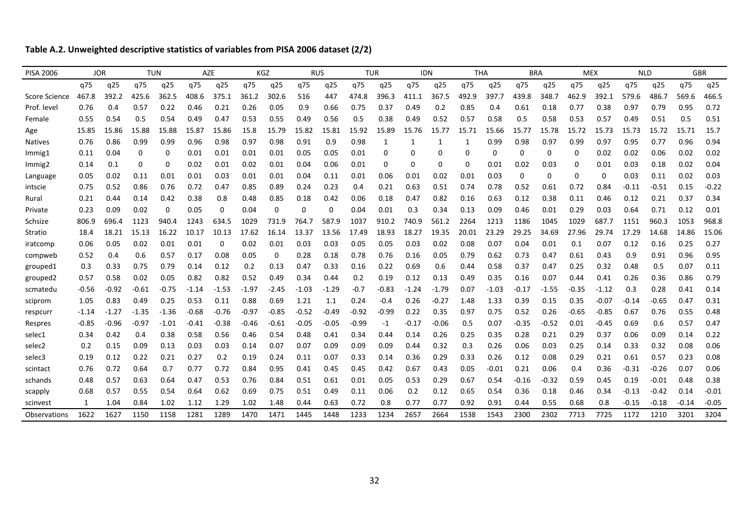**Table A.2. Unweighted descriptive statistics of variables from PISA 2006 dataset (2/2)**

| PISA 2006 | JOR | | TUN | | AZE | | KGZ | | RUS | | TUR | | IDN | | THA | | BRA | | MEX | | NLD | | GBR | |
|---|---|---|---|---|---|---|---|---|---|---|---|---|---|---|---|---|---|---|---|---|---|---|---|---|
| | q75 | q25 | q75 | q25 | q75 | q25 | q75 | q25 | q75 | q25 | q75 | q25 | q75 | q25 | q75 | q25 | q75 | q25 | q75 | q25 | q75 | q25 | q75 | q25 |
| Score Science | 467.8 | 392.2 | 425.6 | 362.5 | 408.6 | 375.1 | 361.2 | 302.6 | 516 | 447 | 474.8 | 396.3 | 411.1 | 367.5 | 492.9 | 397.7 | 439.8 | 348.7 | 462.9 | 392.1 | 579.6 | 486.7 | 569.6 | 466.5 |
| Prof. level | 0.76 | 0.4 | 0.57 | 0.22 | 0.46 | 0.21 | 0.26 | 0.05 | 0.9 | 0.66 | 0.75 | 0.37 | 0.49 | 0.2 | 0.85 | 0.4 | 0.61 | 0.18 | 0.77 | 0.38 | 0.97 | 0.79 | 0.95 | 0.72 |
| Female | 0.55 | 0.54 | 0.5 | 0.54 | 0.49 | 0.47 | 0.53 | 0.55 | 0.49 | 0.56 | 0.5 | 0.38 | 0.49 | 0.52 | 0.57 | 0.58 | 0.5 | 0.58 | 0.53 | 0.57 | 0.49 | 0.51 | 0.5 | 0.51 |
| Age | 15.85 | 15.86 | 15.88 | 15.88 | 15.87 | 15.86 | 15.8 | 15.79 | 15.82 | 15.81 | 15.92 | 15.89 | 15.76 | 15.77 | 15.71 | 15.66 | 15.77 | 15.78 | 15.72 | 15.73 | 15.73 | 15.72 | 15.71 | 15.7 |
| Natives | 0.76 | 0.86 | 0.99 | 0.99 | 0.96 | 0.98 | 0.97 | 0.98 | 0.91 | 0.9 | 0.98 | 1 | 1 | 1 | 1 | 0.99 | 0.98 | 0.97 | 0.99 | 0.97 | 0.95 | 0.77 | 0.96 | 0.94 |
| Immig1 | 0.11 | 0.04 | 0 | 0 | 0.01 | 0.01 | 0.01 | 0.01 | 0.05 | 0.05 | 0.01 | 0 | 0 | 0 | 0 | 0 | 0 | 0 | 0 | 0.02 | 0.02 | 0.06 | 0.02 | 0.02 |
| Immig2 | 0.14 | 0.1 | 0 | 0 | 0.02 | 0.01 | 0.02 | 0.01 | 0.04 | 0.06 | 0.01 | 0 | 0 | 0 | 0 | 0.01 | 0.02 | 0.03 | 0 | 0.01 | 0.03 | 0.18 | 0.02 | 0.04 |
| Language | 0.05 | 0.02 | 0.11 | 0.01 | 0.01 | 0.03 | 0.01 | 0.01 | 0.04 | 0.11 | 0.01 | 0.06 | 0.01 | 0.02 | 0.01 | 0.03 | 0 | 0 | 0 | 0 | 0.03 | 0.11 | 0.02 | 0.03 |
| intscie | 0.75 | 0.52 | 0.86 | 0.76 | 0.72 | 0.47 | 0.85 | 0.89 | 0.24 | 0.23 | 0.4 | 0.21 | 0.63 | 0.51 | 0.74 | 0.78 | 0.52 | 0.61 | 0.72 | 0.84 | -0.11 | -0.51 | 0.15 | -0.22 |
| Rural | 0.21 | 0.44 | 0.14 | 0.42 | 0.38 | 0.8 | 0.48 | 0.85 | 0.18 | 0.42 | 0.06 | 0.18 | 0.47 | 0.82 | 0.16 | 0.63 | 0.12 | 0.38 | 0.11 | 0.46 | 0.12 | 0.21 | 0.37 | 0.34 |
| Private | 0.23 | 0.09 | 0.02 | 0 | 0.05 | 0 | 0.04 | 0 | 0 | 0 | 0.04 | 0.01 | 0.3 | 0.34 | 0.13 | 0.09 | 0.46 | 0.01 | 0.29 | 0.03 | 0.64 | 0.71 | 0.12 | 0.01 |
| Schsize | 806.9 | 696.4 | 1123 | 940.4 | 1243 | 634.5 | 1029 | 731.9 | 764.7 | 587.9 | 1037 | 910.2 | 740.9 | 561.2 | 2264 | 1213 | 1186 | 1045 | 1029 | 687.7 | 1151 | 960.3 | 1053 | 968.8 |
| Stratio | 18.4 | 18.21 | 15.13 | 16.22 | 10.17 | 10.13 | 17.62 | 16.14 | 13.37 | 13.56 | 17.49 | 18.93 | 18.27 | 19.35 | 20.01 | 23.29 | 29.25 | 34.69 | 27.96 | 29.74 | 17.29 | 14.68 | 14.86 | 15.06 |
| iratcomp | 0.06 | 0.05 | 0.02 | 0.01 | 0.01 | 0 | 0.02 | 0.01 | 0.03 | 0.03 | 0.05 | 0.05 | 0.03 | 0.02 | 0.08 | 0.07 | 0.04 | 0.01 | 0.1 | 0.07 | 0.12 | 0.16 | 0.25 | 0.27 |
| compweb | 0.52 | 0.4 | 0.6 | 0.57 | 0.17 | 0.08 | 0.05 | 0 | 0.28 | 0.18 | 0.78 | 0.76 | 0.16 | 0.05 | 0.79 | 0.62 | 0.73 | 0.47 | 0.61 | 0.43 | 0.9 | 0.91 | 0.96 | 0.95 |
| grouped1 | 0.3 | 0.33 | 0.75 | 0.79 | 0.14 | 0.12 | 0.2 | 0.13 | 0.47 | 0.33 | 0.16 | 0.22 | 0.69 | 0.6 | 0.44 | 0.58 | 0.37 | 0.47 | 0.25 | 0.32 | 0.48 | 0.5 | 0.07 | 0.11 |
| grouped2 | 0.57 | 0.58 | 0.02 | 0.05 | 0.82 | 0.82 | 0.52 | 0.49 | 0.34 | 0.44 | 0.2 | 0.19 | 0.12 | 0.13 | 0.49 | 0.35 | 0.16 | 0.07 | 0.44 | 0.41 | 0.26 | 0.36 | 0.86 | 0.79 |
| scmatedu | -0.56 | -0.92 | -0.61 | -0.75 | -1.14 | -1.53 | -1.97 | -2.45 | -1.03 | -1.29 | -0.7 | -0.83 | -1.24 | -1.79 | 0.07 | -1.03 | -0.17 | -1.55 | -0.35 | -1.12 | 0.3 | 0.28 | 0.41 | 0.14 |
| sciprom | 1.05 | 0.83 | 0.49 | 0.25 | 0.53 | 0.11 | 0.88 | 0.69 | 1.21 | 1.1 | 0.24 | -0.4 | 0.26 | -0.27 | 1.48 | 1.33 | 0.39 | 0.15 | 0.35 | -0.07 | -0.14 | -0.65 | 0.47 | 0.31 |
| respcurr | -1.14 | -1.27 | -1.35 | -1.36 | -0.68 | -0.76 | -0.97 | -0.85 | -0.52 | -0.49 | -0.92 | -0.99 | 0.22 | 0.35 | 0.97 | 0.75 | 0.52 | 0.26 | -0.65 | -0.85 | 0.67 | 0.76 | 0.55 | 0.48 |
| Respres | -0.85 | -0.96 | -0.97 | -1.01 | -0.41 | -0.38 | -0.46 | -0.61 | -0.05 | -0.05 | -0.99 | -1 | -0.17 | -0.06 | 0.5 | 0.07 | -0.35 | -0.52 | 0.01 | -0.45 | 0.69 | 0.6 | 0.57 | 0.47 |
| selec1 | 0.34 | 0.42 | 0.4 | 0.38 | 0.58 | 0.56 | 0.46 | 0.54 | 0.48 | 0.41 | 0.34 | 0.44 | 0.14 | 0.26 | 0.25 | 0.35 | 0.28 | 0.21 | 0.29 | 0.37 | 0.06 | 0.09 | 0.14 | 0.22 |
| selec2 | 0.2 | 0.15 | 0.09 | 0.13 | 0.03 | 0.03 | 0.14 | 0.07 | 0.07 | 0.09 | 0.09 | 0.09 | 0.44 | 0.32 | 0.3 | 0.26 | 0.06 | 0.03 | 0.25 | 0.14 | 0.33 | 0.32 | 0.08 | 0.06 |
| selec3 | 0.19 | 0.12 | 0.22 | 0.21 | 0.27 | 0.2 | 0.19 | 0.24 | 0.11 | 0.07 | 0.33 | 0.14 | 0.36 | 0.29 | 0.33 | 0.26 | 0.12 | 0.08 | 0.29 | 0.21 | 0.61 | 0.57 | 0.23 | 0.08 |
| scintact | 0.76 | 0.72 | 0.64 | 0.7 | 0.77 | 0.72 | 0.84 | 0.95 | 0.41 | 0.45 | 0.45 | 0.42 | 0.67 | 0.43 | 0.05 | -0.01 | 0.21 | 0.06 | 0.4 | 0.36 | -0.31 | -0.26 | 0.07 | 0.06 |
| schands | 0.48 | 0.57 | 0.63 | 0.64 | 0.47 | 0.53 | 0.76 | 0.84 | 0.51 | 0.61 | 0.01 | 0.05 | 0.53 | 0.29 | 0.67 | 0.54 | -0.16 | -0.32 | 0.59 | 0.45 | 0.19 | -0.01 | 0.48 | 0.38 |
| scapply | 0.68 | 0.57 | 0.55 | 0.54 | 0.64 | 0.62 | 0.69 | 0.75 | 0.51 | 0.49 | 0.11 | 0.06 | 0.2 | 0.12 | 0.65 | 0.54 | 0.36 | 0.18 | 0.46 | 0.34 | -0.13 | -0.42 | 0.14 | -0.01 |
| scinvest | 1 | 1.04 | 0.84 | 1.02 | 1.12 | 1.29 | 1.02 | 1.48 | 0.44 | 0.63 | 0.72 | 0.8 | 0.77 | 0.77 | 0.92 | 0.91 | 0.44 | 0.55 | 0.68 | 0.8 | -0.15 | -0.18 | -0.14 | -0.05 |
| Observations | 1622 | 1627 | 1150 | 1158 | 1281 | 1289 | 1470 | 1471 | 1445 | 1448 | 1233 | 1234 | 2657 | 2664 | 1538 | 1543 | 2300 | 2302 | 7713 | 7725 | 1172 | 1210 | 3201 | 3204 |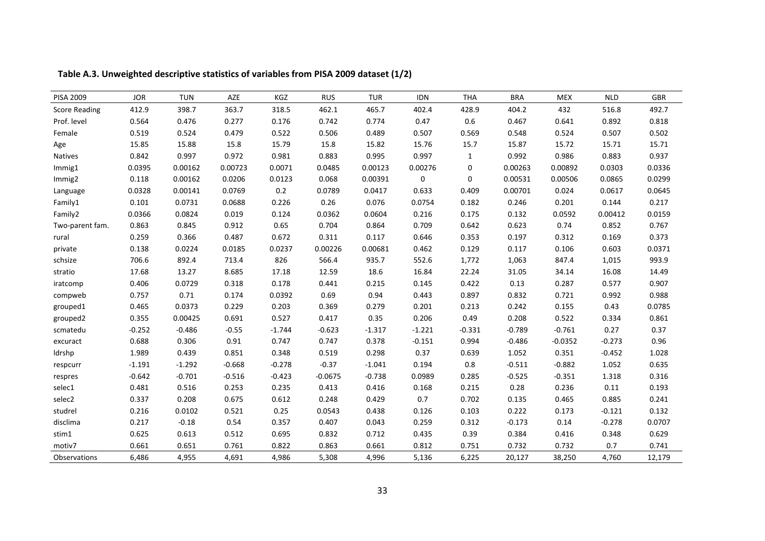**Table A.3. Unweighted descriptive statistics of variables from PISA 2009 dataset (1/2)**

| PISA 2009 | JOR | TUN | AZE | KGZ | RUS | TUR | IDN | THA | BRA | MEX | NLD | GBR |
|---|---|---|---|---|---|---|---|---|---|---|---|---|
| Score Reading | 412.9 | 398.7 | 363.7 | 318.5 | 462.1 | 465.7 | 402.4 | 428.9 | 404.2 | 432 | 516.8 | 492.7 |
| Prof. level | 0.564 | 0.476 | 0.277 | 0.176 | 0.742 | 0.774 | 0.47 | 0.6 | 0.467 | 0.641 | 0.892 | 0.818 |
| Female | 0.519 | 0.524 | 0.479 | 0.522 | 0.506 | 0.489 | 0.507 | 0.569 | 0.548 | 0.524 | 0.507 | 0.502 |
| Age | 15.85 | 15.88 | 15.8 | 15.79 | 15.8 | 15.82 | 15.76 | 15.7 | 15.87 | 15.72 | 15.71 | 15.71 |
| Natives | 0.842 | 0.997 | 0.972 | 0.981 | 0.883 | 0.995 | 0.997 | 1 | 0.992 | 0.986 | 0.883 | 0.937 |
| Immig1 | 0.0395 | 0.00162 | 0.00723 | 0.0071 | 0.0485 | 0.00123 | 0.00276 | 0 | 0.00263 | 0.00892 | 0.0303 | 0.0336 |
| Immig2 | 0.118 | 0.00162 | 0.0206 | 0.0123 | 0.068 | 0.00391 | 0 | 0 | 0.00531 | 0.00506 | 0.0865 | 0.0299 |
| Language | 0.0328 | 0.00141 | 0.0769 | 0.2 | 0.0789 | 0.0417 | 0.633 | 0.409 | 0.00701 | 0.024 | 0.0617 | 0.0645 |
| Family1 | 0.101 | 0.0731 | 0.0688 | 0.226 | 0.26 | 0.076 | 0.0754 | 0.182 | 0.246 | 0.201 | 0.144 | 0.217 |
| Family2 | 0.0366 | 0.0824 | 0.019 | 0.124 | 0.0362 | 0.0604 | 0.216 | 0.175 | 0.132 | 0.0592 | 0.00412 | 0.0159 |
| Two-parent fam. | 0.863 | 0.845 | 0.912 | 0.65 | 0.704 | 0.864 | 0.709 | 0.642 | 0.623 | 0.74 | 0.852 | 0.767 |
| rural | 0.259 | 0.366 | 0.487 | 0.672 | 0.311 | 0.117 | 0.646 | 0.353 | 0.197 | 0.312 | 0.169 | 0.373 |
| private | 0.138 | 0.0224 | 0.0185 | 0.0237 | 0.00226 | 0.00681 | 0.462 | 0.129 | 0.117 | 0.106 | 0.603 | 0.0371 |
| schsize | 706.6 | 892.4 | 713.4 | 826 | 566.4 | 935.7 | 552.6 | 1,772 | 1,063 | 847.4 | 1,015 | 993.9 |
| stratio | 17.68 | 13.27 | 8.685 | 17.18 | 12.59 | 18.6 | 16.84 | 22.24 | 31.05 | 34.14 | 16.08 | 14.49 |
| iratcomp | 0.406 | 0.0729 | 0.318 | 0.178 | 0.441 | 0.215 | 0.145 | 0.422 | 0.13 | 0.287 | 0.577 | 0.907 |
| compweb | 0.757 | 0.71 | 0.174 | 0.0392 | 0.69 | 0.94 | 0.443 | 0.897 | 0.832 | 0.721 | 0.992 | 0.988 |
| grouped1 | 0.465 | 0.0373 | 0.229 | 0.203 | 0.369 | 0.279 | 0.201 | 0.213 | 0.242 | 0.155 | 0.43 | 0.0785 |
| grouped2 | 0.355 | 0.00425 | 0.691 | 0.527 | 0.417 | 0.35 | 0.206 | 0.49 | 0.208 | 0.522 | 0.334 | 0.861 |
| scmatedu | -0.252 | -0.486 | -0.55 | -1.744 | -0.623 | -1.317 | -1.221 | -0.331 | -0.789 | -0.761 | 0.27 | 0.37 |
| excuract | 0.688 | 0.306 | 0.91 | 0.747 | 0.747 | 0.378 | -0.151 | 0.994 | -0.486 | -0.0352 | -0.273 | 0.96 |
| ldrshp | 1.989 | 0.439 | 0.851 | 0.348 | 0.519 | 0.298 | 0.37 | 0.639 | 1.052 | 0.351 | -0.452 | 1.028 |
| respcurr | -1.191 | -1.292 | -0.668 | -0.278 | -0.37 | -1.041 | 0.194 | 0.8 | -0.511 | -0.882 | 1.052 | 0.635 |
| respres | -0.642 | -0.701 | -0.516 | -0.423 | -0.0675 | -0.738 | 0.0989 | 0.285 | -0.525 | -0.351 | 1.318 | 0.316 |
| selec1 | 0.481 | 0.516 | 0.253 | 0.235 | 0.413 | 0.416 | 0.168 | 0.215 | 0.28 | 0.236 | 0.11 | 0.193 |
| selec2 | 0.337 | 0.208 | 0.675 | 0.612 | 0.248 | 0.429 | 0.7 | 0.702 | 0.135 | 0.465 | 0.885 | 0.241 |
| studrel | 0.216 | 0.0102 | 0.521 | 0.25 | 0.0543 | 0.438 | 0.126 | 0.103 | 0.222 | 0.173 | -0.121 | 0.132 |
| disclima | 0.217 | -0.18 | 0.54 | 0.357 | 0.407 | 0.043 | 0.259 | 0.312 | -0.173 | 0.14 | -0.278 | 0.0707 |
| stim1 | 0.625 | 0.613 | 0.512 | 0.695 | 0.832 | 0.712 | 0.435 | 0.39 | 0.384 | 0.416 | 0.348 | 0.629 |
| motiv7 | 0.661 | 0.651 | 0.761 | 0.822 | 0.863 | 0.661 | 0.812 | 0.751 | 0.732 | 0.732 | 0.7 | 0.741 |
| Observations | 6,486 | 4,955 | 4,691 | 4,986 | 5,308 | 4,996 | 5,136 | 6,225 | 20,127 | 38,250 | 4,760 | 12,179 |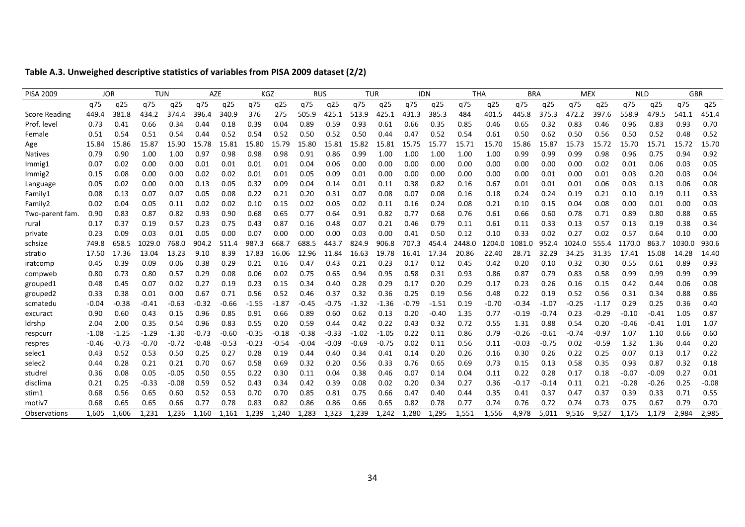**Table A.3. Unweighed descriptive statistics of variables from PISA 2009 dataset (2/2)**

| PISA 2009 | JOR | | TUN | | AZE | | KGZ | | RUS | | TUR | | IDN | | THA | | BRA | | MEX | | NLD | | GBR | |
|---|---|---|---|---|---|---|---|---|---|---|---|---|---|---|---|---|---|---|---|---|---|---|---|---|
| | q75 | q25 | q75 | q25 | q75 | q25 | q75 | q25 | q75 | q25 | q75 | q25 | q75 | q25 | q75 | q25 | q75 | q25 | q75 | q25 | q75 | q25 | q75 | q25 |
| Score Reading | 449.4 | 381.8 | 434.2 | 374.4 | 396.4 | 340.9 | 376 | 275 | 505.9 | 425.1 | 513.9 | 425.1 | 431.3 | 385.3 | 484 | 401.5 | 445.8 | 375.3 | 472.2 | 397.6 | 558.9 | 479.5 | 541.1 | 451.4 |
| Prof. level | 0.73 | 0.41 | 0.66 | 0.34 | 0.44 | 0.18 | 0.39 | 0.04 | 0.89 | 0.59 | 0.93 | 0.61 | 0.66 | 0.35 | 0.85 | 0.46 | 0.65 | 0.32 | 0.83 | 0.46 | 0.96 | 0.83 | 0.93 | 0.70 |
| Female | 0.51 | 0.54 | 0.51 | 0.54 | 0.44 | 0.52 | 0.54 | 0.52 | 0.50 | 0.52 | 0.50 | 0.44 | 0.47 | 0.52 | 0.54 | 0.61 | 0.50 | 0.62 | 0.50 | 0.56 | 0.50 | 0.52 | 0.48 | 0.52 |
| Age | 15.84 | 15.86 | 15.87 | 15.90 | 15.78 | 15.81 | 15.80 | 15.79 | 15.80 | 15.81 | 15.82 | 15.81 | 15.75 | 15.77 | 15.71 | 15.70 | 15.86 | 15.87 | 15.73 | 15.72 | 15.70 | 15.71 | 15.72 | 15.70 |
| Natives | 0.79 | 0.90 | 1.00 | 1.00 | 0.97 | 0.98 | 0.98 | 0.98 | 0.91 | 0.86 | 0.99 | 1.00 | 1.00 | 1.00 | 1.00 | 1.00 | 0.99 | 0.99 | 0.99 | 0.98 | 0.96 | 0.75 | 0.94 | 0.92 |
| Immig1 | 0.07 | 0.02 | 0.00 | 0.00 | 0.01 | 0.01 | 0.01 | 0.01 | 0.04 | 0.06 | 0.00 | 0.00 | 0.00 | 0.00 | 0.00 | 0.00 | 0.00 | 0.00 | 0.00 | 0.02 | 0.01 | 0.06 | 0.03 | 0.05 |
| Immig2 | 0.15 | 0.08 | 0.00 | 0.00 | 0.02 | 0.02 | 0.01 | 0.01 | 0.05 | 0.09 | 0.01 | 0.00 | 0.00 | 0.00 | 0.00 | 0.00 | 0.00 | 0.01 | 0.00 | 0.01 | 0.03 | 0.20 | 0.03 | 0.04 |
| Language | 0.05 | 0.02 | 0.00 | 0.00 | 0.13 | 0.05 | 0.32 | 0.09 | 0.04 | 0.14 | 0.01 | 0.11 | 0.38 | 0.82 | 0.16 | 0.67 | 0.01 | 0.01 | 0.01 | 0.06 | 0.03 | 0.13 | 0.06 | 0.08 |
| Family1 | 0.08 | 0.13 | 0.07 | 0.07 | 0.05 | 0.08 | 0.22 | 0.21 | 0.20 | 0.31 | 0.07 | 0.08 | 0.07 | 0.08 | 0.16 | 0.18 | 0.24 | 0.24 | 0.19 | 0.21 | 0.10 | 0.19 | 0.11 | 0.33 |
| Family2 | 0.02 | 0.04 | 0.05 | 0.11 | 0.02 | 0.02 | 0.10 | 0.15 | 0.02 | 0.05 | 0.02 | 0.11 | 0.16 | 0.24 | 0.08 | 0.21 | 0.10 | 0.15 | 0.04 | 0.08 | 0.00 | 0.01 | 0.00 | 0.03 |
| Two-parent fam. | 0.90 | 0.83 | 0.87 | 0.82 | 0.93 | 0.90 | 0.68 | 0.65 | 0.77 | 0.64 | 0.91 | 0.82 | 0.77 | 0.68 | 0.76 | 0.61 | 0.66 | 0.60 | 0.78 | 0.71 | 0.89 | 0.80 | 0.88 | 0.65 |
| rural | 0.17 | 0.37 | 0.19 | 0.57 | 0.23 | 0.75 | 0.43 | 0.87 | 0.16 | 0.48 | 0.07 | 0.21 | 0.46 | 0.79 | 0.11 | 0.61 | 0.11 | 0.33 | 0.13 | 0.57 | 0.13 | 0.19 | 0.38 | 0.34 |
| private | 0.23 | 0.09 | 0.03 | 0.01 | 0.05 | 0.00 | 0.07 | 0.00 | 0.00 | 0.00 | 0.03 | 0.00 | 0.41 | 0.50 | 0.12 | 0.10 | 0.33 | 0.02 | 0.27 | 0.02 | 0.57 | 0.64 | 0.10 | 0.00 |
| schsize | 749.8 | 658.5 | 1029.0 | 768.0 | 904.2 | 511.4 | 987.3 | 668.7 | 688.5 | 443.7 | 824.9 | 906.8 | 707.3 | 454.4 | 2448.0 | 1204.0 | 1081.0 | 952.4 | 1024.0 | 555.4 | 1170.0 | 863.7 | 1030.0 | 930.6 |
| stratio | 17.50 | 17.36 | 13.04 | 13.23 | 9.10 | 8.39 | 17.83 | 16.06 | 12.96 | 11.84 | 16.63 | 19.78 | 16.41 | 17.34 | 20.86 | 22.40 | 28.71 | 32.29 | 34.25 | 31.35 | 17.41 | 15.08 | 14.28 | 14.40 |
| iratcomp | 0.45 | 0.39 | 0.09 | 0.06 | 0.38 | 0.29 | 0.21 | 0.16 | 0.47 | 0.43 | 0.21 | 0.23 | 0.17 | 0.12 | 0.45 | 0.42 | 0.20 | 0.10 | 0.32 | 0.30 | 0.55 | 0.61 | 0.89 | 0.93 |
| compweb | 0.80 | 0.73 | 0.80 | 0.57 | 0.29 | 0.08 | 0.06 | 0.02 | 0.75 | 0.65 | 0.94 | 0.95 | 0.58 | 0.31 | 0.93 | 0.86 | 0.87 | 0.79 | 0.83 | 0.58 | 0.99 | 0.99 | 0.99 | 0.99 |
| grouped1 | 0.48 | 0.45 | 0.07 | 0.02 | 0.27 | 0.19 | 0.23 | 0.15 | 0.34 | 0.40 | 0.28 | 0.29 | 0.17 | 0.20 | 0.29 | 0.17 | 0.23 | 0.26 | 0.16 | 0.15 | 0.42 | 0.44 | 0.06 | 0.08 |
| grouped2 | 0.33 | 0.38 | 0.01 | 0.00 | 0.67 | 0.71 | 0.56 | 0.52 | 0.46 | 0.37 | 0.32 | 0.36 | 0.25 | 0.19 | 0.56 | 0.48 | 0.22 | 0.19 | 0.52 | 0.56 | 0.31 | 0.34 | 0.88 | 0.86 |
| scmatedu | -0.04 | -0.38 | -0.41 | -0.63 | -0.32 | -0.66 | -1.55 | -1.87 | -0.45 | -0.75 | -1.32 | -1.36 | -0.79 | -1.51 | 0.19 | -0.70 | -0.34 | -1.07 | -0.25 | -1.17 | 0.29 | 0.25 | 0.36 | 0.40 |
| excuract | 0.90 | 0.60 | 0.43 | 0.15 | 0.96 | 0.85 | 0.91 | 0.66 | 0.89 | 0.60 | 0.62 | 0.13 | 0.20 | -0.40 | 1.35 | 0.77 | -0.19 | -0.74 | 0.23 | -0.29 | -0.10 | -0.41 | 1.05 | 0.87 |
| ldrshp | 2.04 | 2.00 | 0.35 | 0.54 | 0.96 | 0.83 | 0.55 | 0.20 | 0.59 | 0.44 | 0.42 | 0.22 | 0.43 | 0.32 | 0.72 | 0.55 | 1.31 | 0.88 | 0.54 | 0.20 | -0.46 | -0.41 | 1.01 | 1.07 |
| respcurr | -1.08 | -1.25 | -1.29 | -1.30 | -0.73 | -0.60 | -0.35 | -0.18 | -0.38 | -0.33 | -1.02 | -1.05 | 0.22 | 0.11 | 0.86 | 0.79 | -0.26 | -0.61 | -0.74 | -0.97 | 1.07 | 1.10 | 0.66 | 0.60 |
| respres | -0.46 | -0.73 | -0.70 | -0.72 | -0.48 | -0.53 | -0.23 | -0.54 | -0.04 | -0.09 | -0.69 | -0.75 | 0.02 | 0.11 | 0.56 | 0.11 | -0.03 | -0.75 | 0.02 | -0.59 | 1.32 | 1.36 | 0.44 | 0.20 |
| selec1 | 0.43 | 0.52 | 0.53 | 0.50 | 0.25 | 0.27 | 0.28 | 0.19 | 0.44 | 0.40 | 0.34 | 0.41 | 0.14 | 0.20 | 0.26 | 0.16 | 0.30 | 0.26 | 0.22 | 0.25 | 0.07 | 0.13 | 0.17 | 0.22 |
| selec2 | 0.44 | 0.28 | 0.21 | 0.21 | 0.70 | 0.67 | 0.58 | 0.69 | 0.32 | 0.20 | 0.56 | 0.33 | 0.76 | 0.65 | 0.69 | 0.73 | 0.15 | 0.13 | 0.58 | 0.35 | 0.93 | 0.87 | 0.32 | 0.18 |
| studrel | 0.36 | 0.08 | 0.05 | -0.05 | 0.50 | 0.55 | 0.22 | 0.30 | 0.11 | 0.04 | 0.38 | 0.46 | 0.07 | 0.14 | 0.04 | 0.11 | 0.22 | 0.28 | 0.17 | 0.18 | -0.07 | -0.09 | 0.27 | 0.01 |
| disclima | 0.21 | 0.25 | -0.33 | -0.08 | 0.59 | 0.52 | 0.43 | 0.34 | 0.42 | 0.39 | 0.08 | 0.02 | 0.20 | 0.34 | 0.27 | 0.36 | -0.17 | -0.14 | 0.11 | 0.21 | -0.28 | -0.26 | 0.25 | -0.08 |
| stim1 | 0.68 | 0.56 | 0.65 | 0.60 | 0.52 | 0.53 | 0.70 | 0.70 | 0.85 | 0.81 | 0.75 | 0.66 | 0.47 | 0.40 | 0.44 | 0.35 | 0.41 | 0.37 | 0.47 | 0.37 | 0.39 | 0.33 | 0.71 | 0.55 |
| motiv7 | 0.68 | 0.65 | 0.65 | 0.66 | 0.77 | 0.78 | 0.83 | 0.82 | 0.86 | 0.86 | 0.66 | 0.65 | 0.82 | 0.78 | 0.77 | 0.74 | 0.76 | 0.72 | 0.74 | 0.73 | 0.75 | 0.67 | 0.79 | 0.70 |
| Observations | 1,605 | 1,606 | 1,231 | 1,236 | 1,160 | 1,161 | 1,239 | 1,240 | 1,283 | 1,323 | 1,239 | 1,242 | 1,280 | 1,295 | 1,551 | 1,556 | 4,978 | 5,011 | 9,516 | 9,527 | 1,175 | 1,179 | 2,984 | 2,985 |